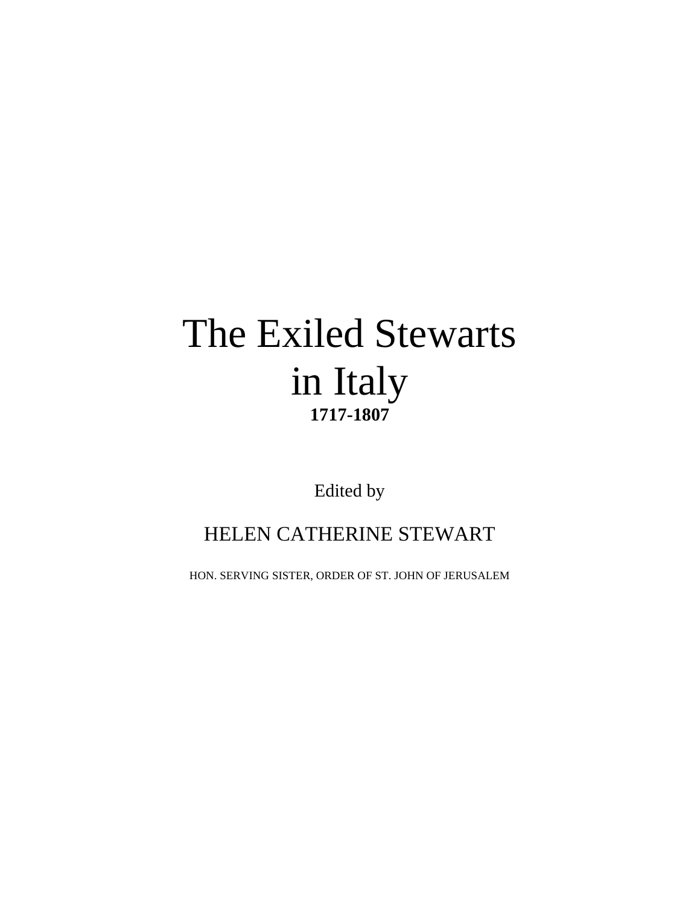# The Exiled Stewarts in Italy

**1717-1807**

Edited by

HELEN CATHERINE STEWART

HON. SERVING SISTER, ORDER OF ST. JOHN OF JERUSALEM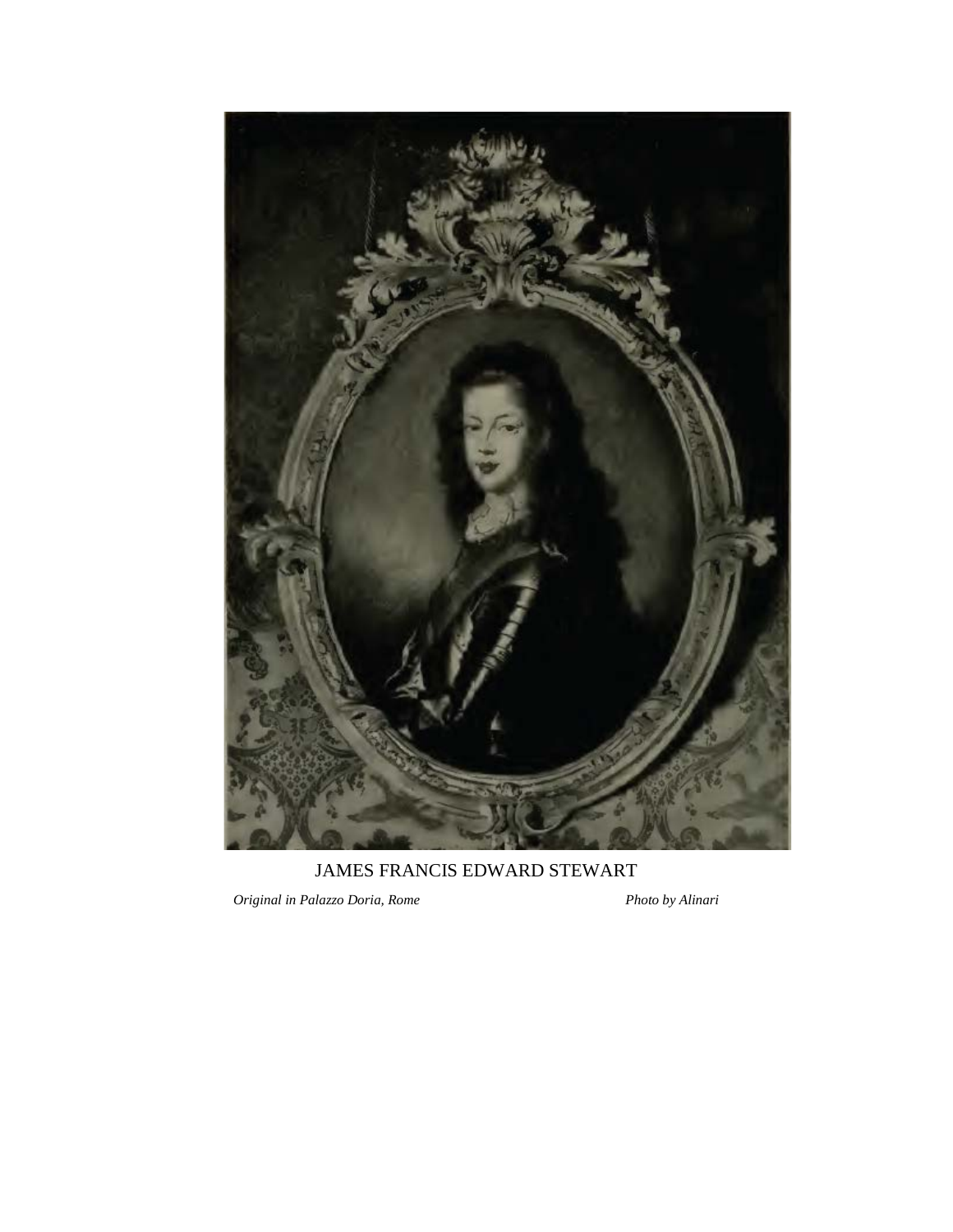JAMES FRANCIS EDWARD STEWART

*Original in Palazzo Doria, Rome* *Photo by Alinari*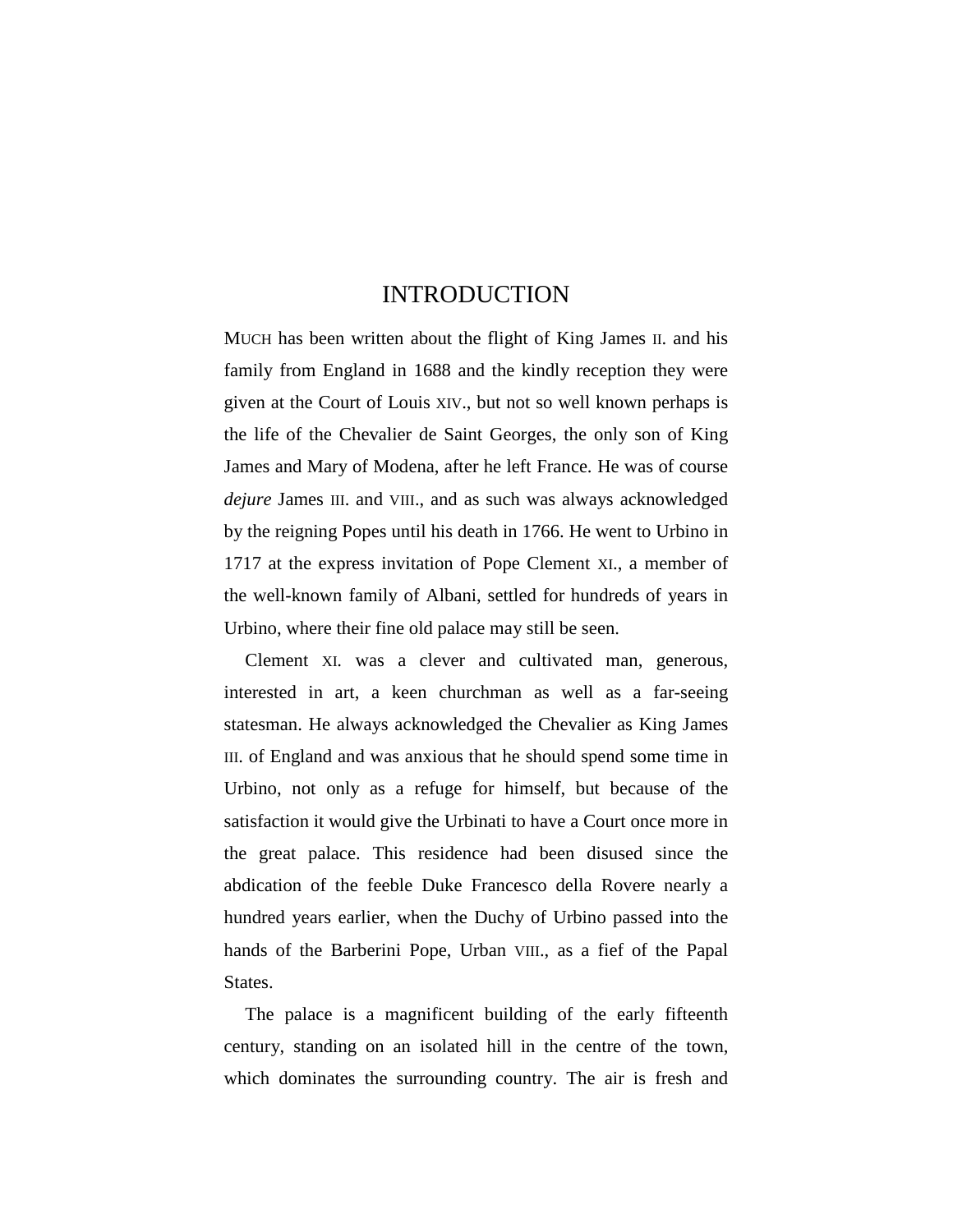# INTRODUCTION

MUCH has been written about the flight of King James II. and his family from England in 1688 and the kindly reception they were given at the Court of Louis XIV., but not so well known perhaps is the life of the Chevalier de Saint Georges, the only son of King James and Mary of Modena, after he left France. He was of course *dejure* James III. and VIII., and as such was always acknowledged by the reigning Popes until his death in 1766. He went to Urbino in 1717 at the express invitation of Pope Clement XI., a member of the well-known family of Albani, settled for hundreds of years in Urbino, where their fine old palace may still be seen.

Clement XI. was a clever and cultivated man, generous, interested in art, a keen churchman as well as a far-seeing statesman. He always acknowledged the Chevalier as King James III. of England and was anxious that he should spend some time in Urbino, not only as a refuge for himself, but because of the satisfaction it would give the Urbinati to have a Court once more in the great palace. This residence had been disused since the abdication of the feeble Duke Francesco della Rovere nearly a hundred years earlier, when the Duchy of Urbino passed into the hands of the Barberini Pope, Urban VIII., as a fief of the Papal States.

The palace is a magnificent building of the early fifteenth century, standing on an isolated hill in the centre of the town, which dominates the surrounding country. The air is fresh and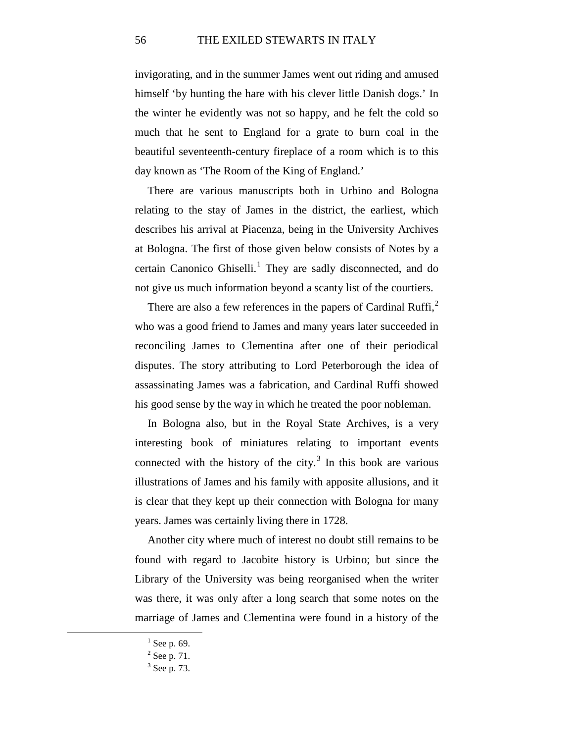invigorating, and in the summer James went out riding and amused himself 'by hunting the hare with his clever little Danish dogs.' In the winter he evidently was not so happy, and he felt the cold so much that he sent to England for a grate to burn coal in the beautiful seventeenth-century fireplace of a room which is to this day known as 'The Room of the King of England.'

There are various manuscripts both in Urbino and Bologna relating to the stay of James in the district, the earliest, which describes his arrival at Piacenza, being in the University Archives at Bologna. The first of those given below consists of Notes by a certain Canonico Ghiselli.[1] They are sadly disconnected, and do not give us much information beyond a scanty list of the courtiers.

There are also a few references in the papers of Cardinal Ruffi,[2] who was a good friend to James and many years later succeeded in reconciling James to Clementina after one of their periodical disputes. The story attributing to Lord Peterborough the idea of assassinating James was a fabrication, and Cardinal Ruffi showed his good sense by the way in which he treated the poor nobleman.

In Bologna also, but in the Royal State Archives, is a very interesting book of miniatures relating to important events connected with the history of the city.[3] In this book are various illustrations of James and his family with apposite allusions, and it is clear that they kept up their connection with Bologna for many years. James was certainly living there in 1728.

Another city where much of interest no doubt still remains to be found with regard to Jacobite history is Urbino; but since the Library of the University was being reorganised when the writer was there, it was only after a long search that some notes on the marriage of James and Clementina were found in a history of the

---

[1] See p. 69.

[2] See p. 71.

[3] See p. 73.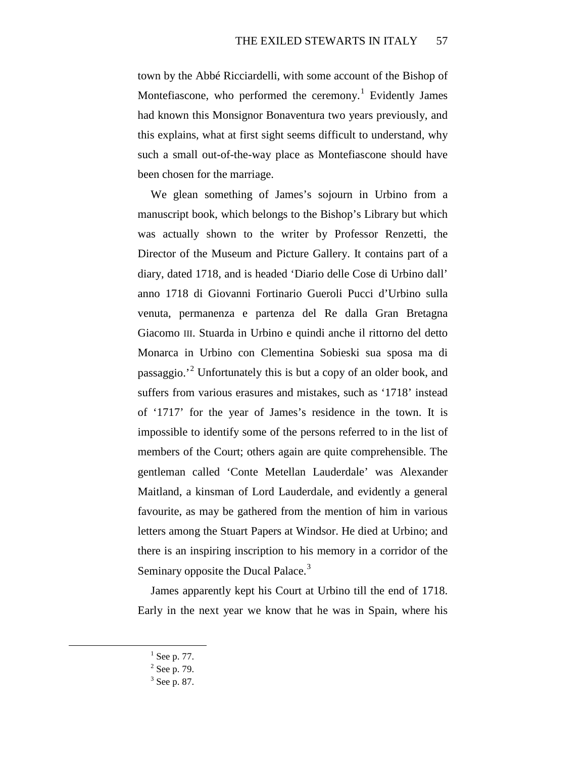town by the Abbé Ricciardelli, with some account of the Bishop of Montefiascone, who performed the ceremony.[1] Evidently James had known this Monsignor Bonaventura two years previously, and this explains, what at first sight seems difficult to understand, why such a small out-of-the-way place as Montefiascone should have been chosen for the marriage.

We glean something of James's sojourn in Urbino from a manuscript book, which belongs to the Bishop's Library but which was actually shown to the writer by Professor Renzetti, the Director of the Museum and Picture Gallery. It contains part of a diary, dated 1718, and is headed 'Diario delle Cose di Urbino dall' anno 1718 di Giovanni Fortinario Gueroli Pucci d'Urbino sulla venuta, permanenza e partenza del Re dalla Gran Bretagna Giacomo III. Stuarda in Urbino e quindi anche il rittorno del detto Monarca in Urbino con Clementina Sobieski sua sposa ma di passaggio.'[2] Unfortunately this is but a copy of an older book, and suffers from various erasures and mistakes, such as '1718' instead of '1717' for the year of James's residence in the town. It is impossible to identify some of the persons referred to in the list of members of the Court; others again are quite comprehensible. The gentleman called 'Conte Metellan Lauderdale' was Alexander Maitland, a kinsman of Lord Lauderdale, and evidently a general favourite, as may be gathered from the mention of him in various letters among the Stuart Papers at Windsor. He died at Urbino; and there is an inspiring inscription to his memory in a corridor of the Seminary opposite the Ducal Palace.[3]

James apparently kept his Court at Urbino till the end of 1718. Early in the next year we know that he was in Spain, where his

---

[1] See p. 77.

[2] See p. 79.

[3] See p. 87.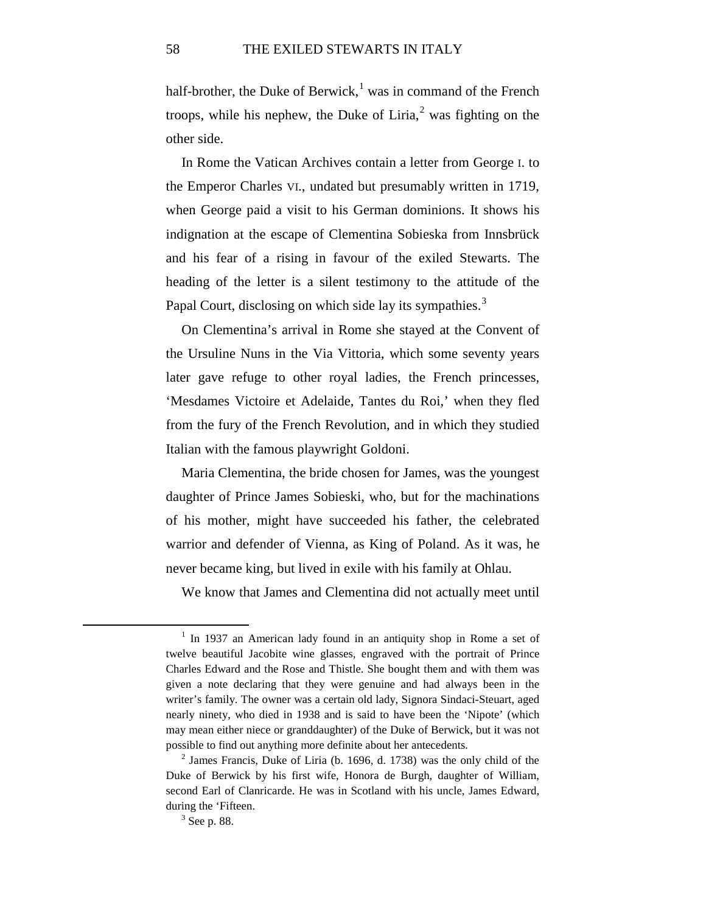half-brother, the Duke of Berwick,[1] was in command of the French troops, while his nephew, the Duke of Liria,[2] was fighting on the other side.

In Rome the Vatican Archives contain a letter from George I. to the Emperor Charles VI., undated but presumably written in 1719, when George paid a visit to his German dominions. It shows his indignation at the escape of Clementina Sobieska from Innsbrück and his fear of a rising in favour of the exiled Stewarts. The heading of the letter is a silent testimony to the attitude of the Papal Court, disclosing on which side lay its sympathies.[3]

On Clementina's arrival in Rome she stayed at the Convent of the Ursuline Nuns in the Via Vittoria, which some seventy years later gave refuge to other royal ladies, the French princesses, 'Mesdames Victoire et Adelaide, Tantes du Roi,' when they fled from the fury of the French Revolution, and in which they studied Italian with the famous playwright Goldoni.

Maria Clementina, the bride chosen for James, was the youngest daughter of Prince James Sobieski, who, but for the machinations of his mother, might have succeeded his father, the celebrated warrior and defender of Vienna, as King of Poland. As it was, he never became king, but lived in exile with his family at Ohlau.

We know that James and Clementina did not actually meet until

---

[1] In 1937 an American lady found in an antiquity shop in Rome a set of twelve beautiful Jacobite wine glasses, engraved with the portrait of Prince Charles Edward and the Rose and Thistle. She bought them and with them was given a note declaring that they were genuine and had always been in the writer's family. The owner was a certain old lady, Signora Sindaci-Steuart, aged nearly ninety, who died in 1938 and is said to have been the 'Nipote' (which may mean either niece or granddaughter) of the Duke of Berwick, but it was not possible to find out anything more definite about her antecedents.

[2] James Francis, Duke of Liria (b. 1696, d. 1738) was the only child of the Duke of Berwick by his first wife, Honora de Burgh, daughter of William, second Earl of Clanricarde. He was in Scotland with his uncle, James Edward, during the 'Fifteen.

[3] See p. 88.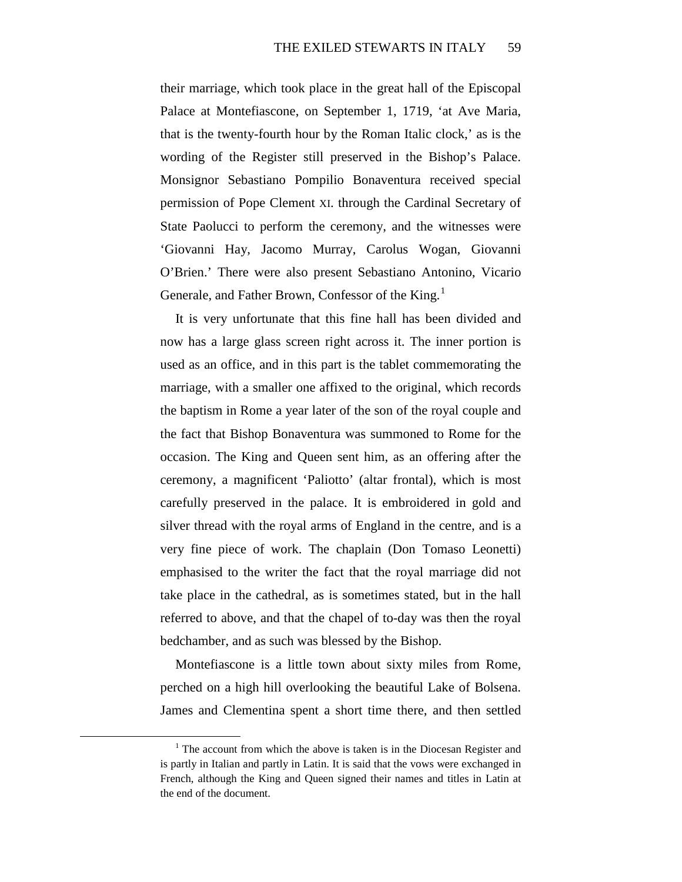their marriage, which took place in the great hall of the Episcopal Palace at Montefiascone, on September 1, 1719, 'at Ave Maria, that is the twenty-fourth hour by the Roman Italic clock,' as is the wording of the Register still preserved in the Bishop's Palace. Monsignor Sebastiano Pompilio Bonaventura received special permission of Pope Clement XI. through the Cardinal Secretary of State Paolucci to perform the ceremony, and the witnesses were 'Giovanni Hay, Jacomo Murray, Carolus Wogan, Giovanni O'Brien.' There were also present Sebastiano Antonino, Vicario Generale, and Father Brown, Confessor of the King.[1]

It is very unfortunate that this fine hall has been divided and now has a large glass screen right across it. The inner portion is used as an office, and in this part is the tablet commemorating the marriage, with a smaller one affixed to the original, which records the baptism in Rome a year later of the son of the royal couple and the fact that Bishop Bonaventura was summoned to Rome for the occasion. The King and Queen sent him, as an offering after the ceremony, a magnificent 'Paliotto' (altar frontal), which is most carefully preserved in the palace. It is embroidered in gold and silver thread with the royal arms of England in the centre, and is a very fine piece of work. The chaplain (Don Tomaso Leonetti) emphasised to the writer the fact that the royal marriage did not take place in the cathedral, as is sometimes stated, but in the hall referred to above, and that the chapel of to-day was then the royal bedchamber, and as such was blessed by the Bishop.

Montefiascone is a little town about sixty miles from Rome, perched on a high hill overlooking the beautiful Lake of Bolsena. James and Clementina spent a short time there, and then settled

[1] The account from which the above is taken is in the Diocesan Register and is partly in Italian and partly in Latin. It is said that the vows were exchanged in French, although the King and Queen signed their names and titles in Latin at the end of the document.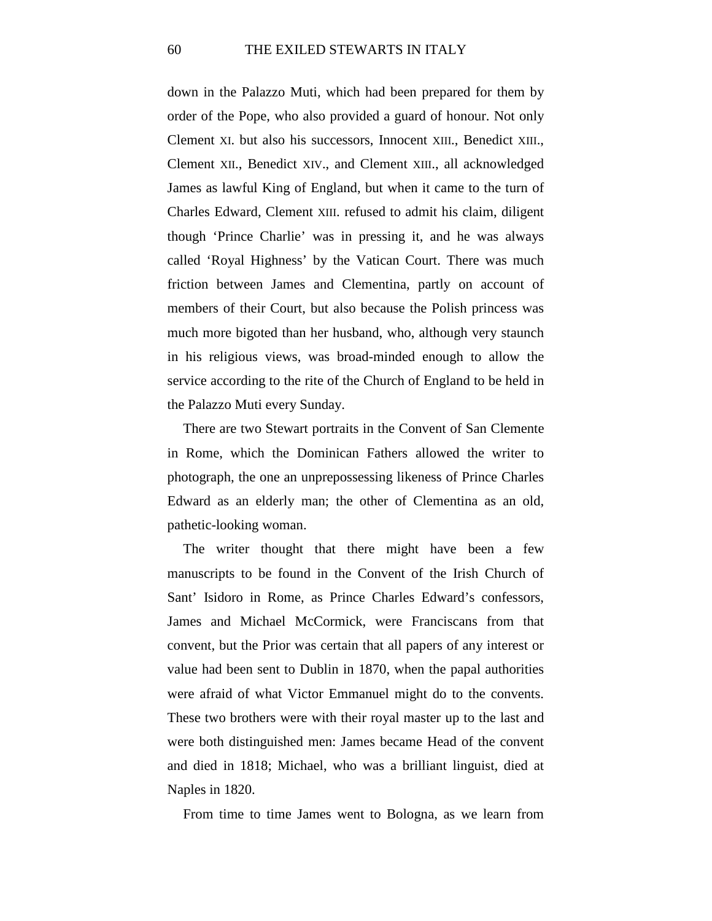down in the Palazzo Muti, which had been prepared for them by order of the Pope, who also provided a guard of honour. Not only Clement XI. but also his successors, Innocent XIII., Benedict XIII., Clement XII., Benedict XIV., and Clement XIII., all acknowledged James as lawful King of England, but when it came to the turn of Charles Edward, Clement XIII. refused to admit his claim, diligent though 'Prince Charlie' was in pressing it, and he was always called 'Royal Highness' by the Vatican Court. There was much friction between James and Clementina, partly on account of members of their Court, but also because the Polish princess was much more bigoted than her husband, who, although very staunch in his religious views, was broad-minded enough to allow the service according to the rite of the Church of England to be held in the Palazzo Muti every Sunday.

There are two Stewart portraits in the Convent of San Clemente in Rome, which the Dominican Fathers allowed the writer to photograph, the one an unprepossessing likeness of Prince Charles Edward as an elderly man; the other of Clementina as an old, pathetic-looking woman.

The writer thought that there might have been a few manuscripts to be found in the Convent of the Irish Church of Sant' Isidoro in Rome, as Prince Charles Edward's confessors, James and Michael McCormick, were Franciscans from that convent, but the Prior was certain that all papers of any interest or value had been sent to Dublin in 1870, when the papal authorities were afraid of what Victor Emmanuel might do to the convents. These two brothers were with their royal master up to the last and were both distinguished men: James became Head of the convent and died in 1818; Michael, who was a brilliant linguist, died at Naples in 1820.

From time to time James went to Bologna, as we learn from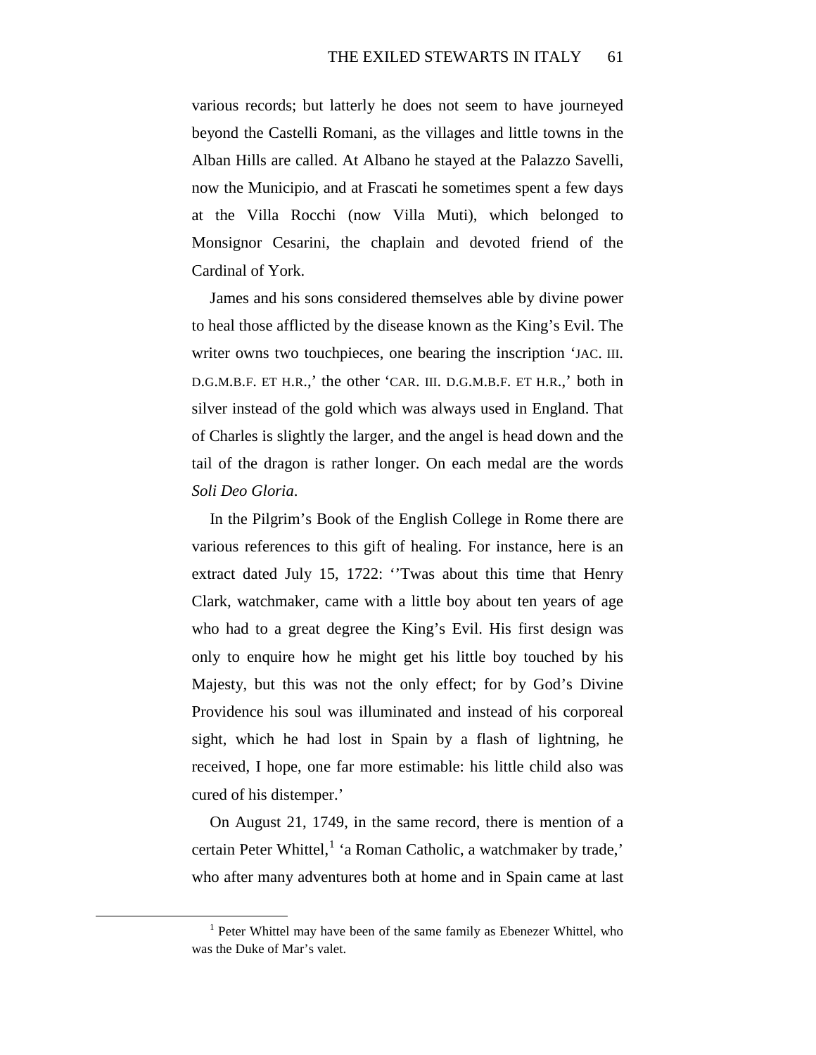various records; but latterly he does not seem to have journeyed beyond the Castelli Romani, as the villages and little towns in the Alban Hills are called. At Albano he stayed at the Palazzo Savelli, now the Municipio, and at Frascati he sometimes spent a few days at the Villa Rocchi (now Villa Muti), which belonged to Monsignor Cesarini, the chaplain and devoted friend of the Cardinal of York.

James and his sons considered themselves able by divine power to heal those afflicted by the disease known as the King's Evil. The writer owns two touchpieces, one bearing the inscription 'JAC. III. D.G.M.B.F. ET H.R.,' the other 'CAR. III. D.G.M.B.F. ET H.R.,' both in silver instead of the gold which was always used in England. That of Charles is slightly the larger, and the angel is head down and the tail of the dragon is rather longer. On each medal are the words *Soli Deo Gloria*.

In the Pilgrim's Book of the English College in Rome there are various references to this gift of healing. For instance, here is an extract dated July 15, 1722: ''Twas about this time that Henry Clark, watchmaker, came with a little boy about ten years of age who had to a great degree the King's Evil. His first design was only to enquire how he might get his little boy touched by his Majesty, but this was not the only effect; for by God's Divine Providence his soul was illuminated and instead of his corporeal sight, which he had lost in Spain by a flash of lightning, he received, I hope, one far more estimable: his little child also was cured of his distemper.'

On August 21, 1749, in the same record, there is mention of a certain Peter Whittel,[1] 'a Roman Catholic, a watchmaker by trade,' who after many adventures both at home and in Spain came at last

[1] Peter Whittel may have been of the same family as Ebenezer Whittel, who was the Duke of Mar's valet.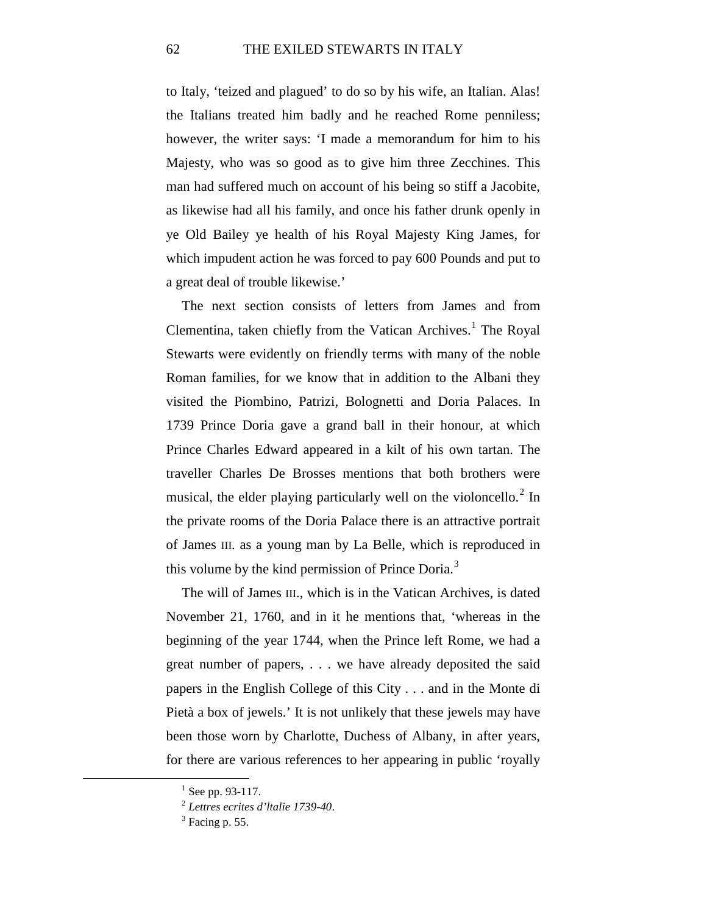to Italy, 'teized and plagued' to do so by his wife, an Italian. Alas! the Italians treated him badly and he reached Rome penniless; however, the writer says: 'I made a memorandum for him to his Majesty, who was so good as to give him three Zecchines. This man had suffered much on account of his being so stiff a Jacobite, as likewise had all his family, and once his father drunk openly in ye Old Bailey ye health of his Royal Majesty King James, for which impudent action he was forced to pay 600 Pounds and put to a great deal of trouble likewise.'

The next section consists of letters from James and from Clementina, taken chiefly from the Vatican Archives.[1] The Royal Stewarts were evidently on friendly terms with many of the noble Roman families, for we know that in addition to the Albani they visited the Piombino, Patrizi, Bolognetti and Doria Palaces. In 1739 Prince Doria gave a grand ball in their honour, at which Prince Charles Edward appeared in a kilt of his own tartan. The traveller Charles De Brosses mentions that both brothers were musical, the elder playing particularly well on the violoncello.[2] In the private rooms of the Doria Palace there is an attractive portrait of James III. as a young man by La Belle, which is reproduced in this volume by the kind permission of Prince Doria.[3]

The will of James III., which is in the Vatican Archives, is dated November 21, 1760, and in it he mentions that, 'whereas in the beginning of the year 1744, when the Prince left Rome, we had a great number of papers, . . . we have already deposited the said papers in the English College of this City . . . and in the Monte di Pietà a box of jewels.' It is not unlikely that these jewels may have been those worn by Charlotte, Duchess of Albany, in after years, for there are various references to her appearing in public 'royally

[1] See pp. 93-117.

[2] *Lettres ecrites d'ltalie 1739-40*.

[3] Facing p. 55.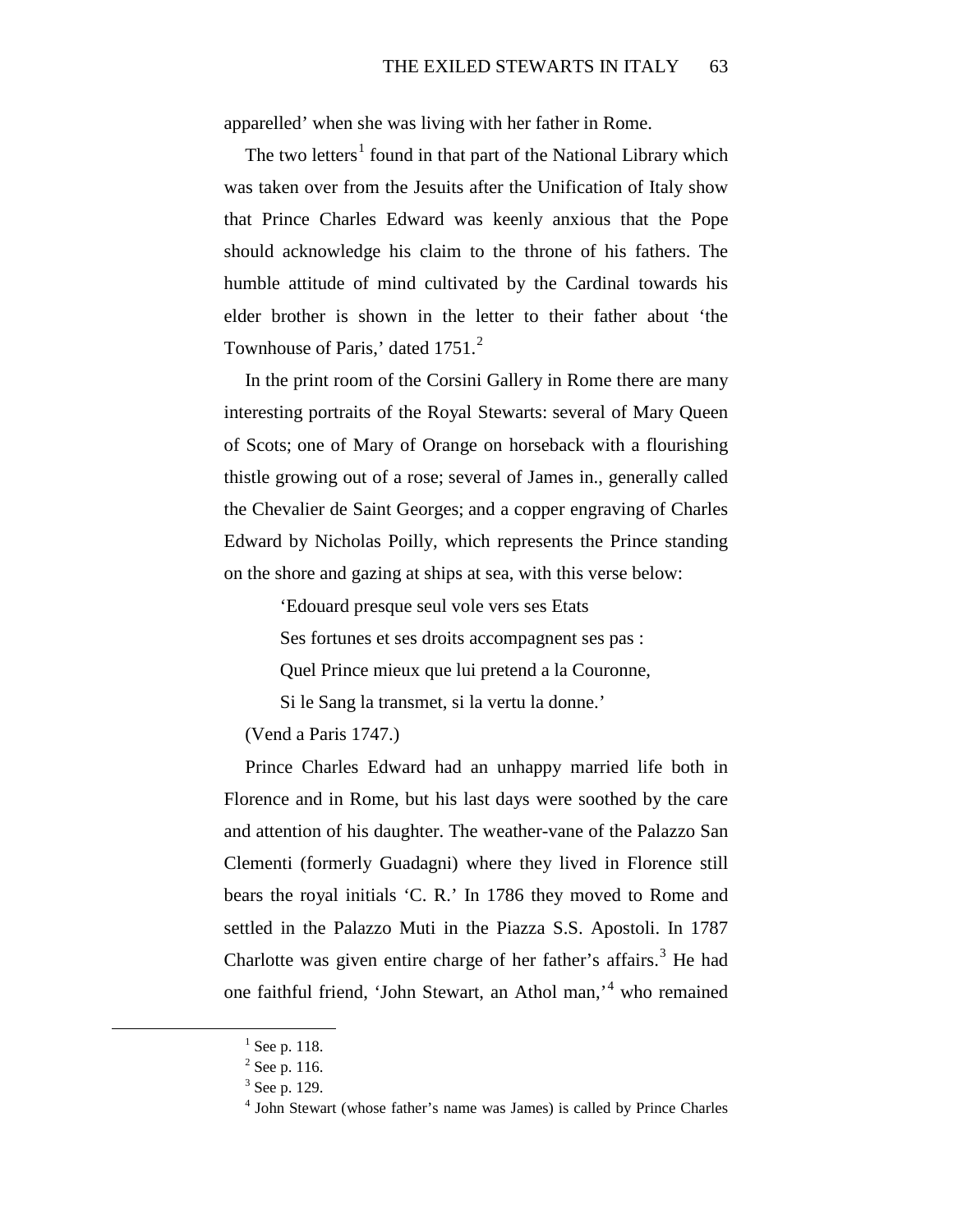apparelled' when she was living with her father in Rome.

The two letters[1] found in that part of the National Library which was taken over from the Jesuits after the Unification of Italy show that Prince Charles Edward was keenly anxious that the Pope should acknowledge his claim to the throne of his fathers. The humble attitude of mind cultivated by the Cardinal towards his elder brother is shown in the letter to their father about 'the Townhouse of Paris,' dated 1751.[2]

In the print room of the Corsini Gallery in Rome there are many interesting portraits of the Royal Stewarts: several of Mary Queen of Scots; one of Mary of Orange on horseback with a flourishing thistle growing out of a rose; several of James in., generally called the Chevalier de Saint Georges; and a copper engraving of Charles Edward by Nicholas Poilly, which represents the Prince standing on the shore and gazing at ships at sea, with this verse below:

> 'Edouard presque seul vole vers ses Etats
>
> Ses fortunes et ses droits accompagnent ses pas :
>
> Quel Prince mieux que lui pretend a la Couronne,
>
> Si le Sang la transmet, si la vertu la donne.'

(Vend a Paris 1747.)

Prince Charles Edward had an unhappy married life both in Florence and in Rome, but his last days were soothed by the care and attention of his daughter. The weather-vane of the Palazzo San Clementi (formerly Guadagni) where they lived in Florence still bears the royal initials 'C. R.' In 1786 they moved to Rome and settled in the Palazzo Muti in the Piazza S.S. Apostoli. In 1787 Charlotte was given entire charge of her father's affairs.[3] He had one faithful friend, 'John Stewart, an Athol man,'[4] who remained

---

[1] See p. 118.

[2] See p. 116.

[3] See p. 129.

[4] John Stewart (whose father's name was James) is called by Prince Charles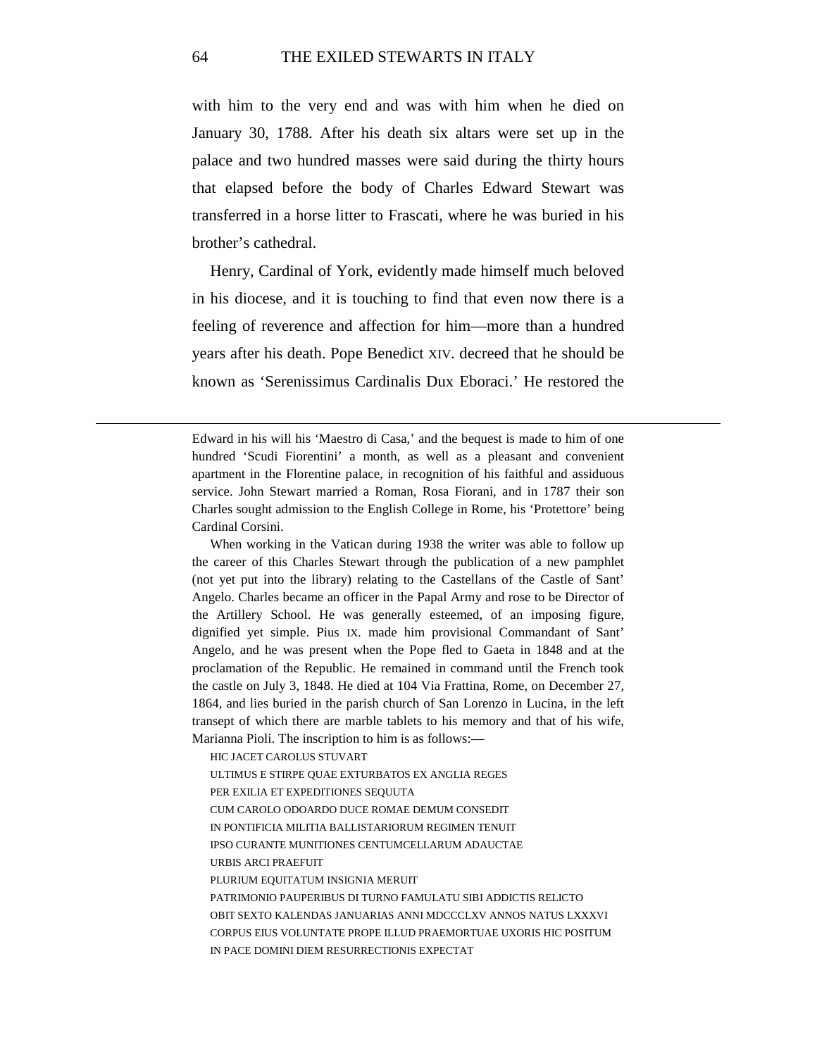with him to the very end and was with him when he died on January 30, 1788. After his death six altars were set up in the palace and two hundred masses were said during the thirty hours that elapsed before the body of Charles Edward Stewart was transferred in a horse litter to Frascati, where he was buried in his brother's cathedral.

Henry, Cardinal of York, evidently made himself much beloved in his diocese, and it is touching to find that even now there is a feeling of reverence and affection for him—more than a hundred years after his death. Pope Benedict XIV. decreed that he should be known as 'Serenissimus Cardinalis Dux Eboraci.' He restored the

---

Edward in his will his 'Maestro di Casa,' and the bequest is made to him of one hundred 'Scudi Fiorentini' a month, as well as a pleasant and convenient apartment in the Florentine palace, in recognition of his faithful and assiduous service. John Stewart married a Roman, Rosa Fiorani, and in 1787 their son Charles sought admission to the English College in Rome, his 'Protettore' being Cardinal Corsini.

When working in the Vatican during 1938 the writer was able to follow up the career of this Charles Stewart through the publication of a new pamphlet (not yet put into the library) relating to the Castellans of the Castle of Sant' Angelo. Charles became an officer in the Papal Army and rose to be Director of the Artillery School. He was generally esteemed, of an imposing figure, dignified yet simple. Pius IX. made him provisional Commandant of Sant' Angelo, and he was present when the Pope fled to Gaeta in 1848 and at the proclamation of the Republic. He remained in command until the French took the castle on July 3, 1848. He died at 104 Via Frattina, Rome, on December 27, 1864, and lies buried in the parish church of San Lorenzo in Lucina, in the left transept of which there are marble tablets to his memory and that of his wife, Marianna Pioli. The inscription to him is as follows:—

HIC JACET CAROLUS STUVART  
ULTIMUS E STIRPE QUAE EXTURBATOS EX ANGLIA REGES  
PER EXILIA ET EXPEDITIONES SEQUUTA  
CUM CAROLO ODOARDO DUCE ROMAE DEMUM CONSEDIT  
IN PONTIFICIA MILITIA BALLISTARIORUM REGIMEN TENUIT  
IPSO CURANTE MUNITIONES CENTUMCELLARUM ADAUCTAE  
URBIS ARCI PRAEFUIT  
PLURIUM EQUITATUM INSIGNIA MERUIT  
PATRIMONIO PAUPERIBUS DI TURNO FAMULATU SIBI ADDICTIS RELICTO  
OBIT SEXTO KALENDAS JANUARIAS ANNI MDCCCLXV ANNOS NATUS LXXXVI  
CORPUS EIUS VOLUNTATE PROPE ILLUD PRAEMORTUAE UXORIS HIC POSITUM  
IN PACE DOMINI DIEM RESURRECTIONIS EXPECTAT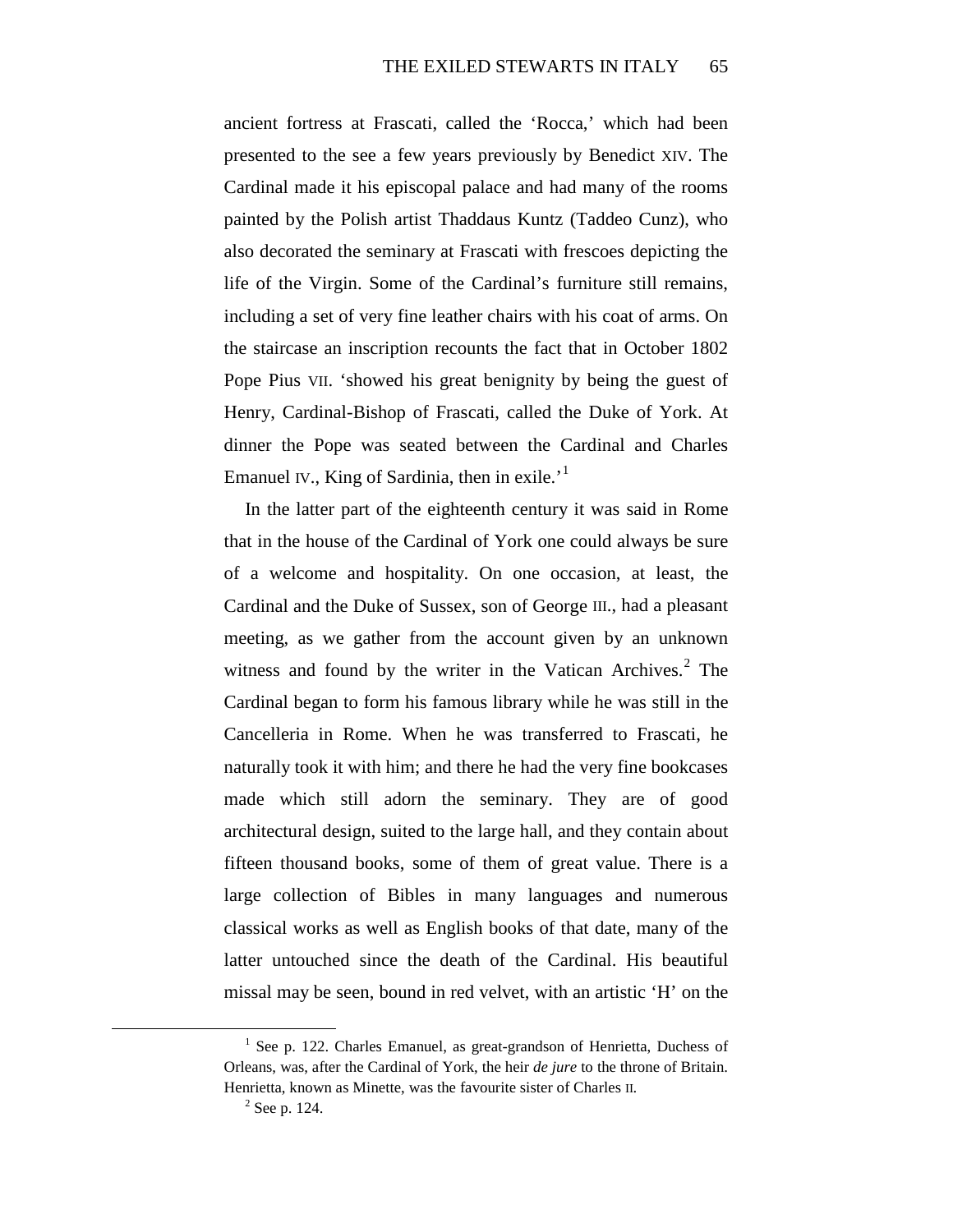ancient fortress at Frascati, called the 'Rocca,' which had been presented to the see a few years previously by Benedict XIV. The Cardinal made it his episcopal palace and had many of the rooms painted by the Polish artist Thaddaus Kuntz (Taddeo Cunz), who also decorated the seminary at Frascati with frescoes depicting the life of the Virgin. Some of the Cardinal's furniture still remains, including a set of very fine leather chairs with his coat of arms. On the staircase an inscription recounts the fact that in October 1802 Pope Pius VII. 'showed his great benignity by being the guest of Henry, Cardinal-Bishop of Frascati, called the Duke of York. At dinner the Pope was seated between the Cardinal and Charles Emanuel IV., King of Sardinia, then in exile.'[1]

In the latter part of the eighteenth century it was said in Rome that in the house of the Cardinal of York one could always be sure of a welcome and hospitality. On one occasion, at least, the Cardinal and the Duke of Sussex, son of George III., had a pleasant meeting, as we gather from the account given by an unknown witness and found by the writer in the Vatican Archives.[2] The Cardinal began to form his famous library while he was still in the Cancelleria in Rome. When he was transferred to Frascati, he naturally took it with him; and there he had the very fine bookcases made which still adorn the seminary. They are of good architectural design, suited to the large hall, and they contain about fifteen thousand books, some of them of great value. There is a large collection of Bibles in many languages and numerous classical works as well as English books of that date, many of the latter untouched since the death of the Cardinal. His beautiful missal may be seen, bound in red velvet, with an artistic 'H' on the

---

[1] See p. 122. Charles Emanuel, as great-grandson of Henrietta, Duchess of Orleans, was, after the Cardinal of York, the heir *de jure* to the throne of Britain. Henrietta, known as Minette, was the favourite sister of Charles II.

[2] See p. 124.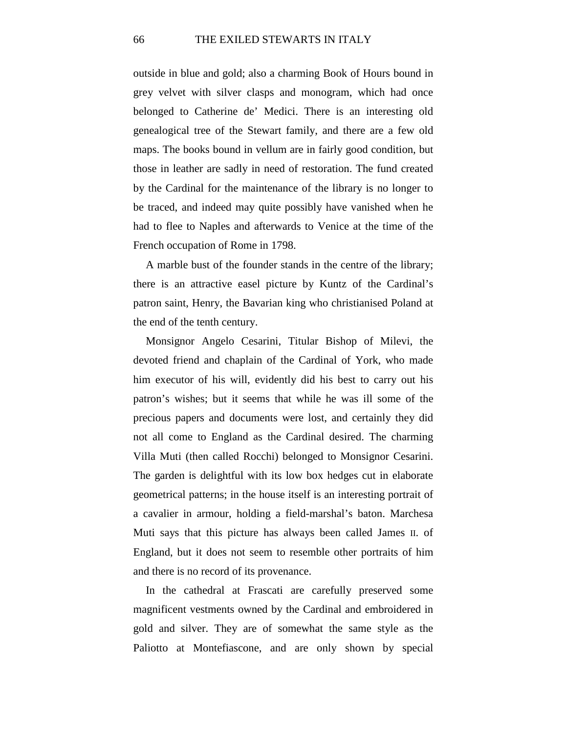outside in blue and gold; also a charming Book of Hours bound in grey velvet with silver clasps and monogram, which had once belonged to Catherine de' Medici. There is an interesting old genealogical tree of the Stewart family, and there are a few old maps. The books bound in vellum are in fairly good condition, but those in leather are sadly in need of restoration. The fund created by the Cardinal for the maintenance of the library is no longer to be traced, and indeed may quite possibly have vanished when he had to flee to Naples and afterwards to Venice at the time of the French occupation of Rome in 1798.

A marble bust of the founder stands in the centre of the library; there is an attractive easel picture by Kuntz of the Cardinal's patron saint, Henry, the Bavarian king who christianised Poland at the end of the tenth century.

Monsignor Angelo Cesarini, Titular Bishop of Milevi, the devoted friend and chaplain of the Cardinal of York, who made him executor of his will, evidently did his best to carry out his patron's wishes; but it seems that while he was ill some of the precious papers and documents were lost, and certainly they did not all come to England as the Cardinal desired. The charming Villa Muti (then called Rocchi) belonged to Monsignor Cesarini. The garden is delightful with its low box hedges cut in elaborate geometrical patterns; in the house itself is an interesting portrait of a cavalier in armour, holding a field-marshal's baton. Marchesa Muti says that this picture has always been called James II. of England, but it does not seem to resemble other portraits of him and there is no record of its provenance.

In the cathedral at Frascati are carefully preserved some magnificent vestments owned by the Cardinal and embroidered in gold and silver. They are of somewhat the same style as the Paliotto at Montefiascone, and are only shown by special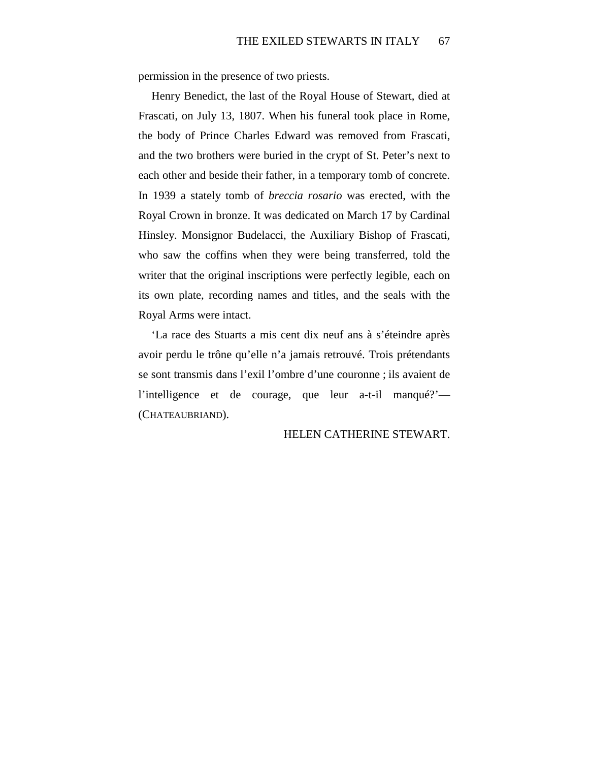permission in the presence of two priests.

Henry Benedict, the last of the Royal House of Stewart, died at Frascati, on July 13, 1807. When his funeral took place in Rome, the body of Prince Charles Edward was removed from Frascati, and the two brothers were buried in the crypt of St. Peter's next to each other and beside their father, in a temporary tomb of concrete. In 1939 a stately tomb of *breccia rosario* was erected, with the Royal Crown in bronze. It was dedicated on March 17 by Cardinal Hinsley. Monsignor Budelacci, the Auxiliary Bishop of Frascati, who saw the coffins when they were being transferred, told the writer that the original inscriptions were perfectly legible, each on its own plate, recording names and titles, and the seals with the Royal Arms were intact.

'La race des Stuarts a mis cent dix neuf ans à s'éteindre après avoir perdu le trône qu'elle n'a jamais retrouvé. Trois prétendants se sont transmis dans l'exil l'ombre d'une couronne ; ils avaient de l'intelligence et de courage, que leur a-t-il manqué?'—(CHATEAUBRIAND).

HELEN CATHERINE STEWART.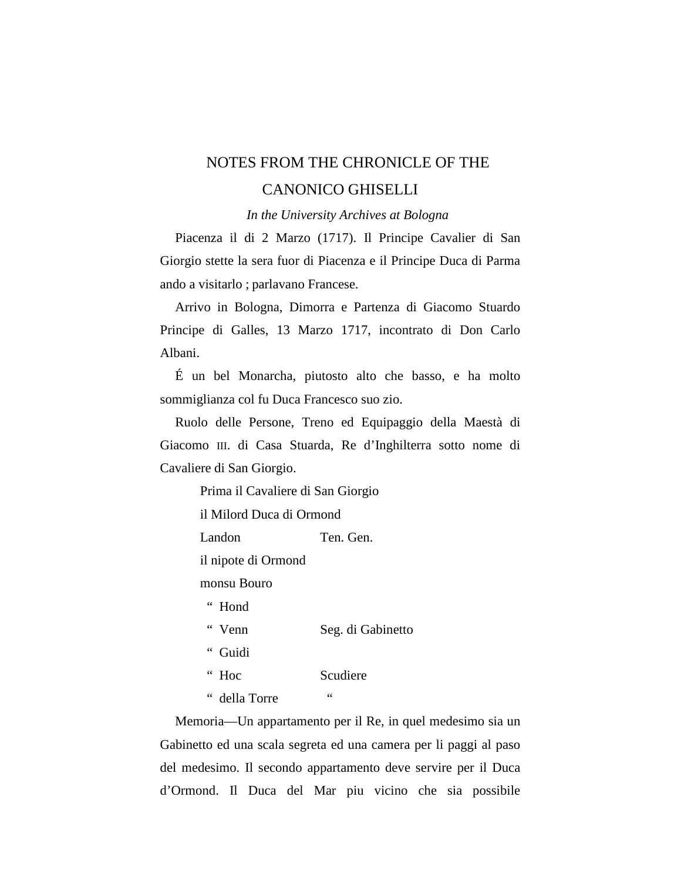## NOTES FROM THE CHRONICLE OF THE CANONICO GHISELLI

*In the University Archives at Bologna*

Piacenza il di 2 Marzo (1717). Il Principe Cavalier di San Giorgio stette la sera fuor di Piacenza e il Principe Duca di Parma ando a visitarlo ; parlavano Francese.

Arrivo in Bologna, Dimorra e Partenza di Giacomo Stuardo Principe di Galles, 13 Marzo 1717, incontrato di Don Carlo Albani.

É un bel Monarcha, piutosto alto che basso, e ha molto sommiglianza col fu Duca Francesco suo zio.

Ruolo delle Persone, Treno ed Equipaggio della Maestà di Giacomo III. di Casa Stuarda, Re d'Inghilterra sotto nome di Cavaliere di San Giorgio.

| | |
|---|---|
| Prima il Cavaliere di San Giorgio | |
| il Milord Duca di Ormond | |
| Landon | Ten. Gen. |
| il nipote di Ormond | |
| monsu Bouro | |
| " Hond | |
| " Venn | Seg. di Gabinetto |
| " Guidi | |
| " Hoc | Scudiere |
| " della Torre | " |

Memoria—Un appartamento per il Re, in quel medesimo sia un Gabinetto ed una scala segreta ed una camera per li paggi al paso del medesimo. Il secondo appartamento deve servire per il Duca d'Ormond. Il Duca del Mar piu vicino che sia possibile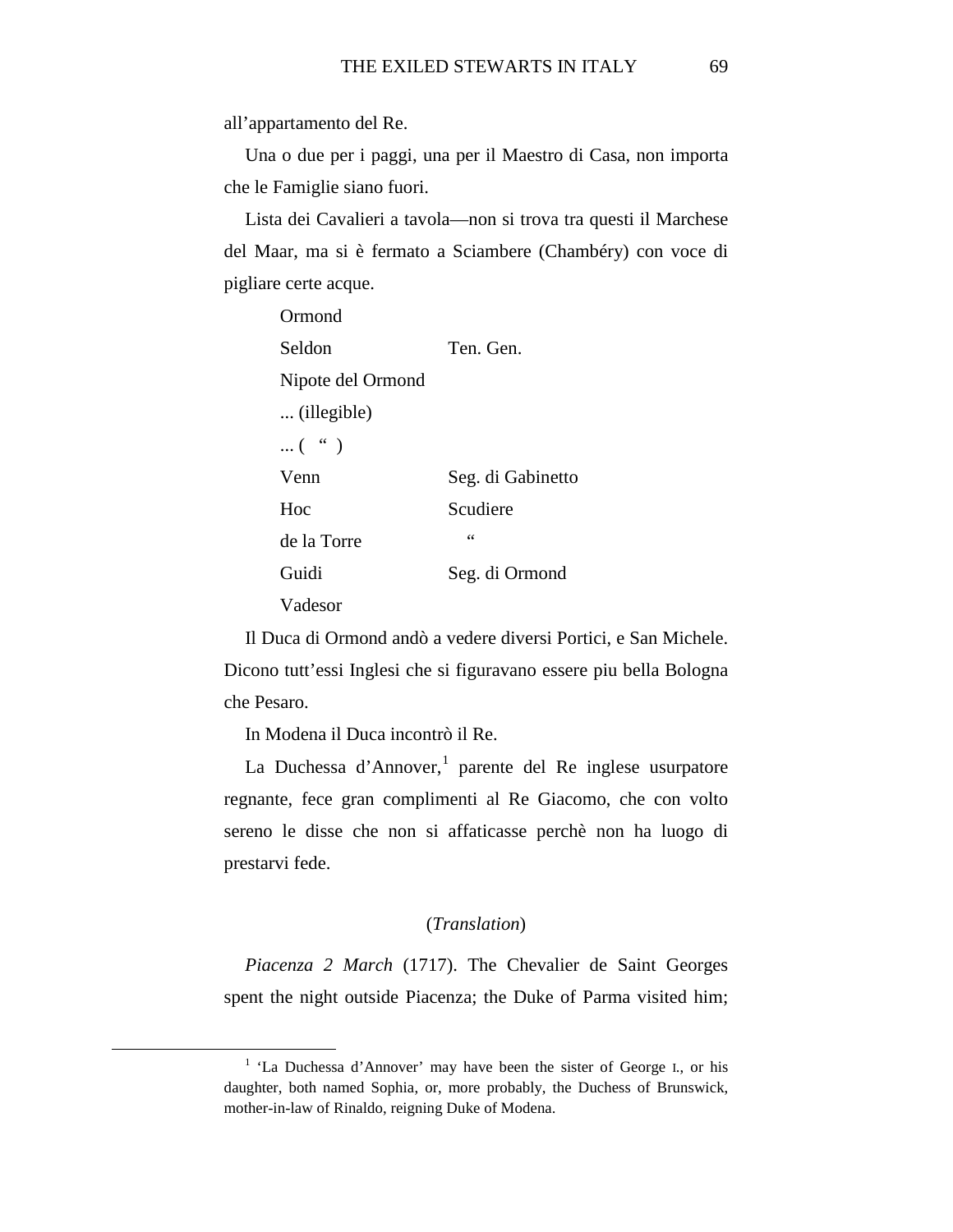all'appartamento del Re.

Una o due per i paggi, una per il Maestro di Casa, non importa che le Famiglie siano fuori.

Lista dei Cavalieri a tavola—non si trova tra questi il Marchese del Maar, ma si è fermato a Sciambere (Chambéry) con voce di pigliare certe acque.

| | |
|---|---|
| Ormond | |
| Seldon | Ten. Gen. |
| Nipote del Ormond | |
| ... (illegible) | |
| ... ( " ) | |
| Venn | Seg. di Gabinetto |
| Hoc | Scudiere |
| de la Torre | " |
| Guidi | Seg. di Ormond |
| Vadesor | |

Il Duca di Ormond andò a vedere diversi Portici, e San Michele. Dicono tutt'essi Inglesi che si figuravano essere piu bella Bologna che Pesaro.

In Modena il Duca incontrò il Re.

La Duchessa d'Annover,[1] parente del Re inglese usurpatore regnante, fece gran complimenti al Re Giacomo, che con volto sereno le disse che non si affaticasse perchè non ha luogo di prestarvi fede.

(*Translation*)

*Piacenza 2 March* (1717). The Chevalier de Saint Georges spent the night outside Piacenza; the Duke of Parma visited him;

[1] 'La Duchessa d'Annover' may have been the sister of George I., or his daughter, both named Sophia, or, more probably, the Duchess of Brunswick, mother-in-law of Rinaldo, reigning Duke of Modena.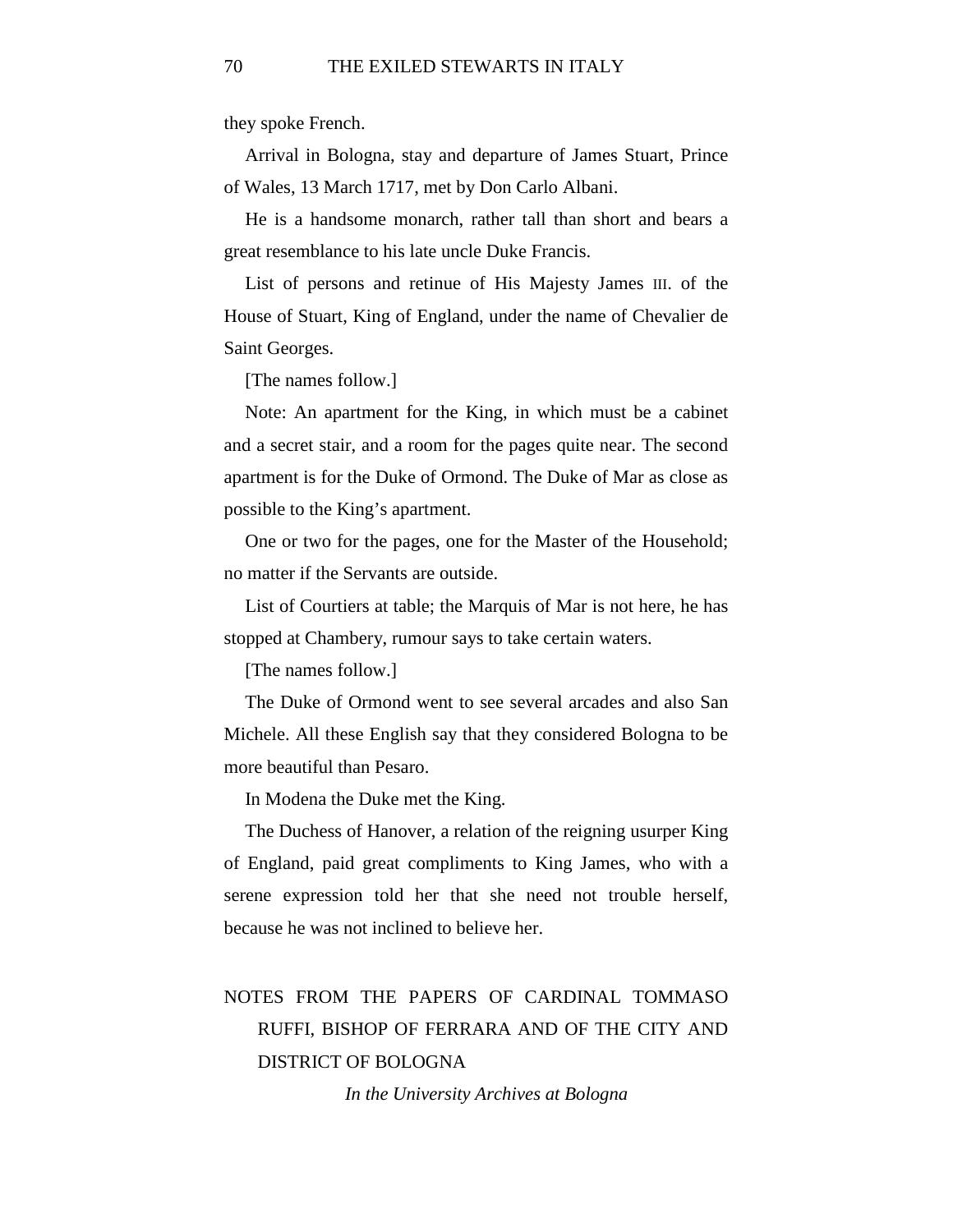they spoke French.

Arrival in Bologna, stay and departure of James Stuart, Prince of Wales, 13 March 1717, met by Don Carlo Albani.

He is a handsome monarch, rather tall than short and bears a great resemblance to his late uncle Duke Francis.

List of persons and retinue of His Majesty James III. of the House of Stuart, King of England, under the name of Chevalier de Saint Georges.

[The names follow.]

Note: An apartment for the King, in which must be a cabinet and a secret stair, and a room for the pages quite near. The second apartment is for the Duke of Ormond. The Duke of Mar as close as possible to the King's apartment.

One or two for the pages, one for the Master of the Household; no matter if the Servants are outside.

List of Courtiers at table; the Marquis of Mar is not here, he has stopped at Chambery, rumour says to take certain waters.

[The names follow.]

The Duke of Ormond went to see several arcades and also San Michele. All these English say that they considered Bologna to be more beautiful than Pesaro.

In Modena the Duke met the King.

The Duchess of Hanover, a relation of the reigning usurper King of England, paid great compliments to King James, who with a serene expression told her that she need not trouble herself, because he was not inclined to believe her.

## NOTES FROM THE PAPERS OF CARDINAL TOMMASO RUFFI, BISHOP OF FERRARA AND OF THE CITY AND DISTRICT OF BOLOGNA

*In the University Archives at Bologna*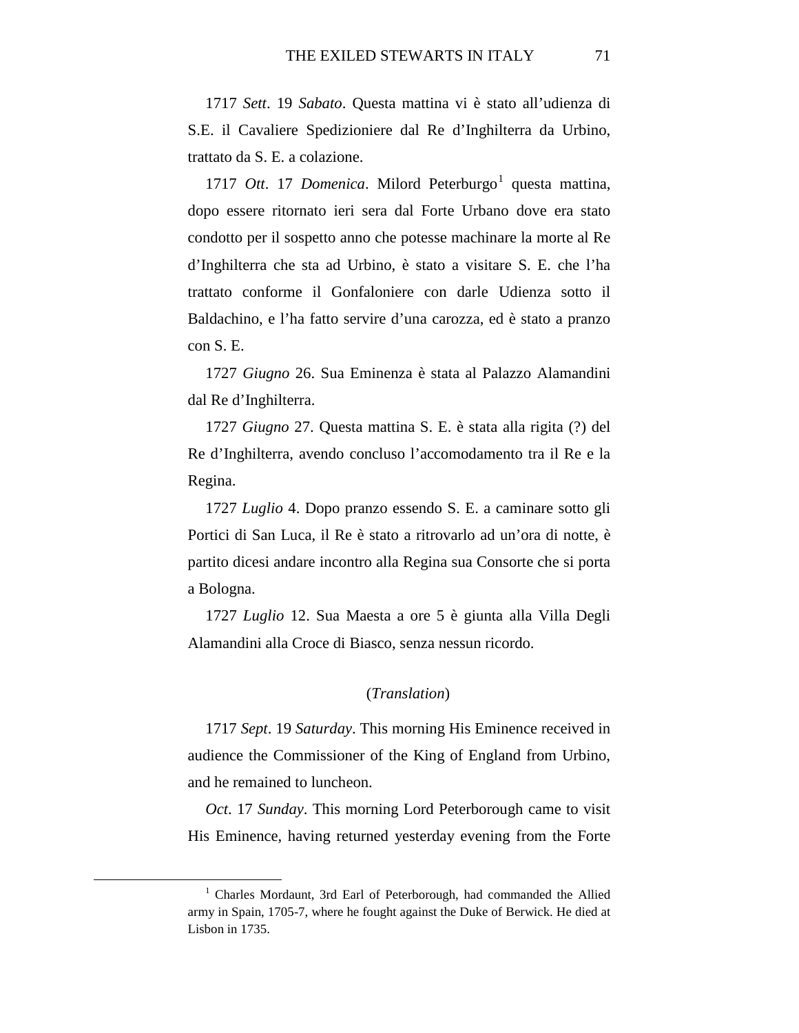1717 *Sett*. 19 *Sabato*. Questa mattina vi è stato all'udienza di S.E. il Cavaliere Spedizioniere dal Re d'Inghilterra da Urbino, trattato da S. E. a colazione.

1717 *Ott*. 17 *Domenica*. Milord Peterburgo[1] questa mattina, dopo essere ritornato ieri sera dal Forte Urbano dove era stato condotto per il sospetto anno che potesse machinare la morte al Re d'Inghilterra che sta ad Urbino, è stato a visitare S. E. che l'ha trattato conforme il Gonfaloniere con darle Udienza sotto il Baldachino, e l'ha fatto servire d'una carozza, ed è stato a pranzo con S. E.

1727 *Giugno* 26. Sua Eminenza è stata al Palazzo Alamandini dal Re d'Inghilterra.

1727 *Giugno* 27. Questa mattina S. E. è stata alla rigita (?) del Re d'Inghilterra, avendo concluso l'accomodamento tra il Re e la Regina.

1727 *Luglio* 4. Dopo pranzo essendo S. E. a caminare sotto gli Portici di San Luca, il Re è stato a ritrovarlo ad un'ora di notte, è partito dicesi andare incontro alla Regina sua Consorte che si porta a Bologna.

1727 *Luglio* 12. Sua Maesta a ore 5 è giunta alla Villa Degli Alamandini alla Croce di Biasco, senza nessun ricordo.

(*Translation*)

1717 *Sept*. 19 *Saturday*. This morning His Eminence received in audience the Commissioner of the King of England from Urbino, and he remained to luncheon.

*Oct*. 17 *Sunday*. This morning Lord Peterborough came to visit His Eminence, having returned yesterday evening from the Forte

---

[1] Charles Mordaunt, 3rd Earl of Peterborough, had commanded the Allied army in Spain, 1705-7, where he fought against the Duke of Berwick. He died at Lisbon in 1735.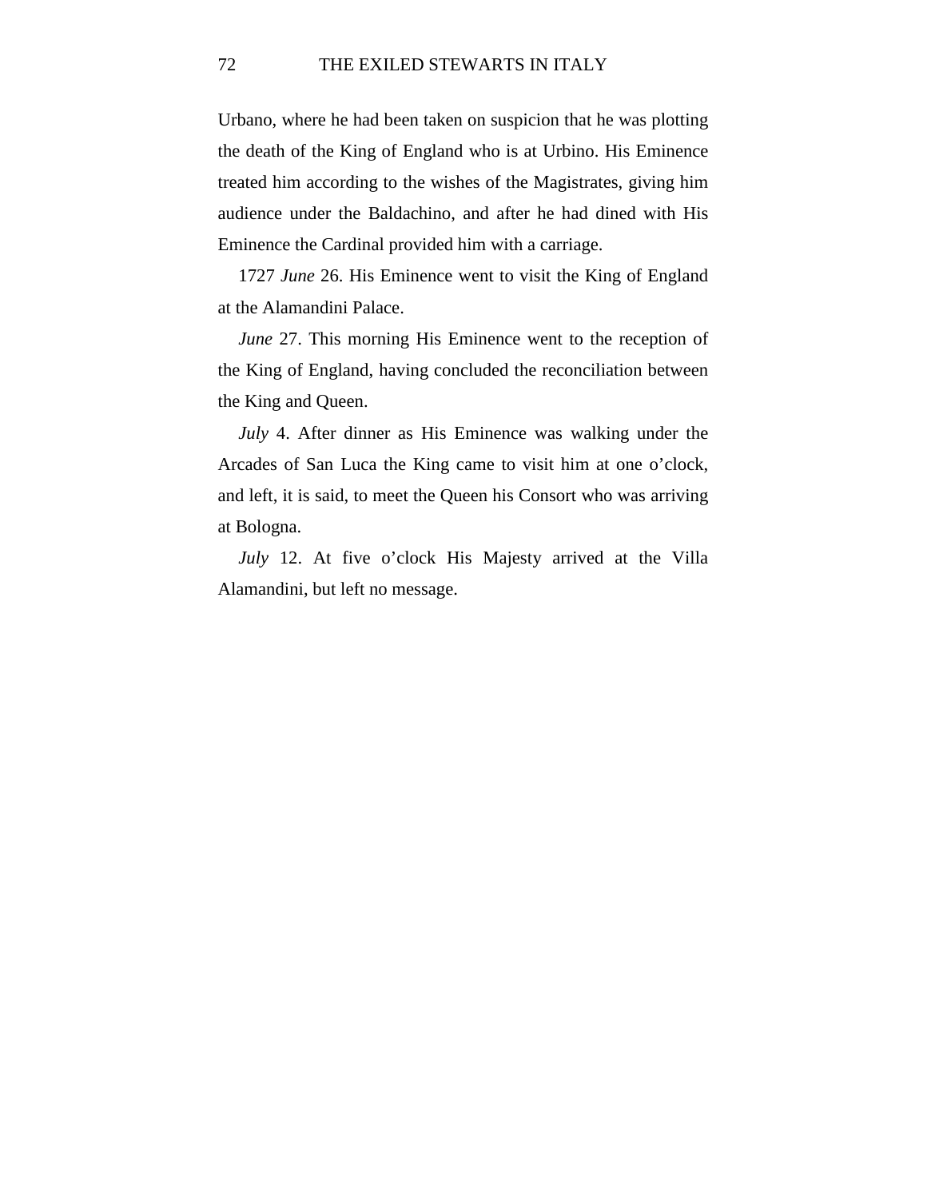Urbano, where he had been taken on suspicion that he was plotting the death of the King of England who is at Urbino. His Eminence treated him according to the wishes of the Magistrates, giving him audience under the Baldachino, and after he had dined with His Eminence the Cardinal provided him with a carriage.

1727 *June* 26. His Eminence went to visit the King of England at the Alamandini Palace.

*June* 27. This morning His Eminence went to the reception of the King of England, having concluded the reconciliation between the King and Queen.

*July* 4. After dinner as His Eminence was walking under the Arcades of San Luca the King came to visit him at one o'clock, and left, it is said, to meet the Queen his Consort who was arriving at Bologna.

*July* 12. At five o'clock His Majesty arrived at the Villa Alamandini, but left no message.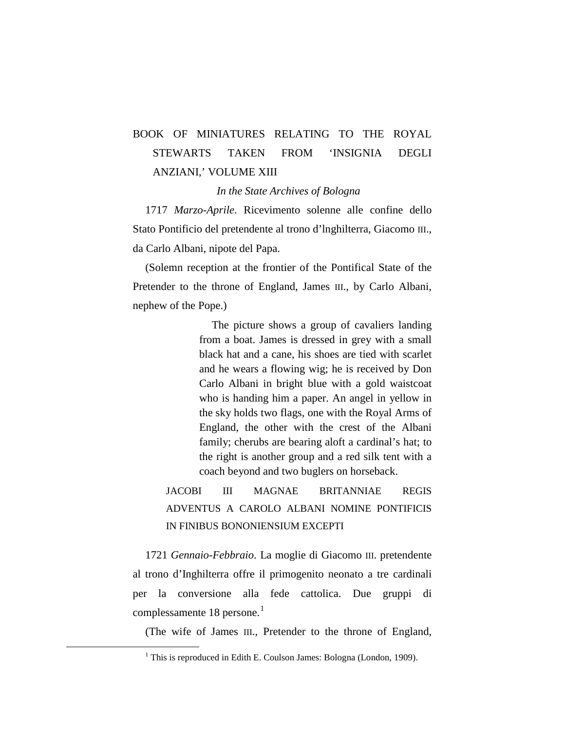# BOOK OF MINIATURES RELATING TO THE ROYAL STEWARTS TAKEN FROM 'INSIGNIA DEGLI ANZIANI,' VOLUME XIII

*In the State Archives of Bologna*

1717 *Marzo-Aprile*. Ricevimento solenne alle confine dello Stato Pontificio del pretendente al trono d'lnghilterra, Giacomo III., da Carlo Albani, nipote del Papa.

(Solemn reception at the frontier of the Pontifical State of the Pretender to the throne of England, James III., by Carlo Albani, nephew of the Pope.)

> The picture shows a group of cavaliers landing from a boat. James is dressed in grey with a small black hat and a cane, his shoes are tied with scarlet and he wears a flowing wig; he is received by Don Carlo Albani in bright blue with a gold waistcoat who is handing him a paper. An angel in yellow in the sky holds two flags, one with the Royal Arms of England, the other with the crest of the Albani family; cherubs are bearing aloft a cardinal's hat; to the right is another group and a red silk tent with a coach beyond and two buglers on horseback.

JACOBI III MAGNAE BRITANNIAE REGIS ADVENTUS A CAROLO ALBANI NOMINE PONTIFICIS IN FINIBUS BONONIENSIUM EXCEPTI

1721 *Gennaio-Febbraio*. La moglie di Giacomo III. pretendente al trono d'Inghilterra offre il primogenito neonato a tre cardinali per la conversione alla fede cattolica. Due gruppi di complessamente 18 persone.[1]

(The wife of James III., Pretender to the throne of England,

[1] This is reproduced in Edith E. Coulson James: Bologna (London, 1909).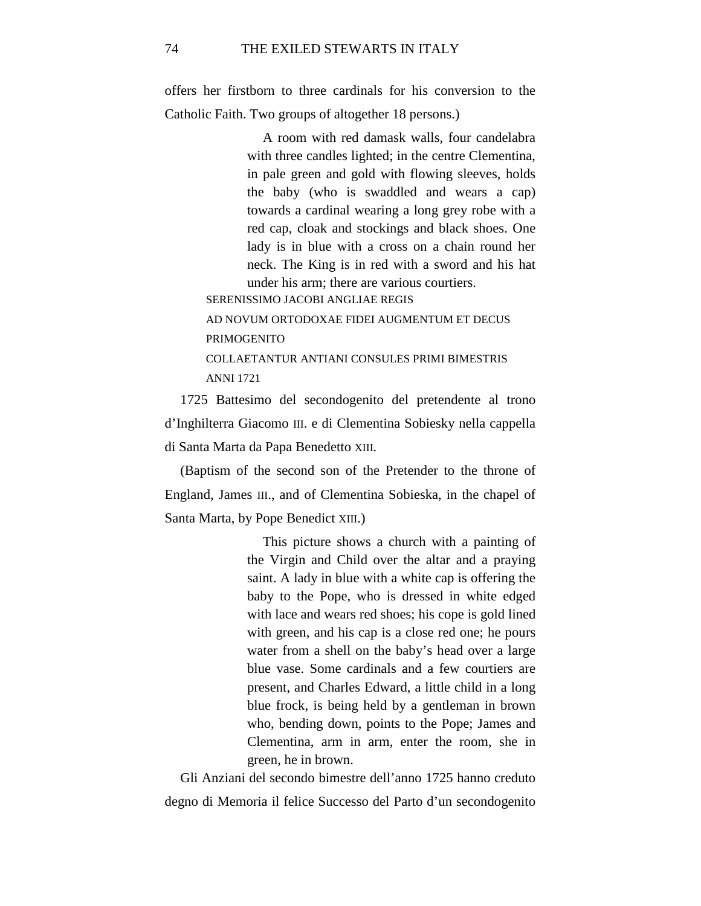offers her firstborn to three cardinals for his conversion to the Catholic Faith. Two groups of altogether 18 persons.)

> A room with red damask walls, four candelabra with three candles lighted; in the centre Clementina, in pale green and gold with flowing sleeves, holds the baby (who is swaddled and wears a cap) towards a cardinal wearing a long grey robe with a red cap, cloak and stockings and black shoes. One lady is in blue with a cross on a chain round her neck. The King is in red with a sword and his hat under his arm; there are various courtiers.

SERENISSIMO JACOBI ANGLIAE REGIS
AD NOVUM ORTODOXAE FIDEI AUGMENTUM ET DECUS
PRIMOGENITO
COLLAETANTUR ANTIANI CONSULES PRIMI BIMESTRIS
ANNI 1721

1725 Battesimo del secondogenito del pretendente al trono d'Inghilterra Giacomo III. e di Clementina Sobiesky nella cappella di Santa Marta da Papa Benedetto XIII.

(Baptism of the second son of the Pretender to the throne of England, James III., and of Clementina Sobieska, in the chapel of Santa Marta, by Pope Benedict XIII.)

> This picture shows a church with a painting of the Virgin and Child over the altar and a praying saint. A lady in blue with a white cap is offering the baby to the Pope, who is dressed in white edged with lace and wears red shoes; his cope is gold lined with green, and his cap is a close red one; he pours water from a shell on the baby's head over a large blue vase. Some cardinals and a few courtiers are present, and Charles Edward, a little child in a long blue frock, is being held by a gentleman in brown who, bending down, points to the Pope; James and Clementina, arm in arm, enter the room, she in green, he in brown.

Gli Anziani del secondo bimestre dell'anno 1725 hanno creduto degno di Memoria il felice Successo del Parto d'un secondogenito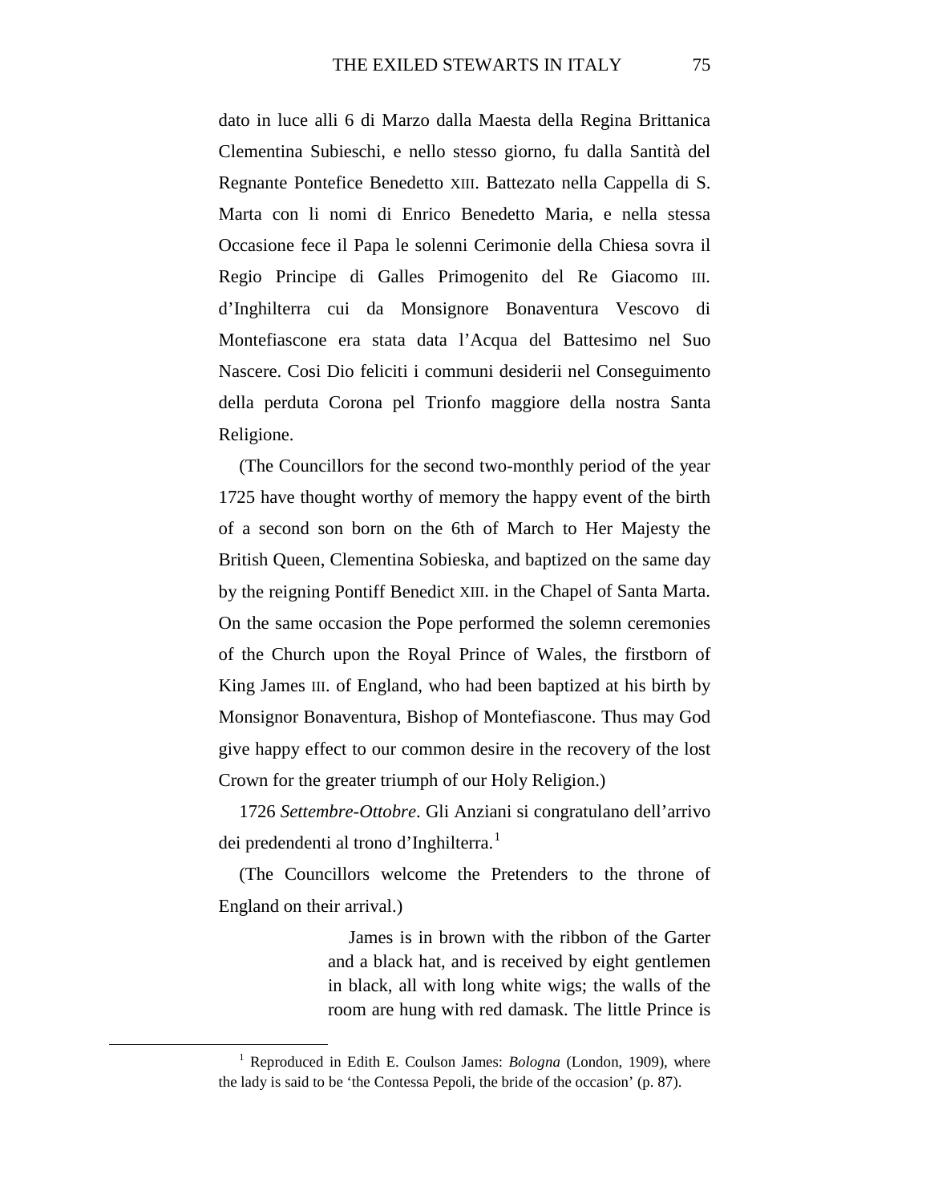dato in luce alli 6 di Marzo dalla Maesta della Regina Brittanica Clementina Subieschi, e nello stesso giorno, fu dalla Santità del Regnante Pontefice Benedetto XIII. Battezato nella Cappella di S. Marta con li nomi di Enrico Benedetto Maria, e nella stessa Occasione fece il Papa le solenni Cerimonie della Chiesa sovra il Regio Principe di Galles Primogenito del Re Giacomo III. d'Inghilterra cui da Monsignore Bonaventura Vescovo di Montefiascone era stata data l'Acqua del Battesimo nel Suo Nascere. Cosi Dio feliciti i communi desiderii nel Conseguimento della perduta Corona pel Trionfo maggiore della nostra Santa Religione.

(The Councillors for the second two-monthly period of the year 1725 have thought worthy of memory the happy event of the birth of a second son born on the 6th of March to Her Majesty the British Queen, Clementina Sobieska, and baptized on the same day by the reigning Pontiff Benedict XIII. in the Chapel of Santa Marta. On the same occasion the Pope performed the solemn ceremonies of the Church upon the Royal Prince of Wales, the firstborn of King James III. of England, who had been baptized at his birth by Monsignor Bonaventura, Bishop of Montefiascone. Thus may God give happy effect to our common desire in the recovery of the lost Crown for the greater triumph of our Holy Religion.)

1726 *Settembre-Ottobre*. Gli Anziani si congratulano dell'arrivo dei predendenti al trono d'Inghilterra.[1]

(The Councillors welcome the Pretenders to the throne of England on their arrival.)

> James is in brown with the ribbon of the Garter and a black hat, and is received by eight gentlemen in black, all with long white wigs; the walls of the room are hung with red damask. The little Prince is

[1] Reproduced in Edith E. Coulson James: *Bologna* (London, 1909), where the lady is said to be 'the Contessa Pepoli, the bride of the occasion' (p. 87).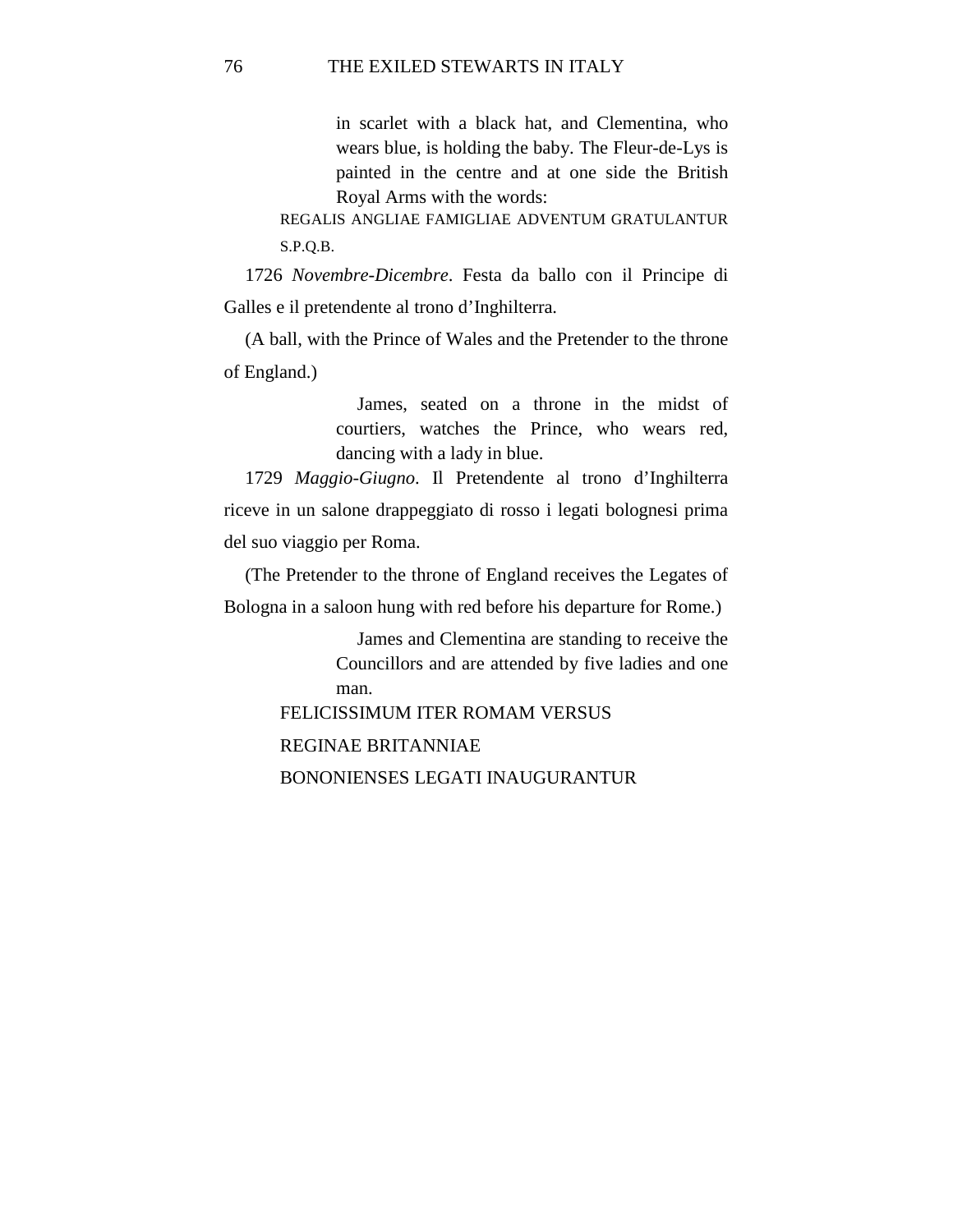in scarlet with a black hat, and Clementina, who wears blue, is holding the baby. The Fleur-de-Lys is painted in the centre and at one side the British Royal Arms with the words:

REGALIS ANGLIAE FAMIGLIAE ADVENTUM GRATULANTUR S.P.Q.B.

1726 *Novembre-Dicembre*. Festa da ballo con il Principe di Galles e il pretendente al trono d'Inghilterra.

(A ball, with the Prince of Wales and the Pretender to the throne of England.)

James, seated on a throne in the midst of courtiers, watches the Prince, who wears red, dancing with a lady in blue.

1729 *Maggio-Giugno*. Il Pretendente al trono d'Inghilterra riceve in un salone drappeggiato di rosso i legati bolognesi prima del suo viaggio per Roma.

(The Pretender to the throne of England receives the Legates of Bologna in a saloon hung with red before his departure for Rome.)

James and Clementina are standing to receive the Councillors and are attended by five ladies and one man.

FELICISSIMUM ITER ROMAM VERSUS

REGINAE BRITANNIAE

BONONIENSES LEGATI INAUGURANTUR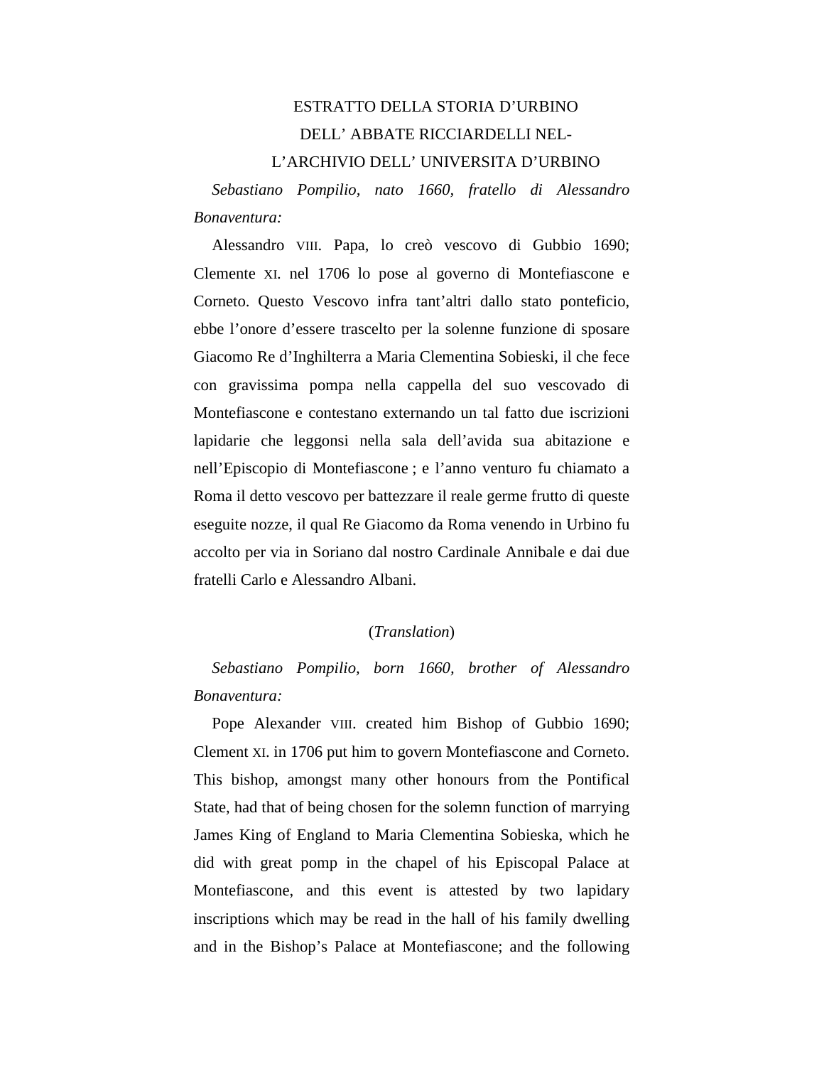ESTRATTO DELLA STORIA D'URBINO
DELL' ABBATE RICCIARDELLI NEL-
L'ARCHIVIO DELL' UNIVERSITA D'URBINO

*Sebastiano Pompilio, nato 1660, fratello di Alessandro Bonaventura:*

Alessandro VIII. Papa, lo creò vescovo di Gubbio 1690; Clemente XI. nel 1706 lo pose al governo di Montefiascone e Corneto. Questo Vescovo infra tant'altri dallo stato ponteficio, ebbe l'onore d'essere trascelto per la solenne funzione di sposare Giacomo Re d'Inghilterra a Maria Clementina Sobieski, il che fece con gravissima pompa nella cappella del suo vescovado di Montefiascone e contestano externando un tal fatto due iscrizioni lapidarie che leggonsi nella sala dell'avida sua abitazione e nell'Episcopio di Montefiascone ; e l'anno venturo fu chiamato a Roma il detto vescovo per battezzare il reale germe frutto di queste eseguite nozze, il qual Re Giacomo da Roma venendo in Urbino fu accolto per via in Soriano dal nostro Cardinale Annibale e dai due fratelli Carlo e Alessandro Albani.

(*Translation*)

*Sebastiano Pompilio, born 1660, brother of Alessandro Bonaventura:*

Pope Alexander VIII. created him Bishop of Gubbio 1690; Clement XI. in 1706 put him to govern Montefiascone and Corneto. This bishop, amongst many other honours from the Pontifical State, had that of being chosen for the solemn function of marrying James King of England to Maria Clementina Sobieska, which he did with great pomp in the chapel of his Episcopal Palace at Montefiascone, and this event is attested by two lapidary inscriptions which may be read in the hall of his family dwelling and in the Bishop's Palace at Montefiascone; and the following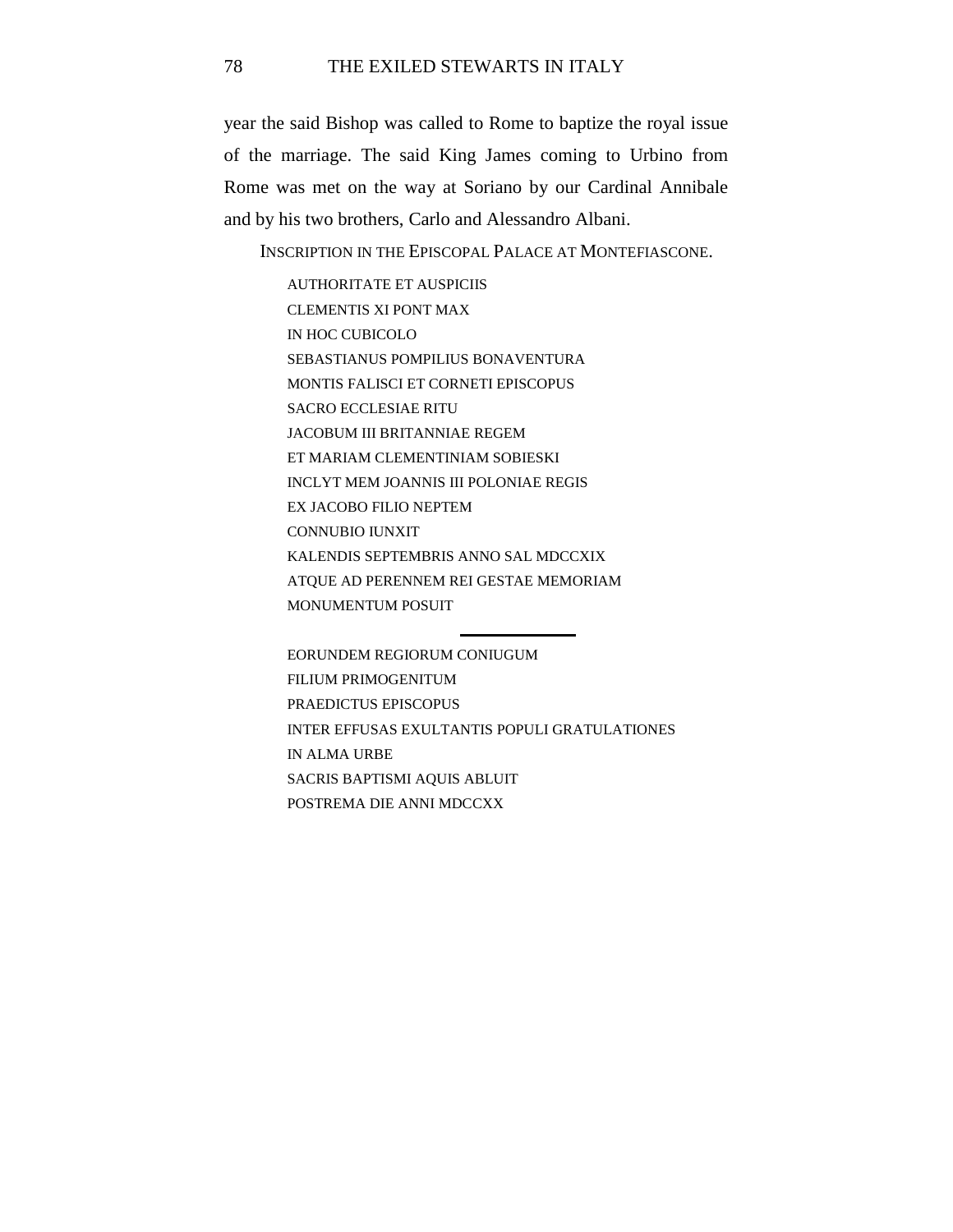year the said Bishop was called to Rome to baptize the royal issue of the marriage. The said King James coming to Urbino from Rome was met on the way at Soriano by our Cardinal Annibale and by his two brothers, Carlo and Alessandro Albani.

INSCRIPTION IN THE EPISCOPAL PALACE AT MONTEFIASCONE.

AUTHORITATE ET AUSPICIIS
CLEMENTIS XI PONT MAX
IN HOC CUBICOLO
SEBASTIANUS POMPILIUS BONAVENTURA
MONTIS FALISCI ET CORNETI EPISCOPUS
SACRO ECCLESIAE RITU
JACOBUM III BRITANNIAE REGEM
ET MARIAM CLEMENTINIAM SOBIESKI
INCLYT MEM JOANNIS III POLONIAE REGIS
EX JACOBO FILIO NEPTEM
CONNUBIO IUNXIT
KALENDIS SEPTEMBRIS ANNO SAL MDCCXIX
ATQUE AD PERENNEM REI GESTAE MEMORIAM
MONUMENTUM POSUIT

---

EORUNDEM REGIORUM CONIUGUM
FILIUM PRIMOGENITUM
PRAEDICTUS EPISCOPUS
INTER EFFUSAS EXULTANTIS POPULI GRATULATIONES
IN ALMA URBE
SACRIS BAPTISMI AQUIS ABLUIT
POSTREMA DIE ANNI MDCCXX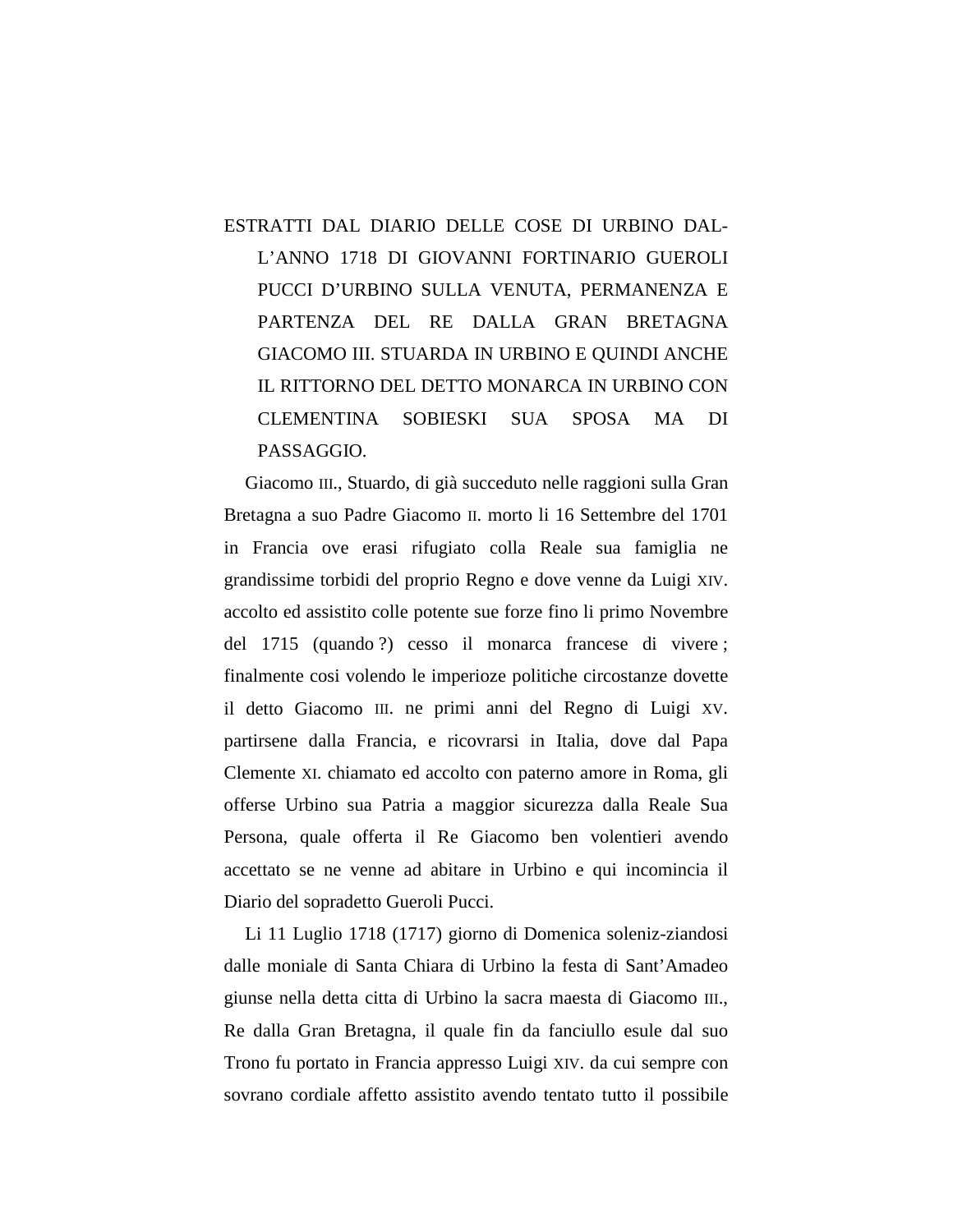ESTRATTI DAL DIARIO DELLE COSE DI URBINO DALL'ANNO 1718 DI GIOVANNI FORTINARIO GUEROLI PUCCI D'URBINO SULLA VENUTA, PERMANENZA E PARTENZA DEL RE DALLA GRAN BRETAGNA GIACOMO III. STUARDA IN URBINO E QUINDI ANCHE IL RITTORNO DEL DETTO MONARCA IN URBINO CON CLEMENTINA SOBIESKI SUA SPOSA MA DI PASSAGGIO.

Giacomo III., Stuardo, di già succeduto nelle raggioni sulla Gran Bretagna a suo Padre Giacomo II. morto li 16 Settembre del 1701 in Francia ove erasi rifugiato colla Reale sua famiglia ne grandissime torbidi del proprio Regno e dove venne da Luigi XIV. accolto ed assistito colle potente sue forze fino li primo Novembre del 1715 (quando ?) cesso il monarca francese di vivere ; finalmente cosi volendo le imperioze politiche circostanze dovette il detto Giacomo III. ne primi anni del Regno di Luigi XV. partirsene dalla Francia, e ricovrarsi in Italia, dove dal Papa Clemente XI. chiamato ed accolto con paterno amore in Roma, gli offerse Urbino sua Patria a maggior sicurezza dalla Reale Sua Persona, quale offerta il Re Giacomo ben volentieri avendo accettato se ne venne ad abitare in Urbino e qui incomincia il Diario del sopradetto Gueroli Pucci.

Li 11 Luglio 1718 (1717) giorno di Domenica soleniz-ziandosi dalle moniale di Santa Chiara di Urbino la festa di Sant'Amadeo giunse nella detta citta di Urbino la sacra maesta di Giacomo III., Re dalla Gran Bretagna, il quale fin da fanciullo esule dal suo Trono fu portato in Francia appresso Luigi XIV. da cui sempre con sovrano cordiale affetto assistito avendo tentato tutto il possibile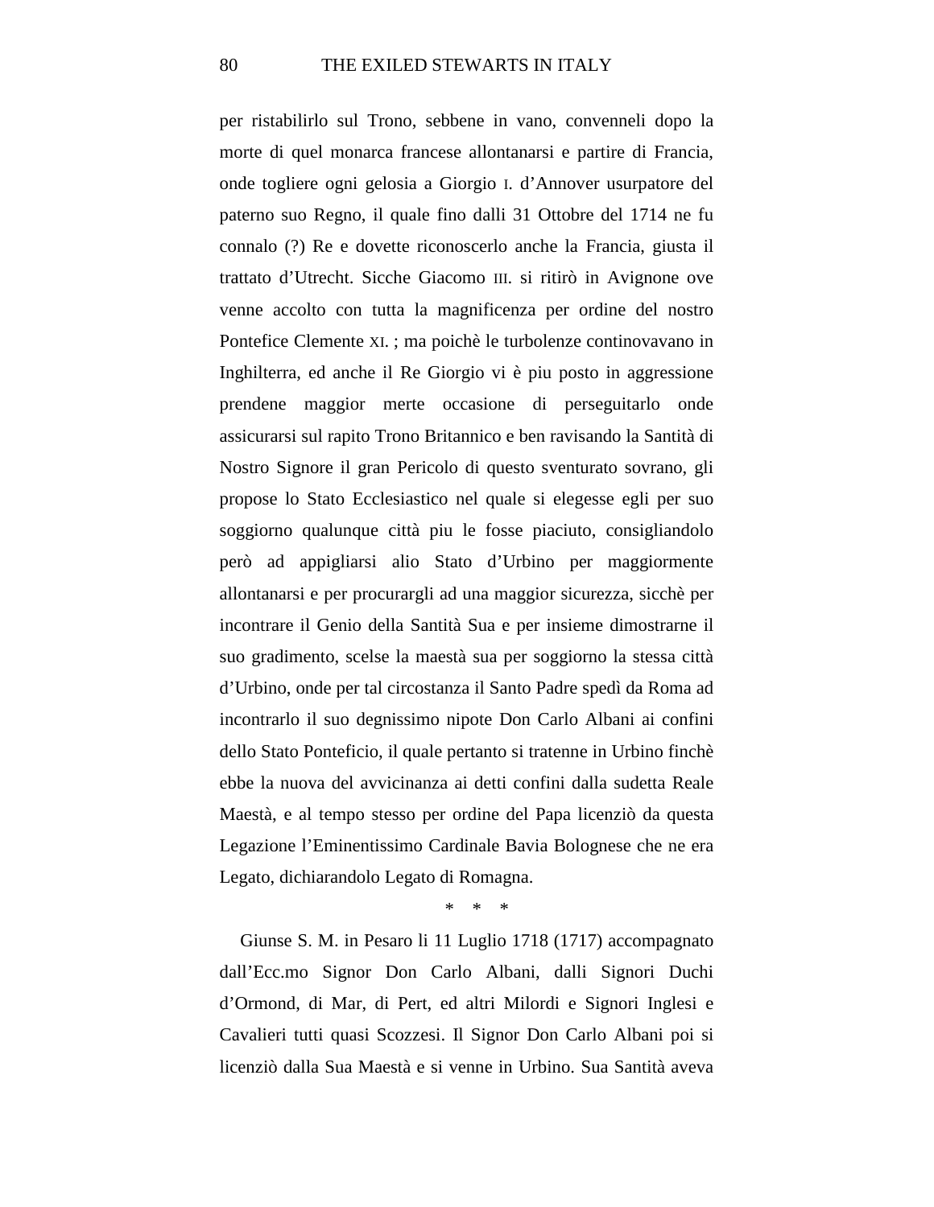per ristabilirlo sul Trono, sebbene in vano, convenneli dopo la morte di quel monarca francese allontanarsi e partire di Francia, onde togliere ogni gelosia a Giorgio I. d'Annover usurpatore del paterno suo Regno, il quale fino dalli 31 Ottobre del 1714 ne fu connalo (?) Re e dovette riconoscerlo anche la Francia, giusta il trattato d'Utrecht. Sicche Giacomo III. si ritirò in Avignone ove venne accolto con tutta la magnificenza per ordine del nostro Pontefice Clemente XI. ; ma poichè le turbolenze continovavano in Inghilterra, ed anche il Re Giorgio vi è piu posto in aggressione prendene maggior merte occasione di perseguitarlo onde assicurarsi sul rapito Trono Britannico e ben ravisando la Santità di Nostro Signore il gran Pericolo di questo sventurato sovrano, gli propose lo Stato Ecclesiastico nel quale si elegesse egli per suo soggiorno qualunque città piu le fosse piaciuto, consigliandolo però ad appigliarsi alio Stato d'Urbino per maggiormente allontanarsi e per procurargli ad una maggior sicurezza, sicchè per incontrare il Genio della Santità Sua e per insieme dimostrarne il suo gradimento, scelse la maestà sua per soggiorno la stessa città d'Urbino, onde per tal circostanza il Santo Padre spedì da Roma ad incontrarlo il suo degnissimo nipote Don Carlo Albani ai confini dello Stato Ponteficio, il quale pertanto si tratenne in Urbino finchè ebbe la nuova del avvicinanza ai detti confini dalla sudetta Reale Maestà, e al tempo stesso per ordine del Papa licenziò da questa Legazione l'Eminentissimo Cardinale Bavia Bolognese che ne era Legato, dichiarandolo Legato di Romagna.

\* \* \*

Giunse S. M. in Pesaro li 11 Luglio 1718 (1717) accompagnato dall'Ecc.mo Signor Don Carlo Albani, dalli Signori Duchi d'Ormond, di Mar, di Pert, ed altri Milordi e Signori Inglesi e Cavalieri tutti quasi Scozzesi. Il Signor Don Carlo Albani poi si licenziò dalla Sua Maestà e si venne in Urbino. Sua Santità aveva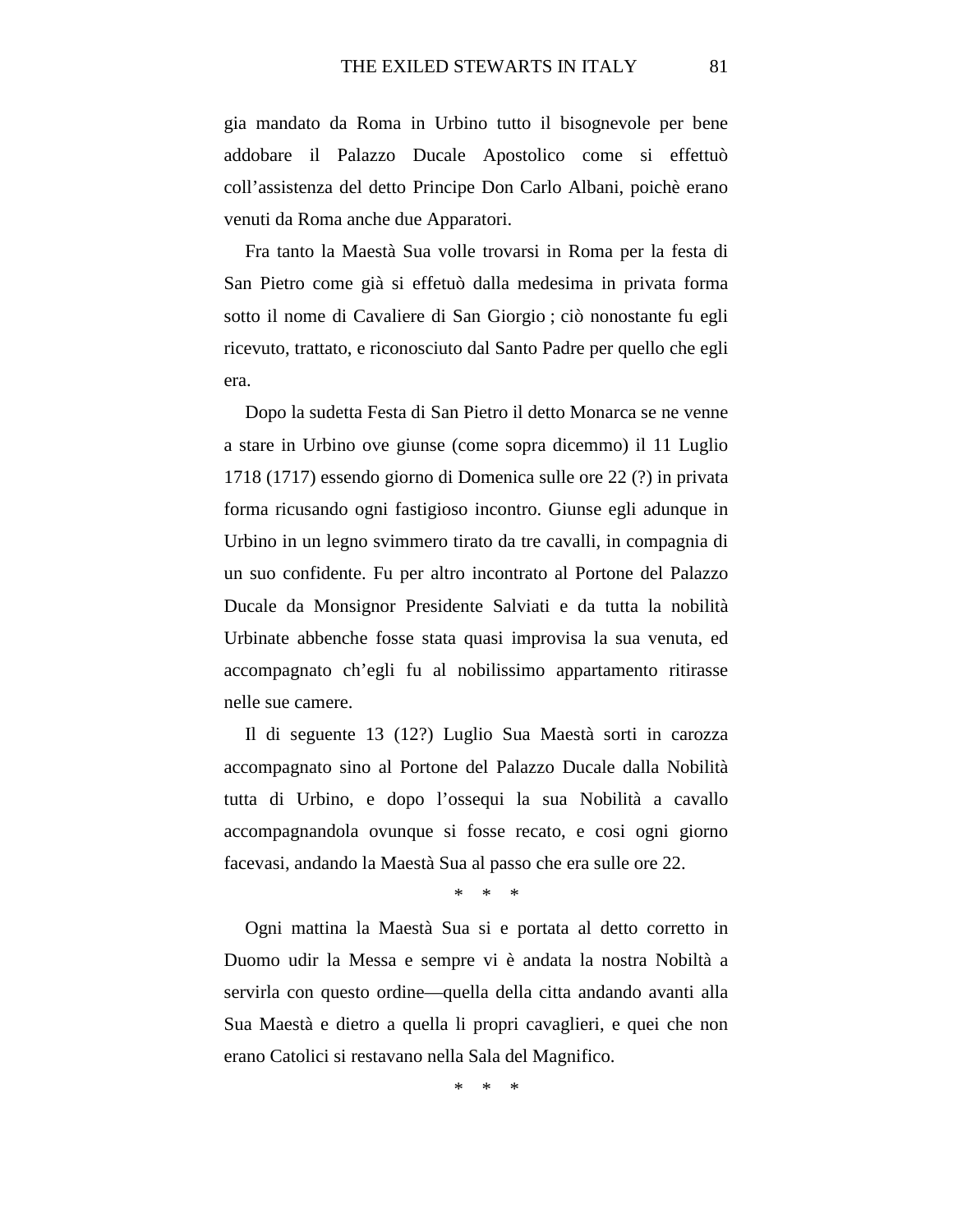gia mandato da Roma in Urbino tutto il bisognevole per bene addobare il Palazzo Ducale Apostolico come si effettuò coll’assistenza del detto Principe Don Carlo Albani, poichè erano venuti da Roma anche due Apparatori.

Fra tanto la Maestà Sua volle trovarsi in Roma per la festa di San Pietro come già si effetuò dalla medesima in privata forma sotto il nome di Cavaliere di San Giorgio ; ciò nonostante fu egli ricevuto, trattato, e riconosciuto dal Santo Padre per quello che egli era.

Dopo la sudetta Festa di San Pietro il detto Monarca se ne venne a stare in Urbino ove giunse (come sopra dicemmo) il 11 Luglio 1718 (1717) essendo giorno di Domenica sulle ore 22 (?) in privata forma ricusando ogni fastigioso incontro. Giunse egli adunque in Urbino in un legno svimmero tirato da tre cavalli, in compagnia di un suo confidente. Fu per altro incontrato al Portone del Palazzo Ducale da Monsignor Presidente Salviati e da tutta la nobilità Urbinate abbenche fosse stata quasi improvisa la sua venuta, ed accompagnato ch’egli fu al nobilissimo appartamento ritirasse nelle sue camere.

Il di seguente 13 (12?) Luglio Sua Maestà sorti in carozza accompagnato sino al Portone del Palazzo Ducale dalla Nobilità tutta di Urbino, e dopo l’ossequi la sua Nobilità a cavallo accompagnandola ovunque si fosse recato, e cosi ogni giorno facevasi, andando la Maestà Sua al passo che era sulle ore 22.

\* \* \*

Ogni mattina la Maestà Sua si e portata al detto corretto in Duomo udir la Messa e sempre vi è andata la nostra Nobiltà a servirla con questo ordine—quella della citta andando avanti alla Sua Maestà e dietro a quella li propri cavaglieri, e quei che non erano Catolici si restavano nella Sala del Magnifico.

\* \* \*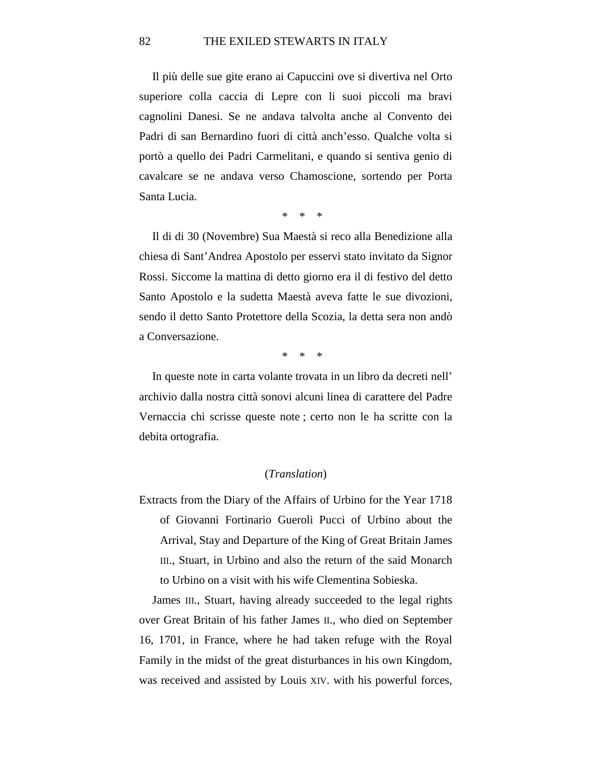Il più delle sue gite erano ai Capuccini ove si divertiva nel Orto superiore colla caccia di Lepre con li suoi piccoli ma bravi cagnolini Danesi. Se ne andava talvolta anche al Convento dei Padri di san Bernardino fuori di città anch'esso. Qualche volta si portò a quello dei Padri Carmelitani, e quando si sentiva genio di cavalcare se ne andava verso Chamoscione, sortendo per Porta Santa Lucia.

\* \* \*

Il di di 30 (Novembre) Sua Maestà si reco alla Benedizione alla chiesa di Sant'Andrea Apostolo per esservi stato invitato da Signor Rossi. Siccome la mattina di detto giorno era il di festivo del detto Santo Apostolo e la sudetta Maestà aveva fatte le sue divozioni, sendo il detto Santo Protettore della Scozia, la detta sera non andò a Conversazione.

\* \* \*

In queste note in carta volante trovata in un libro da decreti nell' archivio dalla nostra città sonovi alcuni linea di carattere del Padre Vernaccia chi scrisse queste note ; certo non le ha scritte con la debita ortografia.

(*Translation*)

Extracts from the Diary of the Affairs of Urbino for the Year 1718 of Giovanni Fortinario Gueroli Pucci of Urbino about the Arrival, Stay and Departure of the King of Great Britain James III., Stuart, in Urbino and also the return of the said Monarch to Urbino on a visit with his wife Clementina Sobieska.

James III., Stuart, having already succeeded to the legal rights over Great Britain of his father James II., who died on September 16, 1701, in France, where he had taken refuge with the Royal Family in the midst of the great disturbances in his own Kingdom, was received and assisted by Louis XIV. with his powerful forces,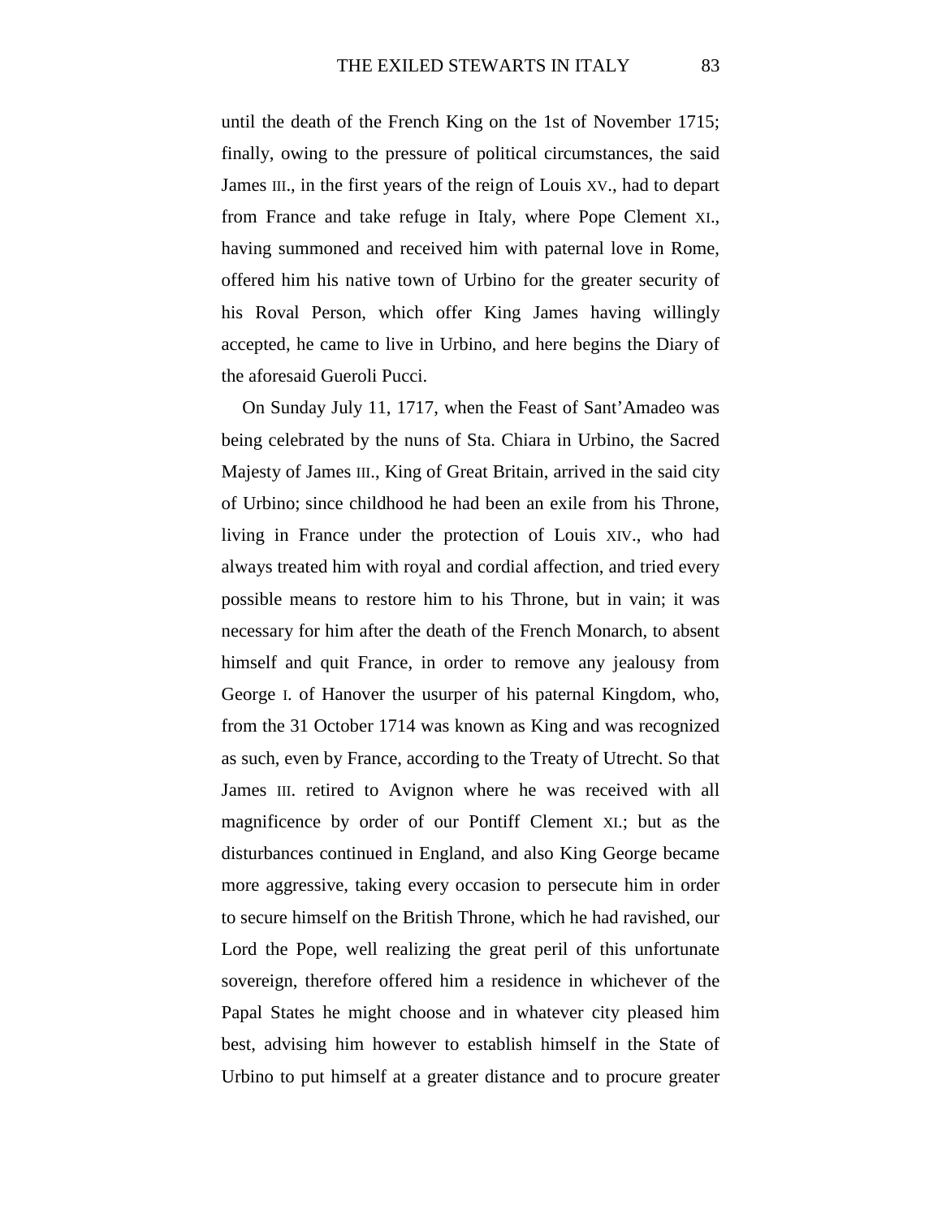until the death of the French King on the 1st of November 1715; finally, owing to the pressure of political circumstances, the said James III., in the first years of the reign of Louis XV., had to depart from France and take refuge in Italy, where Pope Clement XI., having summoned and received him with paternal love in Rome, offered him his native town of Urbino for the greater security of his Roval Person, which offer King James having willingly accepted, he came to live in Urbino, and here begins the Diary of the aforesaid Gueroli Pucci.

On Sunday July 11, 1717, when the Feast of Sant'Amadeo was being celebrated by the nuns of Sta. Chiara in Urbino, the Sacred Majesty of James III., King of Great Britain, arrived in the said city of Urbino; since childhood he had been an exile from his Throne, living in France under the protection of Louis XIV., who had always treated him with royal and cordial affection, and tried every possible means to restore him to his Throne, but in vain; it was necessary for him after the death of the French Monarch, to absent himself and quit France, in order to remove any jealousy from George I. of Hanover the usurper of his paternal Kingdom, who, from the 31 October 1714 was known as King and was recognized as such, even by France, according to the Treaty of Utrecht. So that James III. retired to Avignon where he was received with all magnificence by order of our Pontiff Clement XI.; but as the disturbances continued in England, and also King George became more aggressive, taking every occasion to persecute him in order to secure himself on the British Throne, which he had ravished, our Lord the Pope, well realizing the great peril of this unfortunate sovereign, therefore offered him a residence in whichever of the Papal States he might choose and in whatever city pleased him best, advising him however to establish himself in the State of Urbino to put himself at a greater distance and to procure greater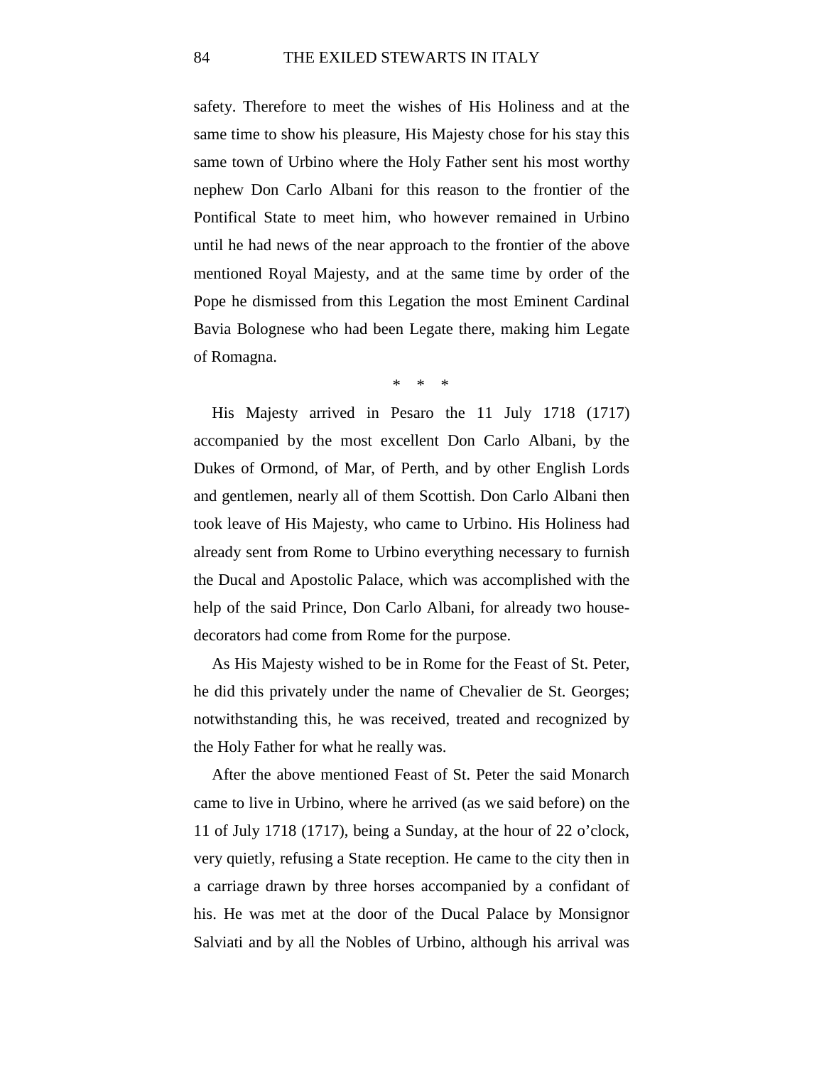safety. Therefore to meet the wishes of His Holiness and at the same time to show his pleasure, His Majesty chose for his stay this same town of Urbino where the Holy Father sent his most worthy nephew Don Carlo Albani for this reason to the frontier of the Pontifical State to meet him, who however remained in Urbino until he had news of the near approach to the frontier of the above mentioned Royal Majesty, and at the same time by order of the Pope he dismissed from this Legation the most Eminent Cardinal Bavia Bolognese who had been Legate there, making him Legate of Romagna.

\* \* \*

His Majesty arrived in Pesaro the 11 July 1718 (1717) accompanied by the most excellent Don Carlo Albani, by the Dukes of Ormond, of Mar, of Perth, and by other English Lords and gentlemen, nearly all of them Scottish. Don Carlo Albani then took leave of His Majesty, who came to Urbino. His Holiness had already sent from Rome to Urbino everything necessary to furnish the Ducal and Apostolic Palace, which was accomplished with the help of the said Prince, Don Carlo Albani, for already two house-decorators had come from Rome for the purpose.

As His Majesty wished to be in Rome for the Feast of St. Peter, he did this privately under the name of Chevalier de St. Georges; notwithstanding this, he was received, treated and recognized by the Holy Father for what he really was.

After the above mentioned Feast of St. Peter the said Monarch came to live in Urbino, where he arrived (as we said before) on the 11 of July 1718 (1717), being a Sunday, at the hour of 22 o'clock, very quietly, refusing a State reception. He came to the city then in a carriage drawn by three horses accompanied by a confidant of his. He was met at the door of the Ducal Palace by Monsignor Salviati and by all the Nobles of Urbino, although his arrival was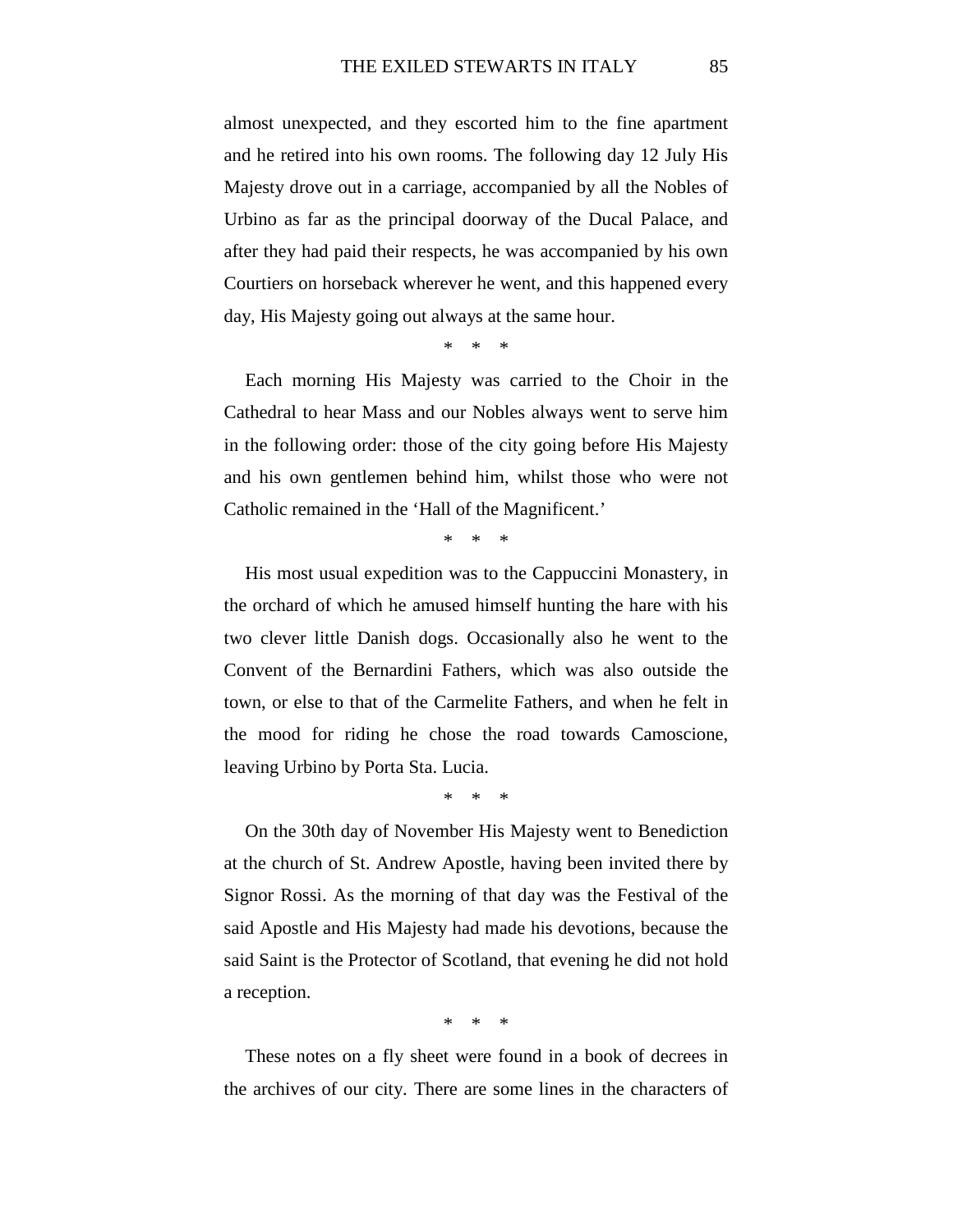almost unexpected, and they escorted him to the fine apartment and he retired into his own rooms. The following day 12 July His Majesty drove out in a carriage, accompanied by all the Nobles of Urbino as far as the principal doorway of the Ducal Palace, and after they had paid their respects, he was accompanied by his own Courtiers on horseback wherever he went, and this happened every day, His Majesty going out always at the same hour.

\* \* \*

Each morning His Majesty was carried to the Choir in the Cathedral to hear Mass and our Nobles always went to serve him in the following order: those of the city going before His Majesty and his own gentlemen behind him, whilst those who were not Catholic remained in the 'Hall of the Magnificent.'

\* \* \*

His most usual expedition was to the Cappuccini Monastery, in the orchard of which he amused himself hunting the hare with his two clever little Danish dogs. Occasionally also he went to the Convent of the Bernardini Fathers, which was also outside the town, or else to that of the Carmelite Fathers, and when he felt in the mood for riding he chose the road towards Camoscione, leaving Urbino by Porta Sta. Lucia.

\* \* \*

On the 30th day of November His Majesty went to Benediction at the church of St. Andrew Apostle, having been invited there by Signor Rossi. As the morning of that day was the Festival of the said Apostle and His Majesty had made his devotions, because the said Saint is the Protector of Scotland, that evening he did not hold a reception.

\* \* \*

These notes on a fly sheet were found in a book of decrees in the archives of our city. There are some lines in the characters of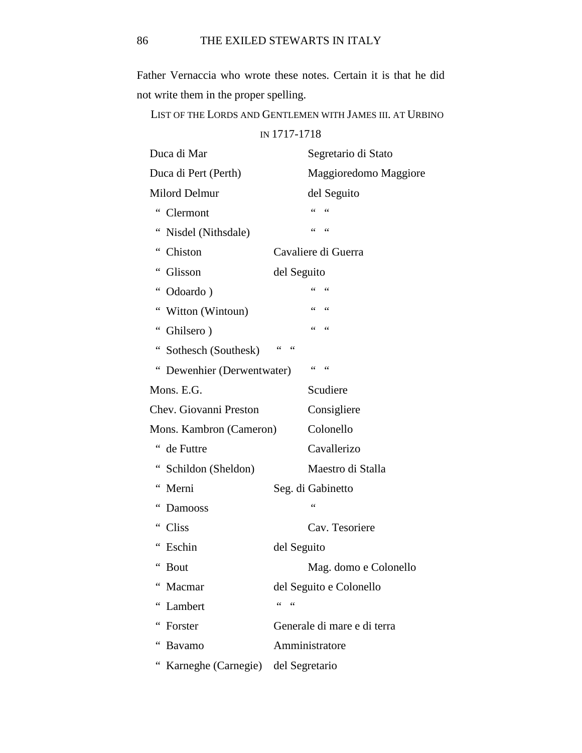Father Vernaccia who wrote these notes. Certain it is that he did not write them in the proper spelling.

LIST OF THE LORDS AND GENTLEMEN WITH JAMES III. AT URBINO IN 1717-1718

| | |
|---|---|
| Duca di Mar | Segretario di Stato |
| Duca di Pert (Perth) | Maggioredomo Maggiore |
| Milord Delmur | del Seguito |
| " Clermont | " " |
| " Nisdel (Nithsdale) | " " |
| " Chiston | Cavaliere di Guerra |
| " Glisson | del Seguito |
| " Odoardo ) | " " |
| " Witton (Wintoun) | " " |
| " Ghilsero ) | " " |
| " Sothesch (Southesk) | " " |
| " Dewenhier (Derwentwater) | " " |
| Mons. E.G. | Scudiere |
| Chev. Giovanni Preston | Consigliere |
| Mons. Kambron (Cameron) | Colonello |
| " de Futtre | Cavallerizo |
| " Schildon (Sheldon) | Maestro di Stalla |
| " Merni | Seg. di Gabinetto |
| " Damooss | " |
| " Cliss | Cav. Tesoriere |
| " Eschin | del Seguito |
| " Bout | Mag. domo e Colonello |
| " Macmar | del Seguito e Colonello |
| " Lambert | " " |
| " Forster | Generale di mare e di terra |
| " Bavamo | Amministratore |
| " Karneghe (Carnegie) | del Segretario |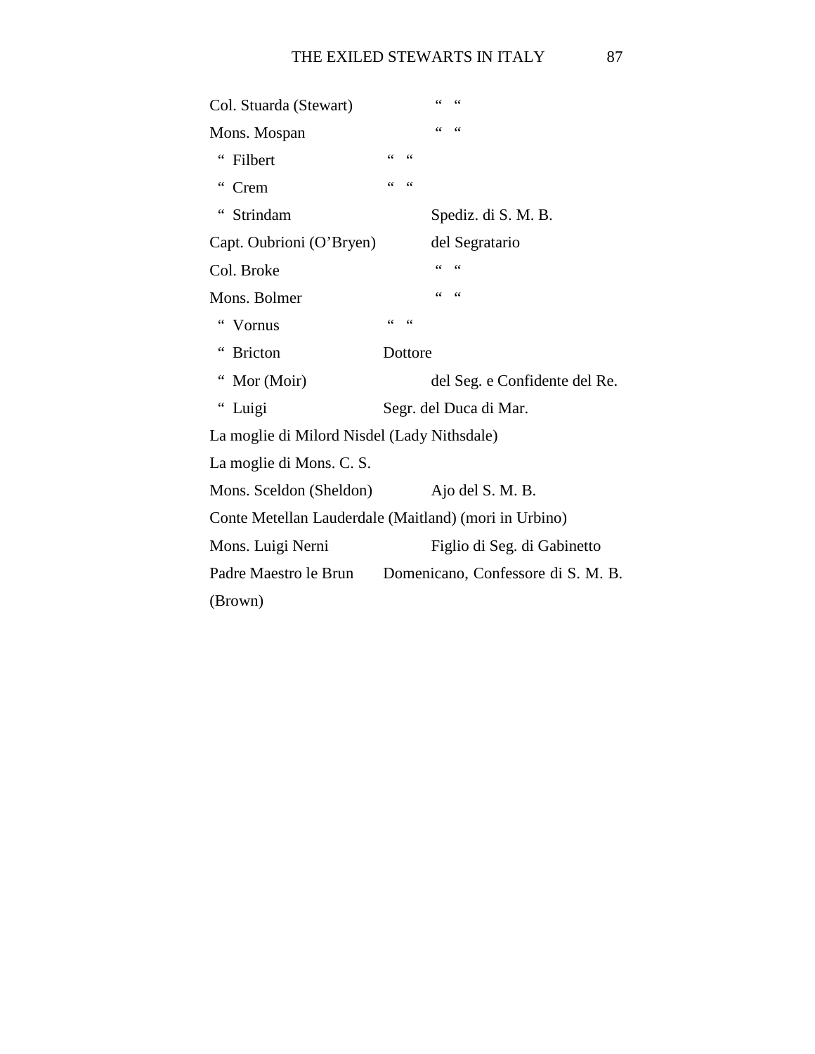| | |
|---|---|
| Col. Stuarda (Stewart) | “ “ |
| Mons. Mospan | “ “ |
| “ Filbert | “ “ |
| “ Crem | “ “ |
| “ Strindam | Spediz. di S. M. B. |
| Capt. Oubrioni (O’Bryen) | del Segratario |
| Col. Broke | “ “ |
| Mons. Bolmer | “ “ |
| “ Vornus | “ “ |
| “ Bricton | Dottore |
| “ Mor (Moir) | del Seg. e Confidente del Re. |
| “ Luigi | Segr. del Duca di Mar. |

La moglie di Milord Nisdel (Lady Nithsdale)

La moglie di Mons. C. S.

| | |
|---|---|
| Mons. Sceldon (Sheldon) | Ajo del S. M. B. |

Conte Metellan Lauderdale (Maitland) (mori in Urbino)

| | |
|---|---|
| Mons. Luigi Nerni | Figlio di Seg. di Gabinetto |
| Padre Maestro le Brun (Brown) | Domenicano, Confessore di S. M. B. |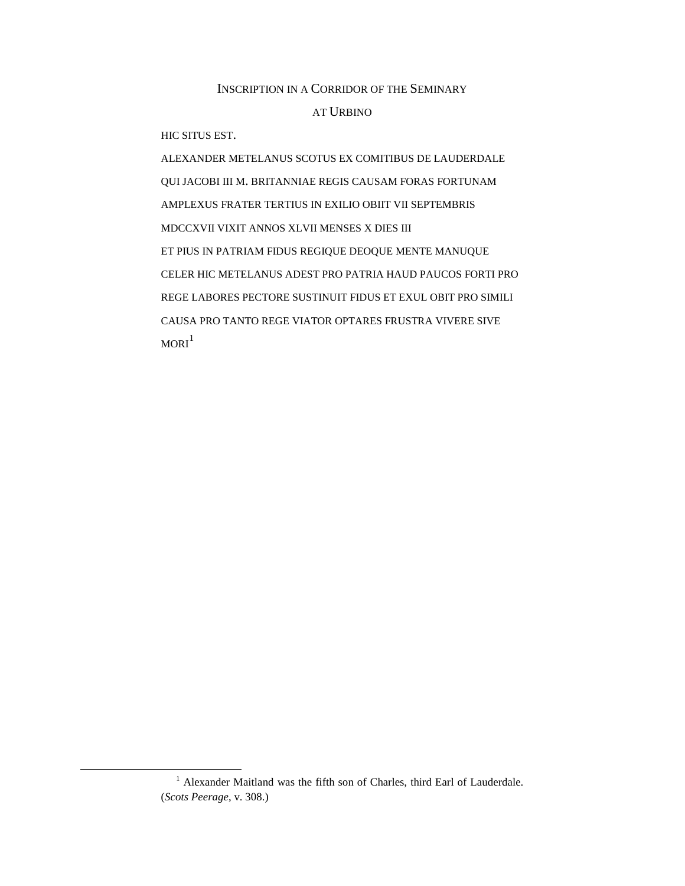## Inscription in a Corridor of the Seminary at Urbino

HIC SITUS EST.

ALEXANDER METELANUS SCOTUS EX COMITIBUS DE LAUDERDALE

QUI JACOBI III M. BRITANNIAE REGIS CAUSAM FORAS FORTUNAM

AMPLEXUS FRATER TERTIUS IN EXILIO OBIIT VII SEPTEMBRIS

MDCCXVII VIXIT ANNOS XLVII MENSES X DIES III

ET PIUS IN PATRIAM FIDUS REGIQUE DEOQUE MENTE MANUQUE

CELER HIC METELANUS ADEST PRO PATRIA HAUD PAUCOS FORTI PRO

REGE LABORES PECTORE SUSTINUIT FIDUS ET EXUL OBIT PRO SIMILI

CAUSA PRO TANTO REGE VIATOR OPTARES FRUSTRA VIVERE SIVE

MORI[1]

---

[1] Alexander Maitland was the fifth son of Charles, third Earl of Lauderdale. (*Scots Peerage*, v. 308.)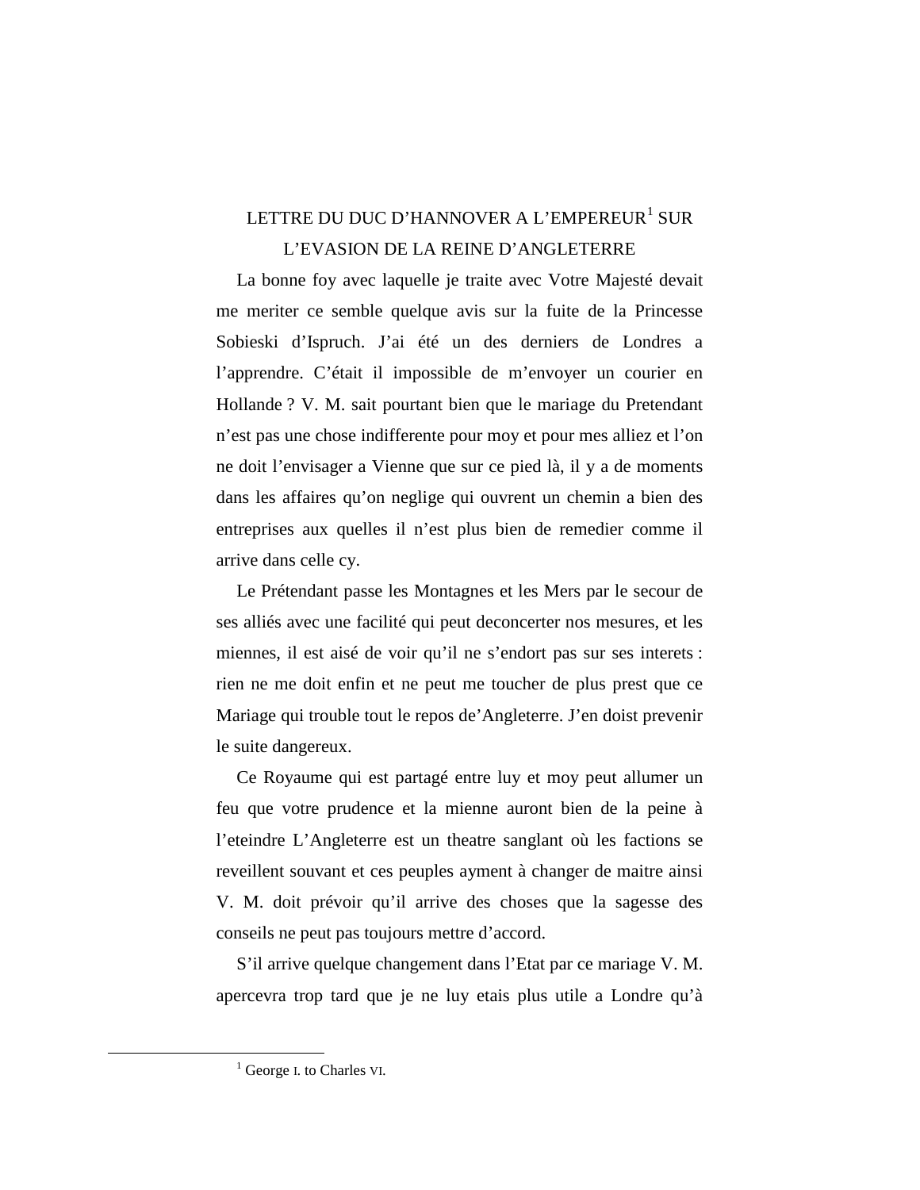# LETTRE DU DUC D'HANNOVER A L'EMPEREUR[1] SUR L'EVASION DE LA REINE D'ANGLETERRE

La bonne foy avec laquelle je traite avec Votre Majesté devait me meriter ce semble quelque avis sur la fuite de la Princesse Sobieski d'Ispruch. J'ai été un des derniers de Londres a l'apprendre. C'était il impossible de m'envoyer un courier en Hollande ? V. M. sait pourtant bien que le mariage du Pretendant n'est pas une chose indifferente pour moy et pour mes alliez et l'on ne doit l'envisager a Vienne que sur ce pied là, il y a de moments dans les affaires qu'on neglige qui ouvrent un chemin a bien des entreprises aux quelles il n'est plus bien de remedier comme il arrive dans celle cy.

Le Prétendant passe les Montagnes et les Mers par le secour de ses alliés avec une facilité qui peut deconcerter nos mesures, et les miennes, il est aisé de voir qu'il ne s'endort pas sur ses interets : rien ne me doit enfin et ne peut me toucher de plus prest que ce Mariage qui trouble tout le repos de'Angleterre. J'en doist prevenir le suite dangereux.

Ce Royaume qui est partagé entre luy et moy peut allumer un feu que votre prudence et la mienne auront bien de la peine à l'eteindre L'Angleterre est un theatre sanglant où les factions se reveillent souvant et ces peuples ayment à changer de maitre ainsi V. M. doit prévoir qu'il arrive des choses que la sagesse des conseils ne peut pas toujours mettre d'accord.

S'il arrive quelque changement dans l'Etat par ce mariage V. M. apercevra trop tard que je ne luy etais plus utile a Londre qu'à

[1] George I. to Charles VI.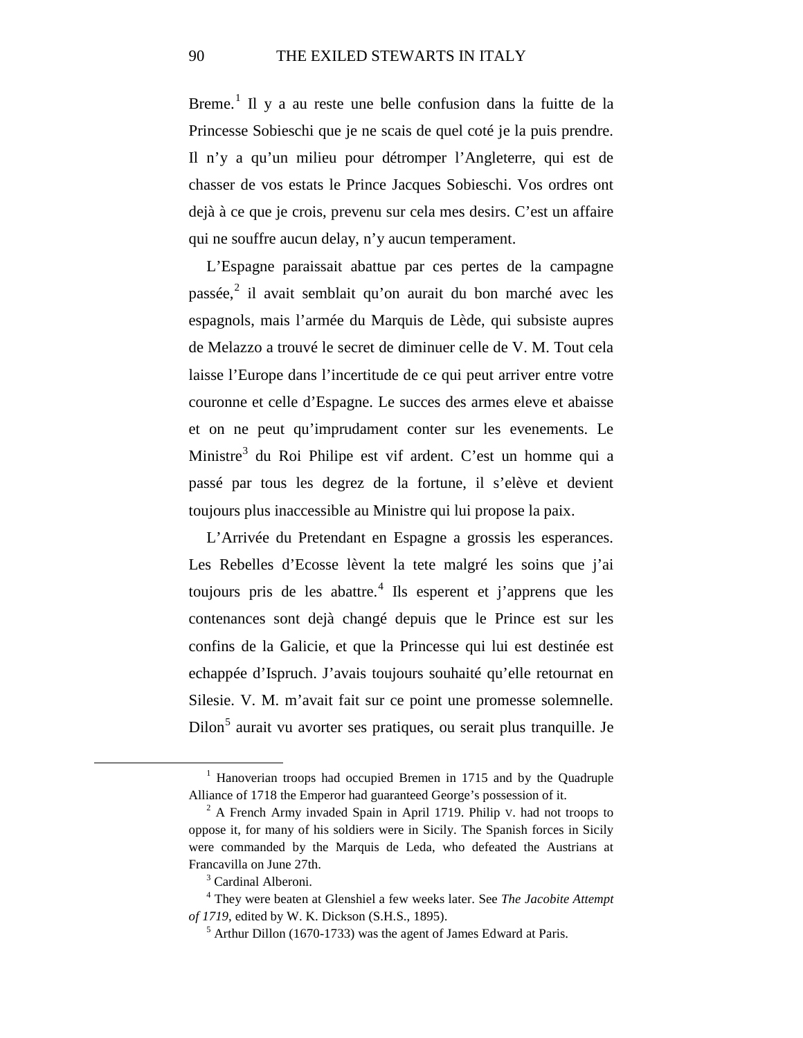Breme.[1] Il y a au reste une belle confusion dans la fuitte de la Princesse Sobieschi que je ne scais de quel coté je la puis prendre. Il n'y a qu'un milieu pour détromper l'Angleterre, qui est de chasser de vos estats le Prince Jacques Sobieschi. Vos ordres ont dejà à ce que je crois, prevenu sur cela mes desirs. C'est un affaire qui ne souffre aucun delay, n'y aucun temperament.

L'Espagne paraissait abattue par ces pertes de la campagne passée,[2] il avait semblait qu'on aurait du bon marché avec les espagnols, mais l'armée du Marquis de Lède, qui subsiste aupres de Melazzo a trouvé le secret de diminuer celle de V. M. Tout cela laisse l'Europe dans l'incertitude de ce qui peut arriver entre votre couronne et celle d'Espagne. Le succes des armes eleve et abaisse et on ne peut qu'imprudament conter sur les evenements. Le Ministre[3] du Roi Philipe est vif ardent. C'est un homme qui a passé par tous les degrez de la fortune, il s'elève et devient toujours plus inaccessible au Ministre qui lui propose la paix.

L'Arrivée du Pretendant en Espagne a grossis les esperances. Les Rebelles d'Ecosse lèvent la tete malgré les soins que j'ai toujours pris de les abattre.[4] Ils esperent et j'apprens que les contenances sont dejà changé depuis que le Prince est sur les confins de la Galicie, et que la Princesse qui lui est destinée est echappée d'Ispruch. J'avais toujours souhaité qu'elle retournat en Silesie. V. M. m'avait fait sur ce point une promesse solemnelle. Dilon[5] aurait vu avorter ses pratiques, ou serait plus tranquille. Je

---

[1] Hanoverian troops had occupied Bremen in 1715 and by the Quadruple Alliance of 1718 the Emperor had guaranteed George's possession of it.

[2] A French Army invaded Spain in April 1719. Philip V. had not troops to oppose it, for many of his soldiers were in Sicily. The Spanish forces in Sicily were commanded by the Marquis de Leda, who defeated the Austrians at Francavilla on June 27th.

[3] Cardinal Alberoni.

[4] They were beaten at Glenshiel a few weeks later. See *The Jacobite Attempt of 1719*, edited by W. K. Dickson (S.H.S., 1895).

[5] Arthur Dillon (1670-1733) was the agent of James Edward at Paris.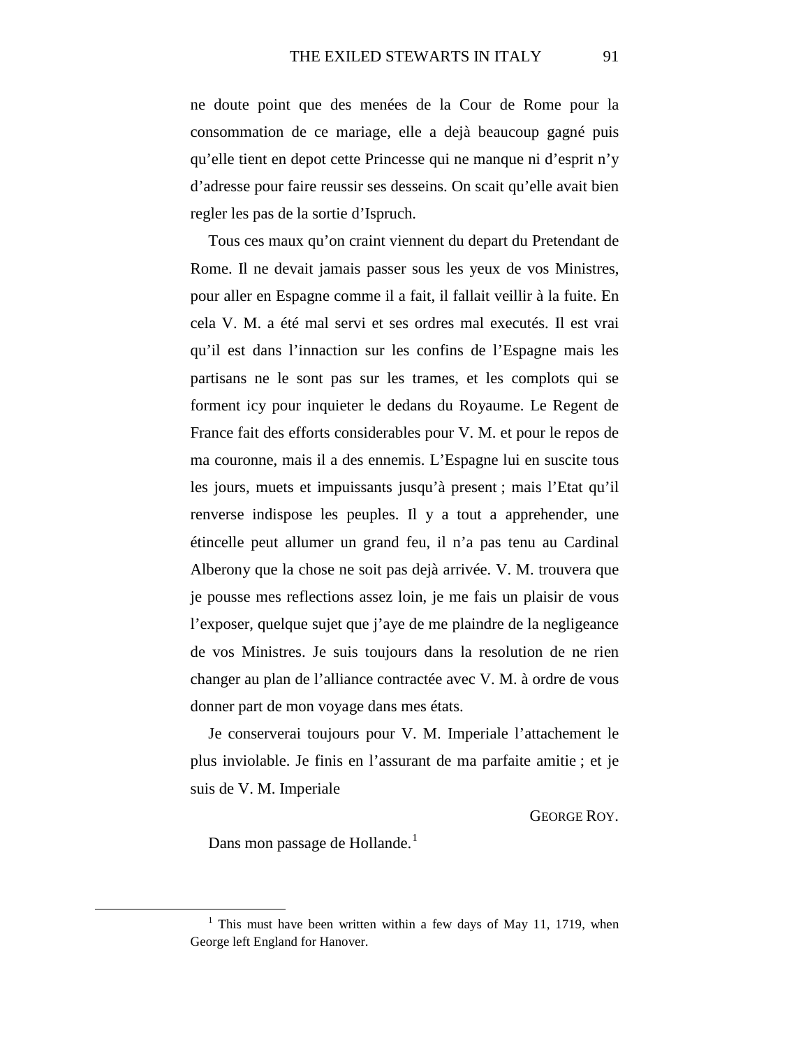ne doute point que des menées de la Cour de Rome pour la consommation de ce mariage, elle a dejà beaucoup gagné puis qu'elle tient en depot cette Princesse qui ne manque ni d'esprit n'y d'adresse pour faire reussir ses desseins. On scait qu'elle avait bien regler les pas de la sortie d'Ispruch.

Tous ces maux qu'on craint viennent du depart du Pretendant de Rome. Il ne devait jamais passer sous les yeux de vos Ministres, pour aller en Espagne comme il a fait, il fallait veillir à la fuite. En cela V. M. a été mal servi et ses ordres mal executés. Il est vrai qu'il est dans l'innaction sur les confins de l'Espagne mais les partisans ne le sont pas sur les trames, et les complots qui se forment icy pour inquieter le dedans du Royaume. Le Regent de France fait des efforts considerables pour V. M. et pour le repos de ma couronne, mais il a des ennemis. L'Espagne lui en suscite tous les jours, muets et impuissants jusqu'à present ; mais l'Etat qu'il renverse indispose les peuples. Il y a tout a apprehender, une étincelle peut allumer un grand feu, il n'a pas tenu au Cardinal Alberony que la chose ne soit pas dejà arrivée. V. M. trouvera que je pousse mes reflections assez loin, je me fais un plaisir de vous l'exposer, quelque sujet que j'aye de me plaindre de la negligeance de vos Ministres. Je suis toujours dans la resolution de ne rien changer au plan de l'alliance contractée avec V. M. à ordre de vous donner part de mon voyage dans mes états.

Je conserverai toujours pour V. M. Imperiale l'attachement le plus inviolable. Je finis en l'assurant de ma parfaite amitie ; et je suis de V. M. Imperiale

GEORGE ROY.

Dans mon passage de Hollande.[1]

---

[1] This must have been written within a few days of May 11, 1719, when George left England for Hanover.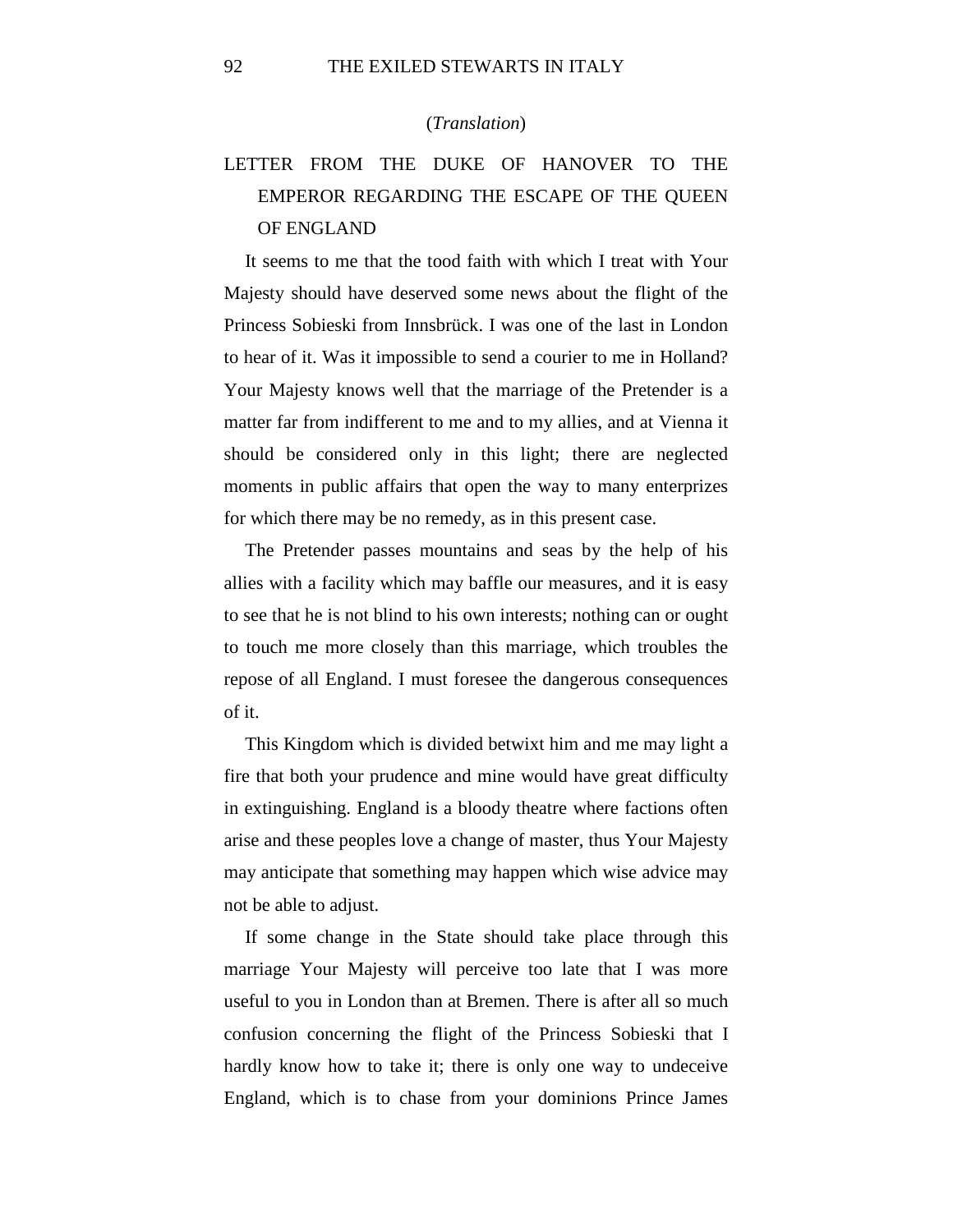(*Translation*)

## LETTER FROM THE DUKE OF HANOVER TO THE EMPEROR REGARDING THE ESCAPE OF THE QUEEN OF ENGLAND

It seems to me that the tood faith with which I treat with Your Majesty should have deserved some news about the flight of the Princess Sobieski from Innsbrück. I was one of the last in London to hear of it. Was it impossible to send a courier to me in Holland? Your Majesty knows well that the marriage of the Pretender is a matter far from indifferent to me and to my allies, and at Vienna it should be considered only in this light; there are neglected moments in public affairs that open the way to many enterprizes for which there may be no remedy, as in this present case.

The Pretender passes mountains and seas by the help of his allies with a facility which may baffle our measures, and it is easy to see that he is not blind to his own interests; nothing can or ought to touch me more closely than this marriage, which troubles the repose of all England. I must foresee the dangerous consequences of it.

This Kingdom which is divided betwixt him and me may light a fire that both your prudence and mine would have great difficulty in extinguishing. England is a bloody theatre where factions often arise and these peoples love a change of master, thus Your Majesty may anticipate that something may happen which wise advice may not be able to adjust.

If some change in the State should take place through this marriage Your Majesty will perceive too late that I was more useful to you in London than at Bremen. There is after all so much confusion concerning the flight of the Princess Sobieski that I hardly know how to take it; there is only one way to undeceive England, which is to chase from your dominions Prince James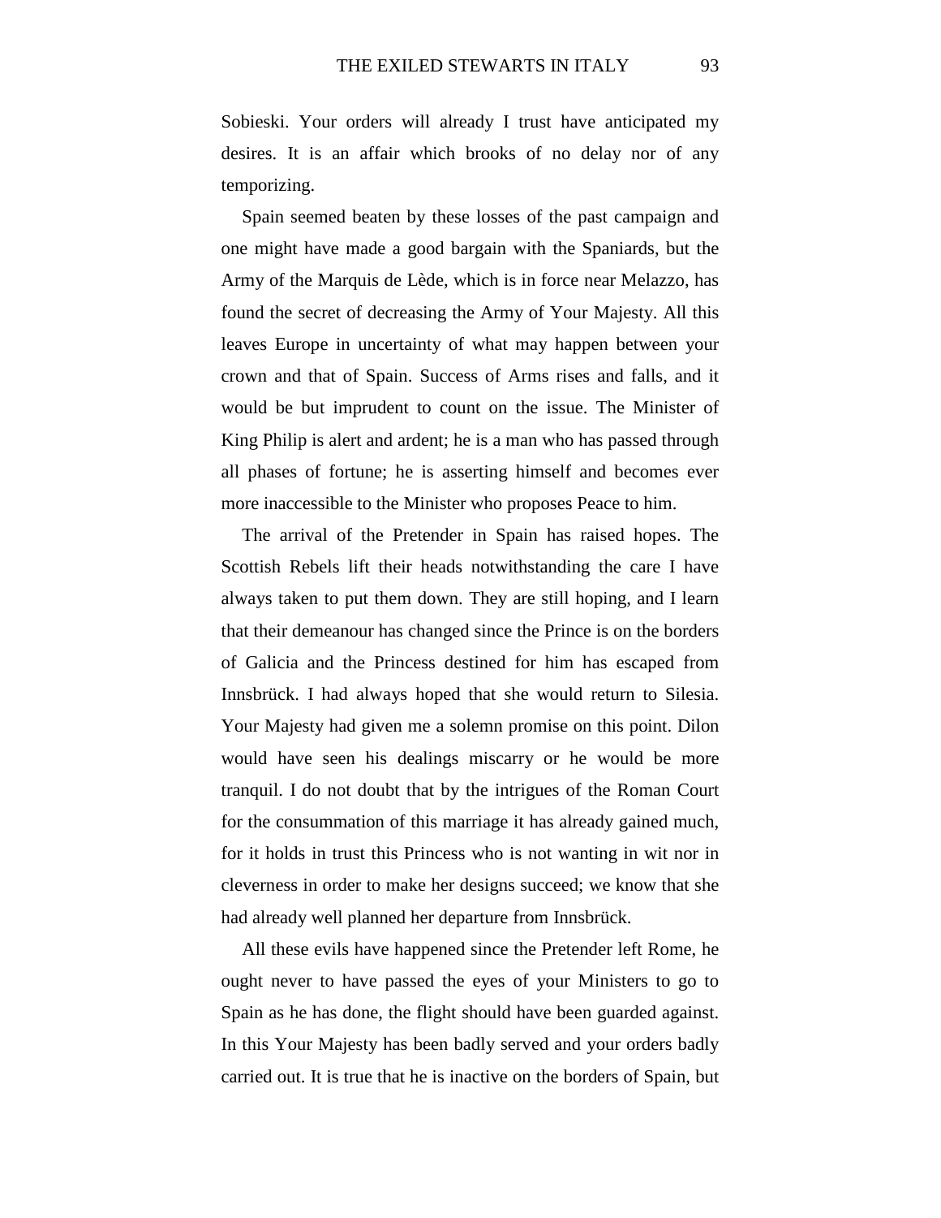Sobieski. Your orders will already I trust have anticipated my desires. It is an affair which brooks of no delay nor of any temporizing.

Spain seemed beaten by these losses of the past campaign and one might have made a good bargain with the Spaniards, but the Army of the Marquis de Lède, which is in force near Melazzo, has found the secret of decreasing the Army of Your Majesty. All this leaves Europe in uncertainty of what may happen between your crown and that of Spain. Success of Arms rises and falls, and it would be but imprudent to count on the issue. The Minister of King Philip is alert and ardent; he is a man who has passed through all phases of fortune; he is asserting himself and becomes ever more inaccessible to the Minister who proposes Peace to him.

The arrival of the Pretender in Spain has raised hopes. The Scottish Rebels lift their heads notwithstanding the care I have always taken to put them down. They are still hoping, and I learn that their demeanour has changed since the Prince is on the borders of Galicia and the Princess destined for him has escaped from Innsbrück. I had always hoped that she would return to Silesia. Your Majesty had given me a solemn promise on this point. Dilon would have seen his dealings miscarry or he would be more tranquil. I do not doubt that by the intrigues of the Roman Court for the consummation of this marriage it has already gained much, for it holds in trust this Princess who is not wanting in wit nor in cleverness in order to make her designs succeed; we know that she had already well planned her departure from Innsbrück.

All these evils have happened since the Pretender left Rome, he ought never to have passed the eyes of your Ministers to go to Spain as he has done, the flight should have been guarded against. In this Your Majesty has been badly served and your orders badly carried out. It is true that he is inactive on the borders of Spain, but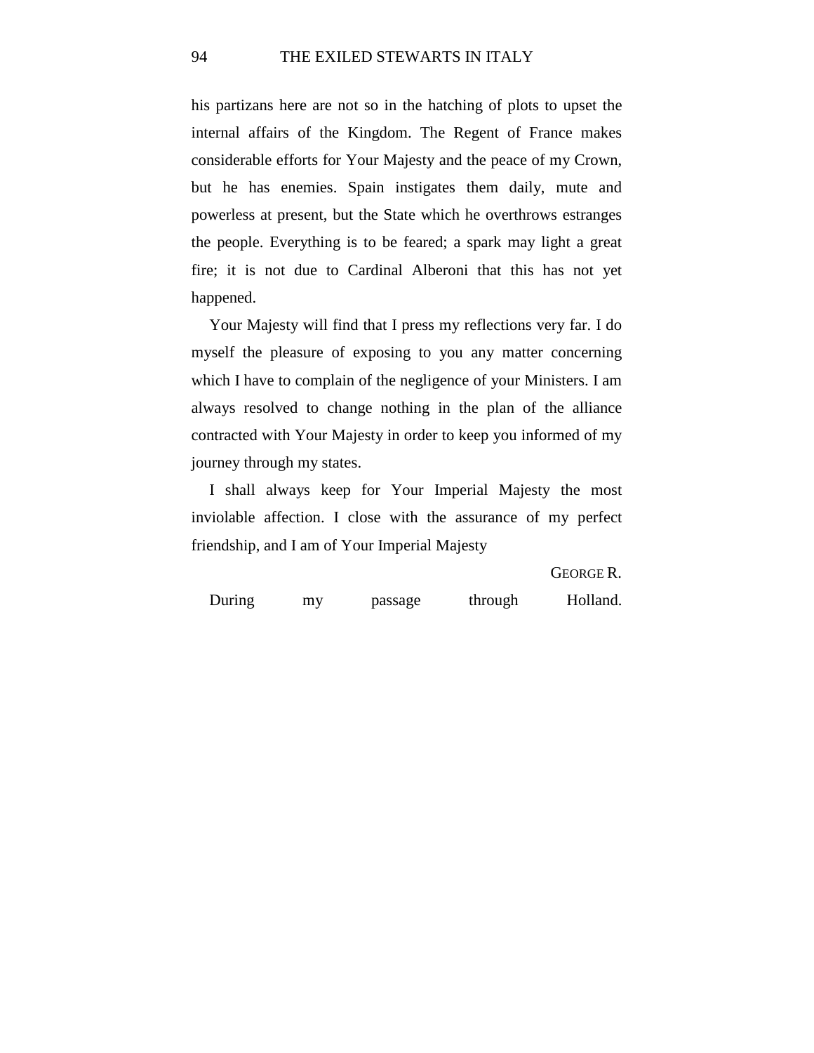his partizans here are not so in the hatching of plots to upset the internal affairs of the Kingdom. The Regent of France makes considerable efforts for Your Majesty and the peace of my Crown, but he has enemies. Spain instigates them daily, mute and powerless at present, but the State which he overthrows estranges the people. Everything is to be feared; a spark may light a great fire; it is not due to Cardinal Alberoni that this has not yet happened.

Your Majesty will find that I press my reflections very far. I do myself the pleasure of exposing to you any matter concerning which I have to complain of the negligence of your Ministers. I am always resolved to change nothing in the plan of the alliance contracted with Your Majesty in order to keep you informed of my journey through my states.

I shall always keep for Your Imperial Majesty the most inviolable affection. I close with the assurance of my perfect friendship, and I am of Your Imperial Majesty

GEORGE R.

During my passage through Holland.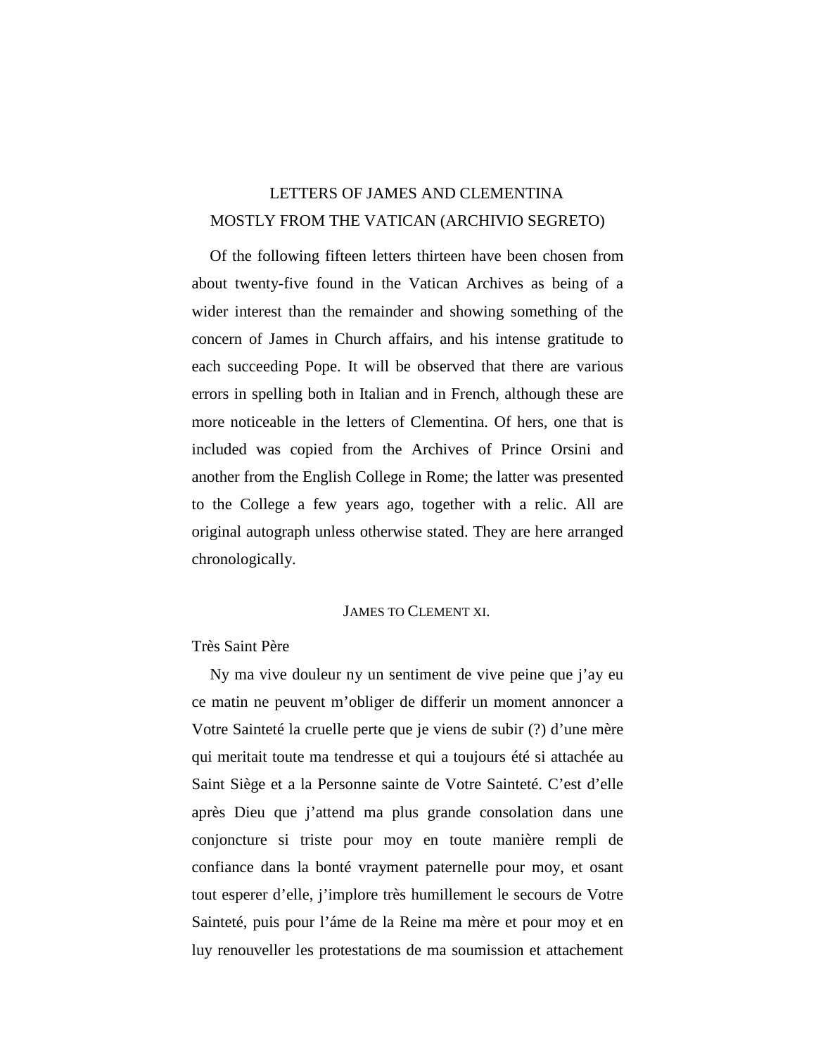# LETTERS OF JAMES AND CLEMENTINA MOSTLY FROM THE VATICAN (ARCHIVIO SEGRETO)

Of the following fifteen letters thirteen have been chosen from about twenty-five found in the Vatican Archives as being of a wider interest than the remainder and showing something of the concern of James in Church affairs, and his intense gratitude to each succeeding Pope. It will be observed that there are various errors in spelling both in Italian and in French, although these are more noticeable in the letters of Clementina. Of hers, one that is included was copied from the Archives of Prince Orsini and another from the English College in Rome; the latter was presented to the College a few years ago, together with a relic. All are original autograph unless otherwise stated. They are here arranged chronologically.

## JAMES TO CLEMENT XI.

Très Saint Père

Ny ma vive douleur ny un sentiment de vive peine que j'ay eu ce matin ne peuvent m'obliger de differir un moment annoncer a Votre Sainteté la cruelle perte que je viens de subir (?) d'une mère qui meritait toute ma tendresse et qui a toujours été si attachée au Saint Siège et a la Personne sainte de Votre Sainteté. C'est d'elle après Dieu que j'attend ma plus grande consolation dans une conjoncture si triste pour moy en toute manière rempli de confiance dans la bonté vrayment paternelle pour moy, et osant tout esperer d'elle, j'implore très humillement le secours de Votre Sainteté, puis pour l'áme de la Reine ma mère et pour moy et en luy renouveller les protestations de ma soumission et attachement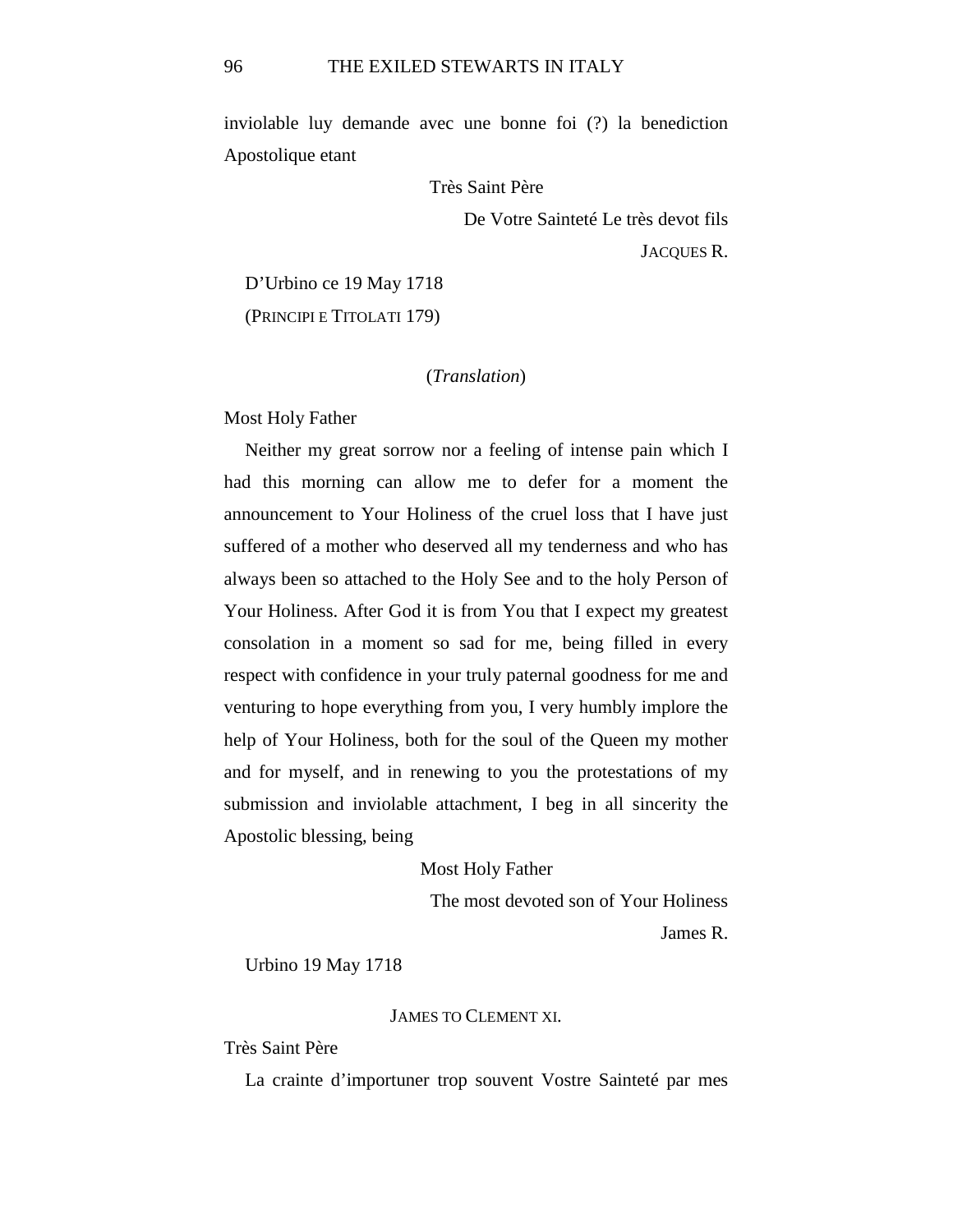inviolable luy demande avec une bonne foi (?) la benediction Apostolique etant

Très Saint Père

De Votre Sainteté Le très devot fils

JACQUES R.

D'Urbino ce 19 May 1718

(PRINCIPI E TITOLATI 179)

(*Translation*)

Most Holy Father

Neither my great sorrow nor a feeling of intense pain which I had this morning can allow me to defer for a moment the announcement to Your Holiness of the cruel loss that I have just suffered of a mother who deserved all my tenderness and who has always been so attached to the Holy See and to the holy Person of Your Holiness. After God it is from You that I expect my greatest consolation in a moment so sad for me, being filled in every respect with confidence in your truly paternal goodness for me and venturing to hope everything from you, I very humbly implore the help of Your Holiness, both for the soul of the Queen my mother and for myself, and in renewing to you the protestations of my submission and inviolable attachment, I beg in all sincerity the Apostolic blessing, being

Most Holy Father

The most devoted son of Your Holiness

James R.

Urbino 19 May 1718

JAMES TO CLEMENT XI.

Très Saint Père

La crainte d'importuner trop souvent Vostre Sainteté par mes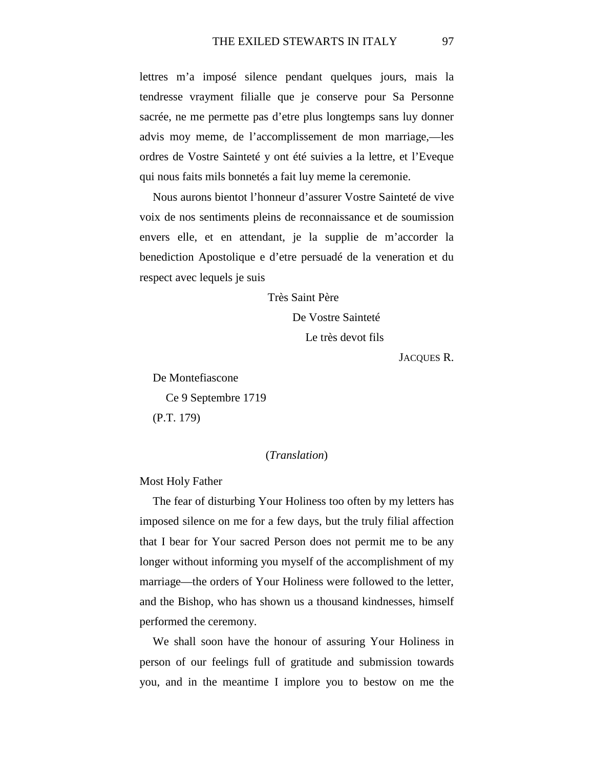lettres m’a imposé silence pendant quelques jours, mais la tendresse vrayment filialle que je conserve pour Sa Personne sacrée, ne me permette pas d’etre plus longtemps sans luy donner advis moy meme, de l’accomplissement de mon marriage,—les ordres de Vostre Sainteté y ont été suivies a la lettre, et l’Eveque qui nous faits mils bonnetés a fait luy meme la ceremonie.

Nous aurons bientot l’honneur d’assurer Vostre Sainteté de vive voix de nos sentiments pleins de reconnaissance et de soumission envers elle, et en attendant, je la supplie de m’accorder la benediction Apostolique e d’etre persuadé de la veneration et du respect avec lequels je suis

Très Saint Père

De Vostre Sainteté

Le très devot fils

JACQUES R.

De Montefiascone

Ce 9 Septembre 1719

(P.T. 179)

(*Translation*)

Most Holy Father

The fear of disturbing Your Holiness too often by my letters has imposed silence on me for a few days, but the truly filial affection that I bear for Your sacred Person does not permit me to be any longer without informing you myself of the accomplishment of my marriage—the orders of Your Holiness were followed to the letter, and the Bishop, who has shown us a thousand kindnesses, himself performed the ceremony.

We shall soon have the honour of assuring Your Holiness in person of our feelings full of gratitude and submission towards you, and in the meantime I implore you to bestow on me the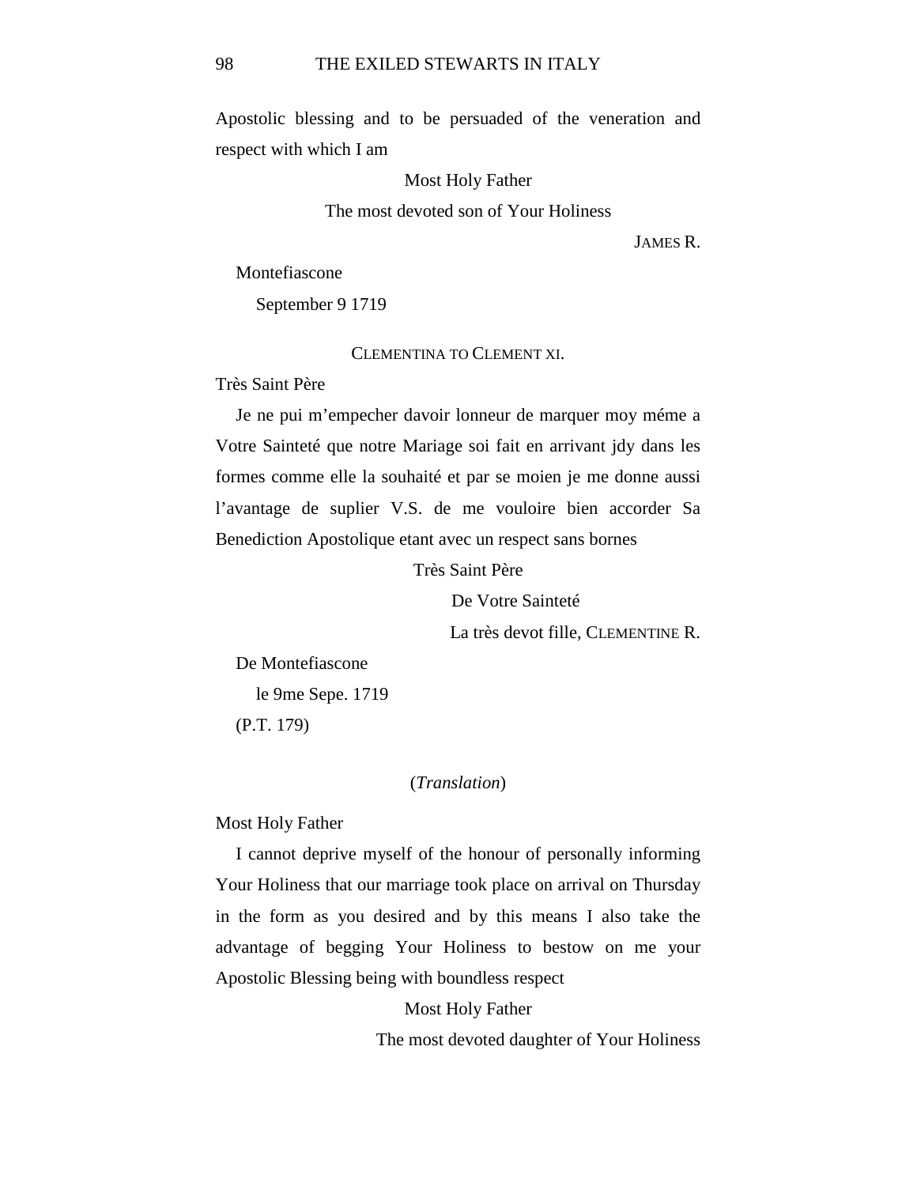Apostolic blessing and to be persuaded of the veneration and respect with which I am

Most Holy Father

The most devoted son of Your Holiness

JAMES R.

Montefiascone

September 9 1719

CLEMENTINA TO CLEMENT XI.

Très Saint Père

Je ne pui m'empecher davoir lonneur de marquer moy méme a Votre Sainteté que notre Mariage soi fait en arrivant jdy dans les formes comme elle la souhaité et par se moien je me donne aussi l'avantage de suplier V.S. de me vouloire bien accorder Sa Benediction Apostolique etant avec un respect sans bornes

Très Saint Père

De Votre Sainteté

La très devot fille, CLEMENTINE R.

De Montefiascone

le 9me Sepe. 1719

(P.T. 179)

(*Translation*)

Most Holy Father

I cannot deprive myself of the honour of personally informing Your Holiness that our marriage took place on arrival on Thursday in the form as you desired and by this means I also take the advantage of begging Your Holiness to bestow on me your Apostolic Blessing being with boundless respect

Most Holy Father

The most devoted daughter of Your Holiness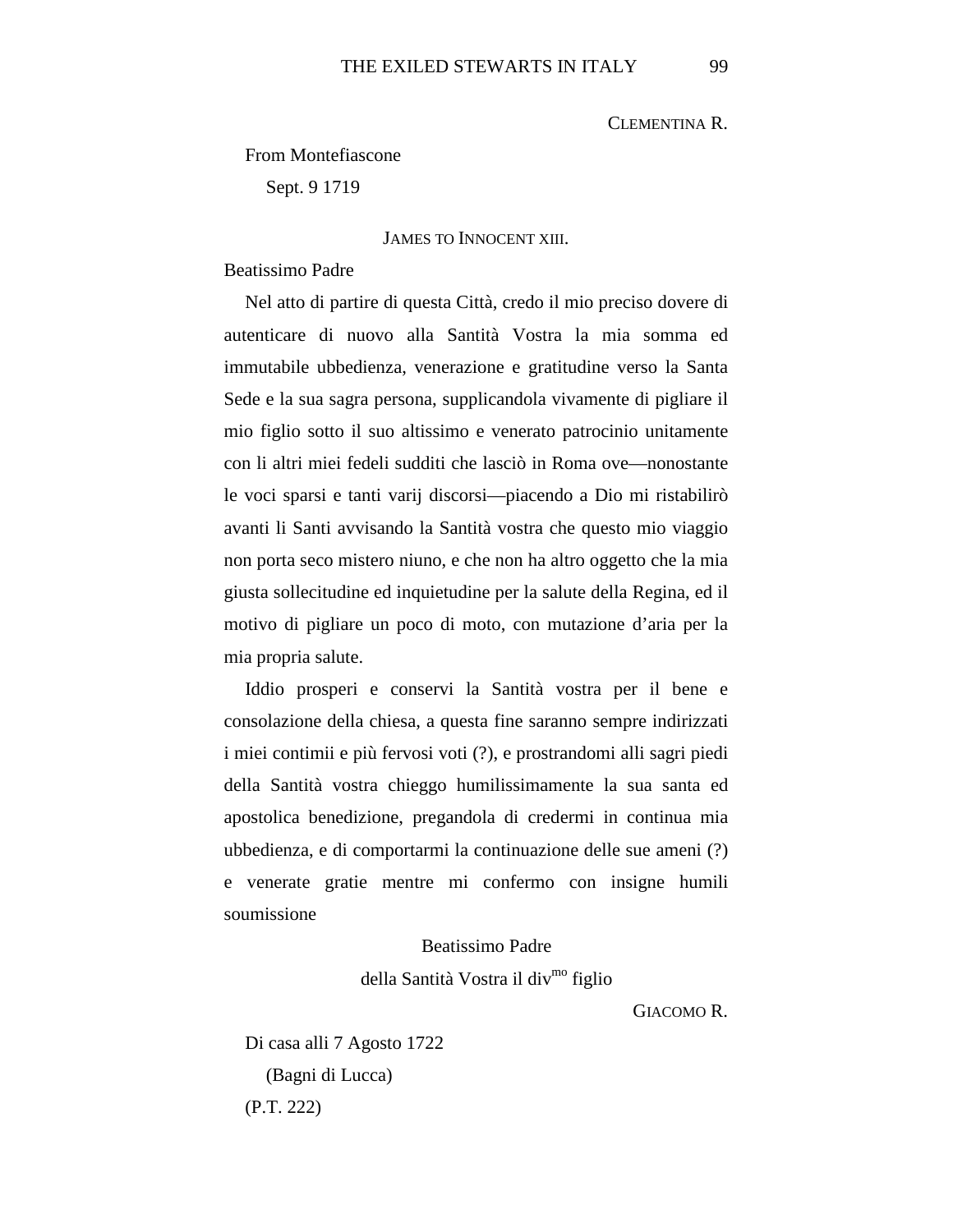Clementina R.

From Montefiascone
Sept. 9 1719

James to Innocent xiii.

Beatissimo Padre

Nel atto di partire di questa Città, credo il mio preciso dovere di autenticare di nuovo alla Santità Vostra la mia somma ed immutabile ubbedienza, venerazione e gratitudine verso la Santa Sede e la sua sagra persona, supplicandola vivamente di pigliare il mio figlio sotto il suo altissimo e venerato patrocinio unitamente con li altri miei fedeli sudditi che lasciò in Roma ove—nonostante le voci sparsi e tanti varij discorsi—piacendo a Dio mi ristabilirò avanti li Santi avvisando la Santità vostra che questo mio viaggio non porta seco mistero niuno, e che non ha altro oggetto che la mia giusta sollecitudine ed inquietudine per la salute della Regina, ed il motivo di pigliare un poco di moto, con mutazione d'aria per la mia propria salute.

Iddio prosperi e conservi la Santità vostra per il bene e consolazione della chiesa, a questa fine saranno sempre indirizzati i miei contimii e più fervosi voti (?), e prostrandomi alli sagri piedi della Santità vostra chieggo humilissimamente la sua santa ed apostolica benedizione, pregandola di credermi in continua mia ubbedienza, e di comportarmi la continuazione delle sue ameni (?) e venerate gratie mentre mi confermo con insigne humili soumissione

Beatissimo Padre
della Santità Vostra il div$^{mo}$ figlio

Giacomo R.

Di casa alli 7 Agosto 1722
(Bagni di Lucca)
(P.T. 222)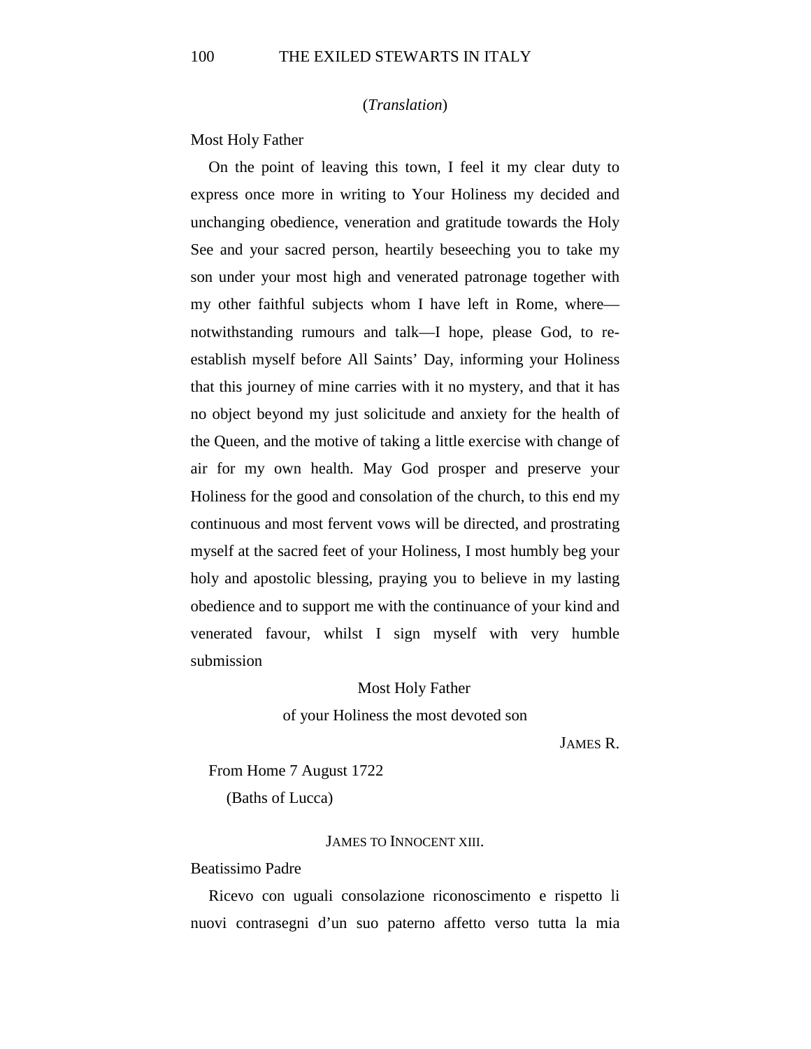(*Translation*)

Most Holy Father

On the point of leaving this town, I feel it my clear duty to express once more in writing to Your Holiness my decided and unchanging obedience, veneration and gratitude towards the Holy See and your sacred person, heartily beseeching you to take my son under your most high and venerated patronage together with my other faithful subjects whom I have left in Rome, where—notwithstanding rumours and talk—I hope, please God, to re-establish myself before All Saints' Day, informing your Holiness that this journey of mine carries with it no mystery, and that it has no object beyond my just solicitude and anxiety for the health of the Queen, and the motive of taking a little exercise with change of air for my own health. May God prosper and preserve your Holiness for the good and consolation of the church, to this end my continuous and most fervent vows will be directed, and prostrating myself at the sacred feet of your Holiness, I most humbly beg your holy and apostolic blessing, praying you to believe in my lasting obedience and to support me with the continuance of your kind and venerated favour, whilst I sign myself with very humble submission

Most Holy Father

of your Holiness the most devoted son

JAMES R.

From Home 7 August 1722

(Baths of Lucca)

JAMES TO INNOCENT XIII.

Beatissimo Padre

Ricevo con uguali consolazione riconoscimento e rispetto li nuovi contrasegni d'un suo paterno affetto verso tutta la mia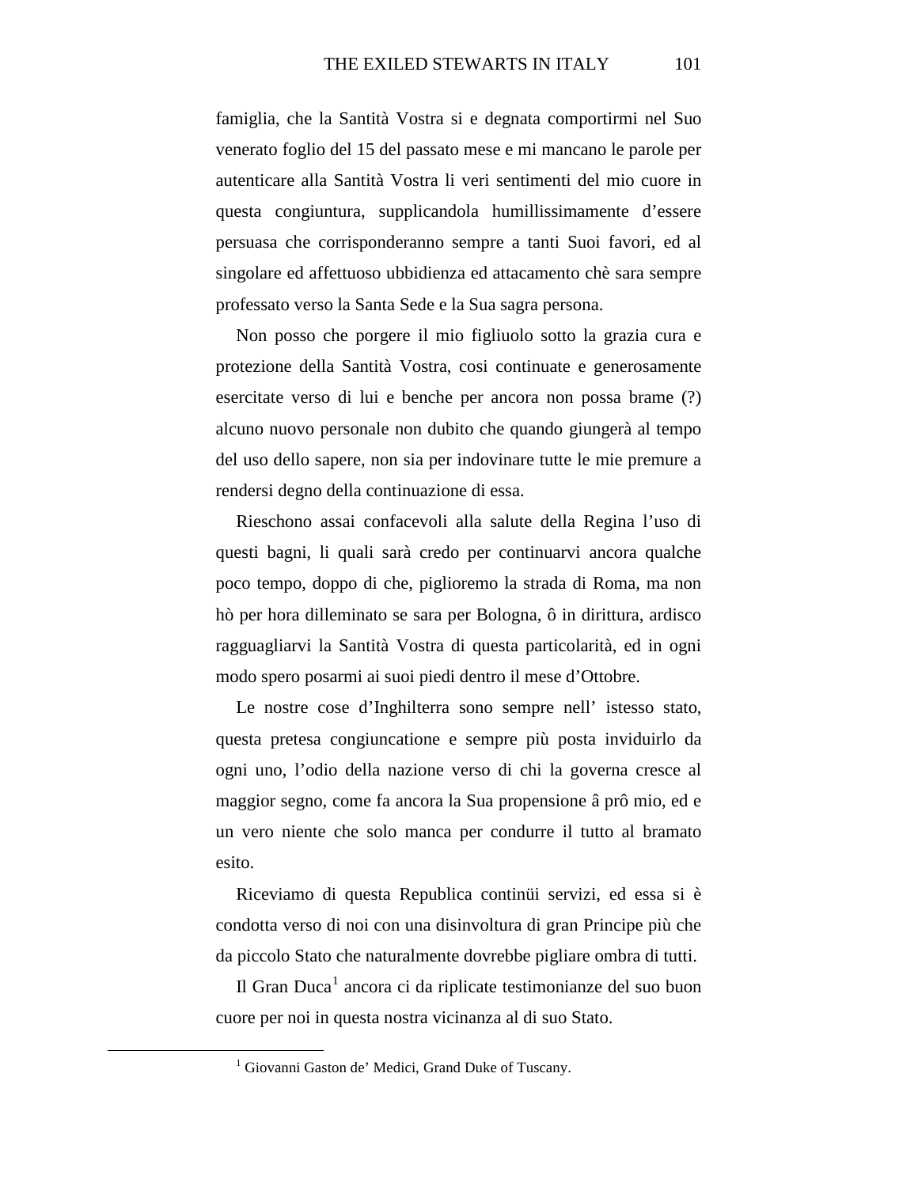famiglia, che la Santità Vostra si e degnata comportirmi nel Suo venerato foglio del 15 del passato mese e mi mancano le parole per autenticare alla Santità Vostra li veri sentimenti del mio cuore in questa congiuntura, supplicandola humillissimamente d'essere persuasa che corrisponderanno sempre a tanti Suoi favori, ed al singolare ed affettuoso ubbidienza ed attacamento chè sara sempre professato verso la Santa Sede e la Sua sagra persona.

Non posso che porgere il mio figliuolo sotto la grazia cura e protezione della Santità Vostra, cosi continuate e generosamente esercitate verso di lui e benche per ancora non possa brame (?) alcuno nuovo personale non dubito che quando giungerà al tempo del uso dello sapere, non sia per indovinare tutte le mie premure a rendersi degno della continuazione di essa.

Rieschono assai confacevoli alla salute della Regina l'uso di questi bagni, li quali sarà credo per continuarvi ancora qualche poco tempo, doppo di che, piglioremo la strada di Roma, ma non hò per hora dilleminato se sara per Bologna, ô in dirittura, ardisco ragguagliarvi la Santità Vostra di questa particolarità, ed in ogni modo spero posarmi ai suoi piedi dentro il mese d'Ottobre.

Le nostre cose d'Inghilterra sono sempre nell' istesso stato, questa pretesa congiuncatione e sempre più posta inviduirlo da ogni uno, l'odio della nazione verso di chi la governa cresce al maggior segno, come fa ancora la Sua propensione â prô mio, ed e un vero niente che solo manca per condurre il tutto al bramato esito.

Riceviamo di questa Republica continüi servizi, ed essa si è condotta verso di noi con una disinvoltura di gran Principe più che da piccolo Stato che naturalmente dovrebbe pigliare ombra di tutti.

Il Gran Duca[1] ancora ci da riplicate testimonianze del suo buon cuore per noi in questa nostra vicinanza al di suo Stato.

[1] Giovanni Gaston de' Medici, Grand Duke of Tuscany.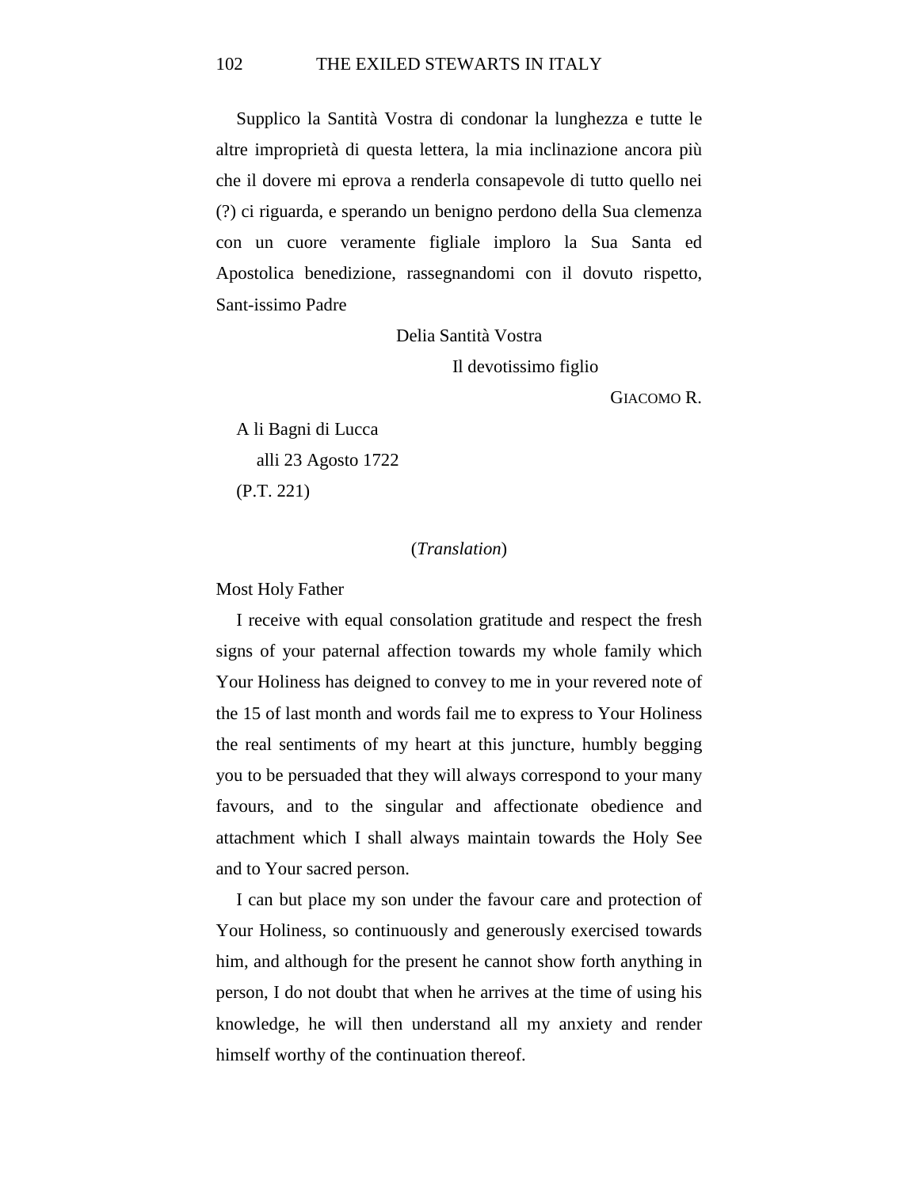Supplico la Santità Vostra di condonar la lunghezza e tutte le altre improprietà di questa lettera, la mia inclinazione ancora più che il dovere mi eprova a renderla consapevole di tutto quello nei (?) ci riguarda, e sperando un benigno perdono della Sua clemenza con un cuore veramente figliale imploro la Sua Santa ed Apostolica benedizione, rassegnandomi con il dovuto rispetto, Sant-issimo Padre

Delia Santità Vostra

Il devotissimo figlio

GIACOMO R.

A li Bagni di Lucca

alli 23 Agosto 1722

(P.T. 221)

(*Translation*)

Most Holy Father

I receive with equal consolation gratitude and respect the fresh signs of your paternal affection towards my whole family which Your Holiness has deigned to convey to me in your revered note of the 15 of last month and words fail me to express to Your Holiness the real sentiments of my heart at this juncture, humbly begging you to be persuaded that they will always correspond to your many favours, and to the singular and affectionate obedience and attachment which I shall always maintain towards the Holy See and to Your sacred person.

I can but place my son under the favour care and protection of Your Holiness, so continuously and generously exercised towards him, and although for the present he cannot show forth anything in person, I do not doubt that when he arrives at the time of using his knowledge, he will then understand all my anxiety and render himself worthy of the continuation thereof.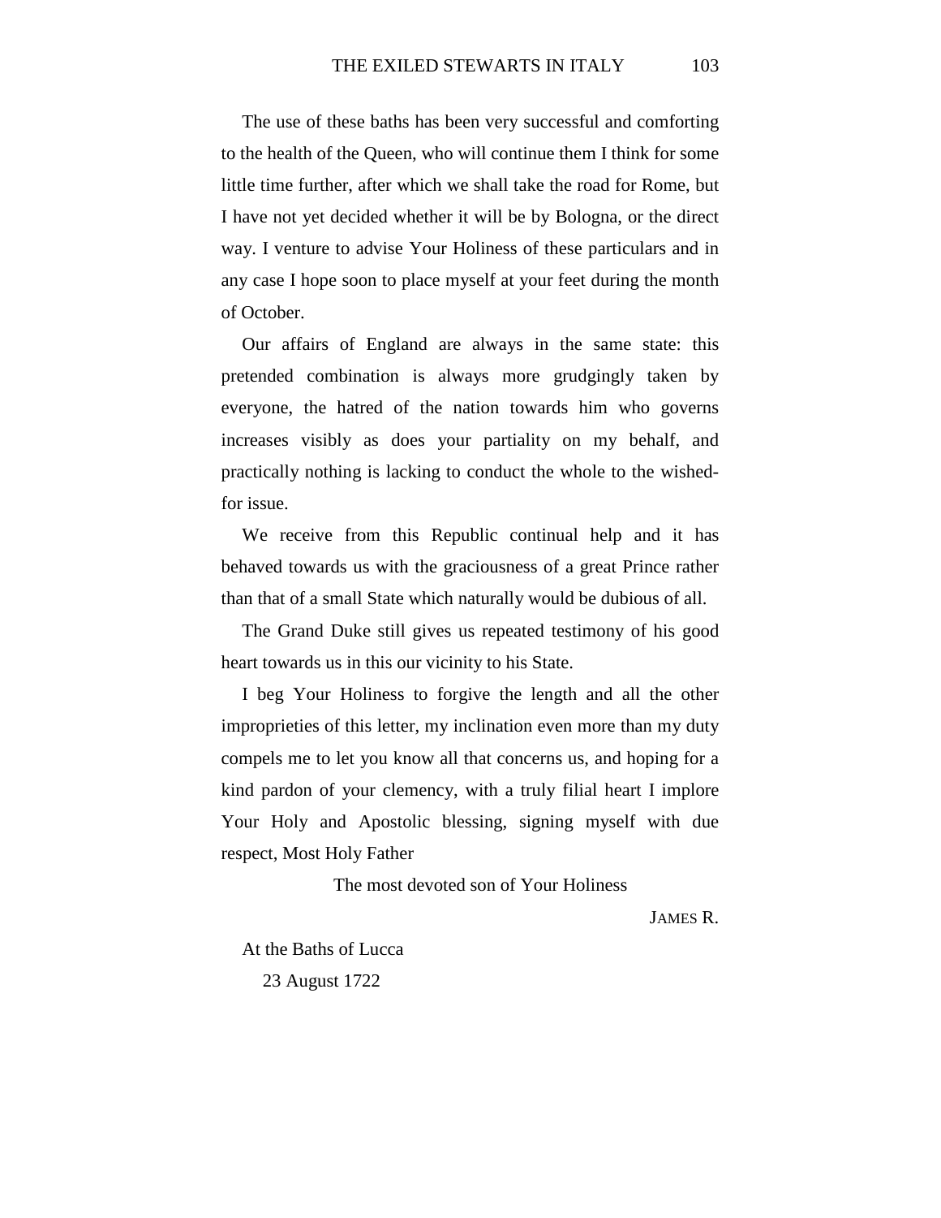The use of these baths has been very successful and comforting to the health of the Queen, who will continue them I think for some little time further, after which we shall take the road for Rome, but I have not yet decided whether it will be by Bologna, or the direct way. I venture to advise Your Holiness of these particulars and in any case I hope soon to place myself at your feet during the month of October.

Our affairs of England are always in the same state: this pretended combination is always more grudgingly taken by everyone, the hatred of the nation towards him who governs increases visibly as does your partiality on my behalf, and practically nothing is lacking to conduct the whole to the wished-for issue.

We receive from this Republic continual help and it has behaved towards us with the graciousness of a great Prince rather than that of a small State which naturally would be dubious of all.

The Grand Duke still gives us repeated testimony of his good heart towards us in this our vicinity to his State.

I beg Your Holiness to forgive the length and all the other improprieties of this letter, my inclination even more than my duty compels me to let you know all that concerns us, and hoping for a kind pardon of your clemency, with a truly filial heart I implore Your Holy and Apostolic blessing, signing myself with due respect, Most Holy Father

The most devoted son of Your Holiness

JAMES R.

At the Baths of Lucca

23 August 1722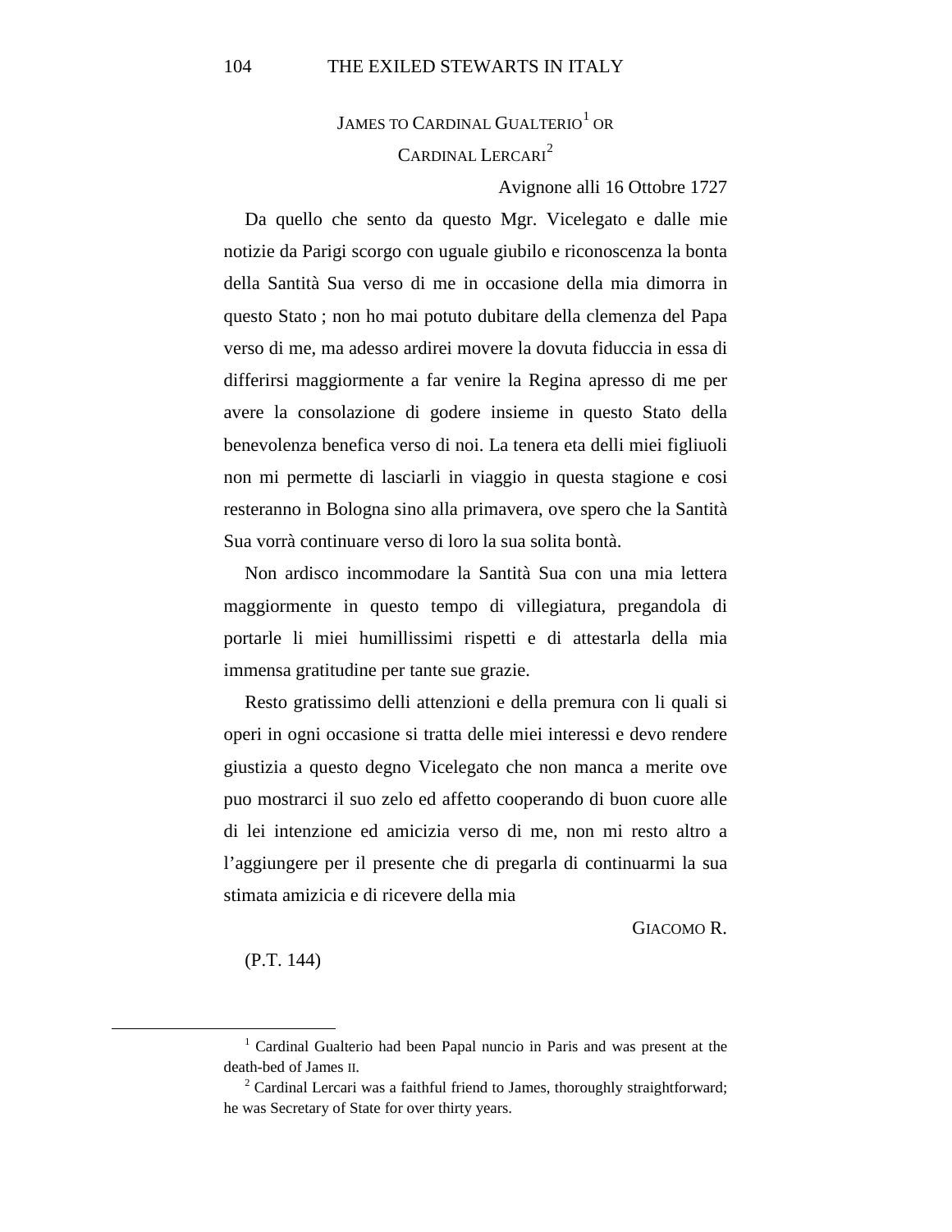### JAMES TO CARDINAL GUALTERIO[1] OR CARDINAL LERCARI[2]

Avignone alli 16 Ottobre 1727

Da quello che sento da questo Mgr. Vicelegato e dalle mie notizie da Parigi scorgo con uguale giubilo e riconoscenza la bonta della Santità Sua verso di me in occasione della mia dimorra in questo Stato ; non ho mai potuto dubitare della clemenza del Papa verso di me, ma adesso ardirei movere la dovuta fiduccia in essa di differirsi maggiormente a far venire la Regina apresso di me per avere la consolazione di godere insieme in questo Stato della benevolenza benefica verso di noi. La tenera eta delli miei figliuoli non mi permette di lasciarli in viaggio in questa stagione e cosi resteranno in Bologna sino alla primavera, ove spero che la Santità Sua vorrà continuare verso di loro la sua solita bontà.

Non ardisco incommodare la Santità Sua con una mia lettera maggiormente in questo tempo di villegiatura, pregandola di portarle li miei humillissimi rispetti e di attestarla della mia immensa gratitudine per tante sue grazie.

Resto gratissimo delli attenzioni e della premura con li quali si operi in ogni occasione si tratta delle miei interessi e devo rendere giustizia a questo degno Vicelegato che non manca a merite ove puo mostrarci il suo zelo ed affetto cooperando di buon cuore alle di lei intenzione ed amicizia verso di me, non mi resto altro a l'aggiungere per il presente che di pregarla di continuarmi la sua stimata amizicia e di ricevere della mia

GIACOMO R.

(P.T. 144)

---

[1] Cardinal Gualterio had been Papal nuncio in Paris and was present at the death-bed of James II.

[2] Cardinal Lercari was a faithful friend to James, thoroughly straightforward; he was Secretary of State for over thirty years.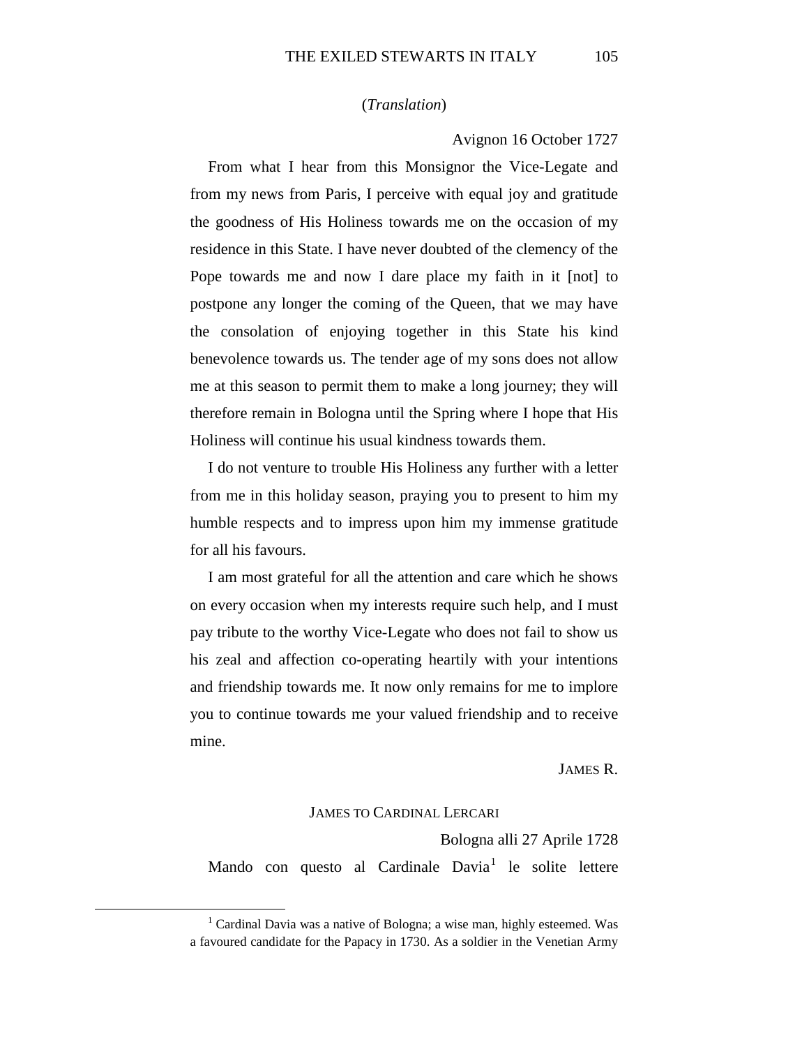(*Translation*)

Avignon 16 October 1727

From what I hear from this Monsignor the Vice-Legate and from my news from Paris, I perceive with equal joy and gratitude the goodness of His Holiness towards me on the occasion of my residence in this State. I have never doubted of the clemency of the Pope towards me and now I dare place my faith in it [not] to postpone any longer the coming of the Queen, that we may have the consolation of enjoying together in this State his kind benevolence towards us. The tender age of my sons does not allow me at this season to permit them to make a long journey; they will therefore remain in Bologna until the Spring where I hope that His Holiness will continue his usual kindness towards them.

I do not venture to trouble His Holiness any further with a letter from me in this holiday season, praying you to present to him my humble respects and to impress upon him my immense gratitude for all his favours.

I am most grateful for all the attention and care which he shows on every occasion when my interests require such help, and I must pay tribute to the worthy Vice-Legate who does not fail to show us his zeal and affection co-operating heartily with your intentions and friendship towards me. It now only remains for me to implore you to continue towards me your valued friendship and to receive mine.

JAMES R.

JAMES TO CARDINAL LERCARI

Bologna alli 27 Aprile 1728

Mando con questo al Cardinale Davia[1] le solite lettere

[1] Cardinal Davia was a native of Bologna; a wise man, highly esteemed. Was a favoured candidate for the Papacy in 1730. As a soldier in the Venetian Army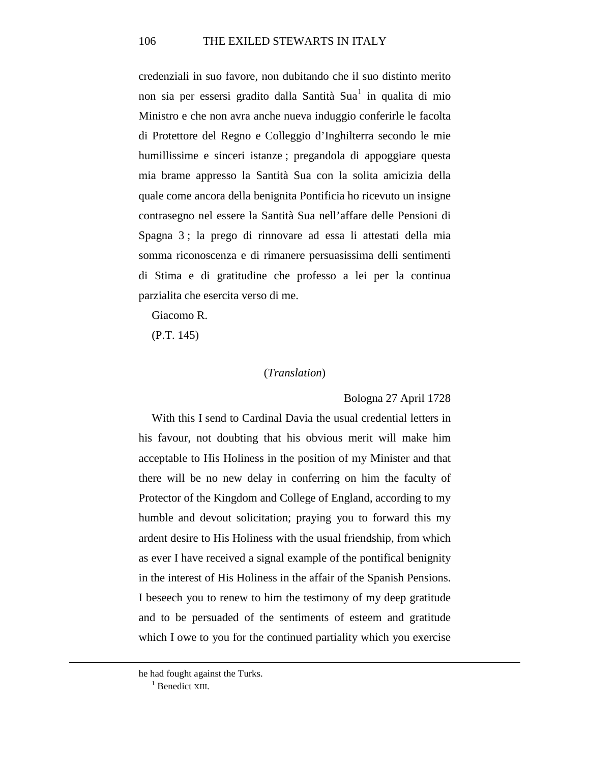credenziali in suo favore, non dubitando che il suo distinto merito non sia per essersi gradito dalla Santità Sua[1] in qualita di mio Ministro e che non avra anche nueva induggio conferirle le facolta di Protettore del Regno e Colleggio d'Inghilterra secondo le mie humillissime e sinceri istanze ; pregandola di appoggiare questa mia brame appresso la Santità Sua con la solita amicizia della quale come ancora della benignita Pontificia ho ricevuto un insigne contrasegno nel essere la Santità Sua nell'affare delle Pensioni di Spagna 3 ; la prego di rinnovare ad essa li attestati della mia somma riconoscenza e di rimanere persuasissima delli sentimenti di Stima e di gratitudine che professo a lei per la continua parzialita che esercita verso di me.

Giacomo R.

(P.T. 145)

(*Translation*)

Bologna 27 April 1728

With this I send to Cardinal Davia the usual credential letters in his favour, not doubting that his obvious merit will make him acceptable to His Holiness in the position of my Minister and that there will be no new delay in conferring on him the faculty of Protector of the Kingdom and College of England, according to my humble and devout solicitation; praying you to forward this my ardent desire to His Holiness with the usual friendship, from which as ever I have received a signal example of the pontifical benignity in the interest of His Holiness in the affair of the Spanish Pensions. I beseech you to renew to him the testimony of my deep gratitude and to be persuaded of the sentiments of esteem and gratitude which I owe to you for the continued partiality which you exercise

---

he had fought against the Turks.

[1] Benedict XIII.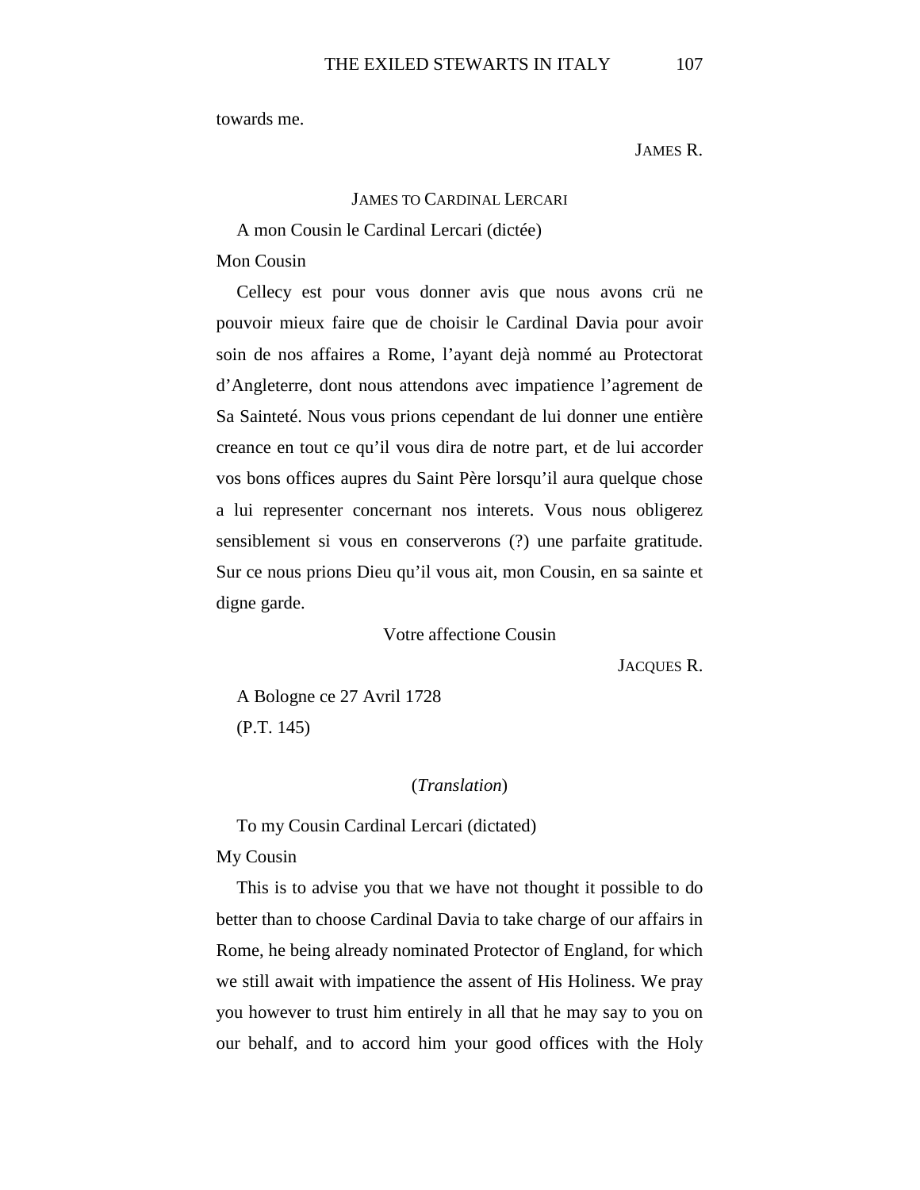towards me.

James R.

### James to Cardinal Lercari

A mon Cousin le Cardinal Lercari (dictée)

Mon Cousin

Cellecy est pour vous donner avis que nous avons crü ne pouvoir mieux faire que de choisir le Cardinal Davia pour avoir soin de nos affaires a Rome, l'ayant dejà nommé au Protectorat d'Angleterre, dont nous attendons avec impatience l'agrement de Sa Sainteté. Nous vous prions cependant de lui donner une entière creance en tout ce qu'il vous dira de notre part, et de lui accorder vos bons offices aupres du Saint Père lorsqu'il aura quelque chose a lui representer concernant nos interets. Vous nous obligerez sensiblement si vous en conserverons (?) une parfaite gratitude. Sur ce nous prions Dieu qu'il vous ait, mon Cousin, en sa sainte et digne garde.

Votre affectione Cousin

Jacques R.

A Bologne ce 27 Avril 1728

(P.T. 145)

(*Translation*)

To my Cousin Cardinal Lercari (dictated)

My Cousin

This is to advise you that we have not thought it possible to do better than to choose Cardinal Davia to take charge of our affairs in Rome, he being already nominated Protector of England, for which we still await with impatience the assent of His Holiness. We pray you however to trust him entirely in all that he may say to you on our behalf, and to accord him your good offices with the Holy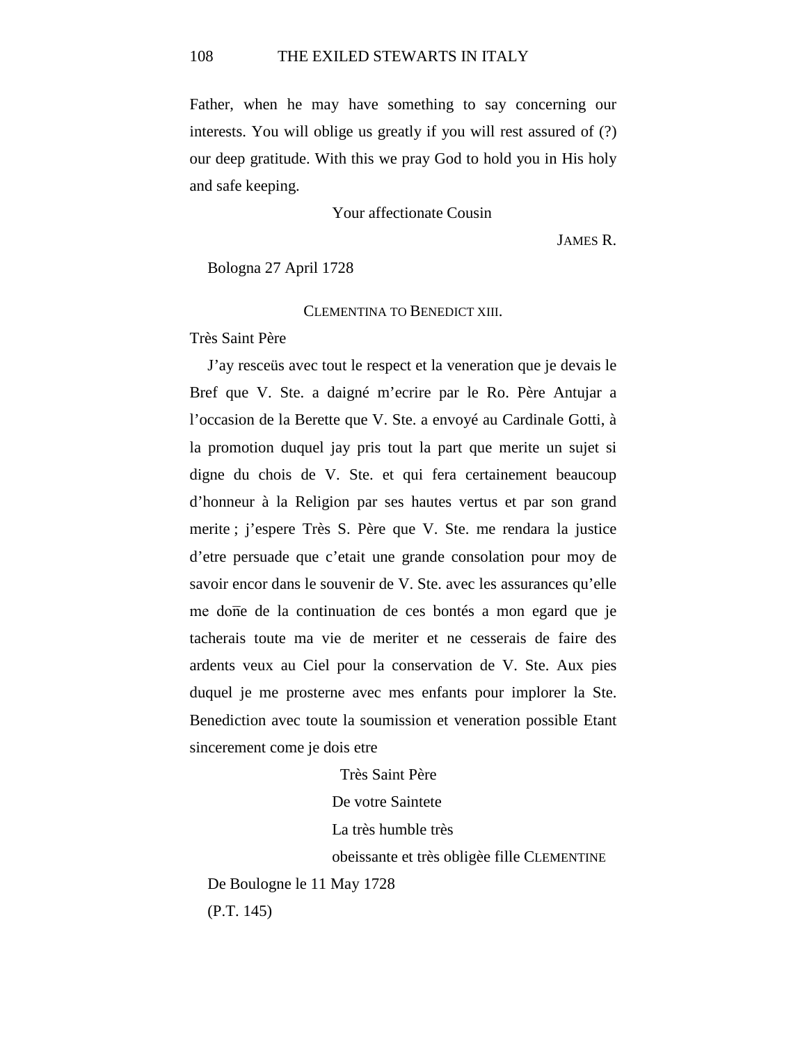Father, when he may have something to say concerning our interests. You will oblige us greatly if you will rest assured of (?) our deep gratitude. With this we pray God to hold you in His holy and safe keeping.

Your affectionate Cousin

JAMES R.

Bologna 27 April 1728

CLEMENTINA TO BENEDICT XIII.

Très Saint Père

J'ay resceüs avec tout le respect et la veneration que je devais le Bref que V. Ste. a daigné m'ecrire par le Ro. Père Antujar a l'occasion de la Berette que V. Ste. a envoyé au Cardinale Gotti, à la promotion duquel jay pris tout la part que merite un sujet si digne du chois de V. Ste. et qui fera certainement beaucoup d'honneur à la Religion par ses hautes vertus et par son grand merite ; j'espere Très S. Père que V. Ste. me rendara la justice d'etre persuade que c'etait une grande consolation pour moy de savoir encor dans le souvenir de V. Ste. avec les assurances qu'elle me done de la continuation de ces bontés a mon egard que je tacherais toute ma vie de meriter et ne cesserais de faire des ardents veux au Ciel pour la conservation de V. Ste. Aux pies duquel je me prosterne avec mes enfants pour implorer la Ste. Benediction avec toute la soumission et veneration possible Etant sincerement come je dois etre

Très Saint Père
De votre Saintete
La très humble très
obeissante et très obligèe fille CLEMENTINE

De Boulogne le 11 May 1728

(P.T. 145)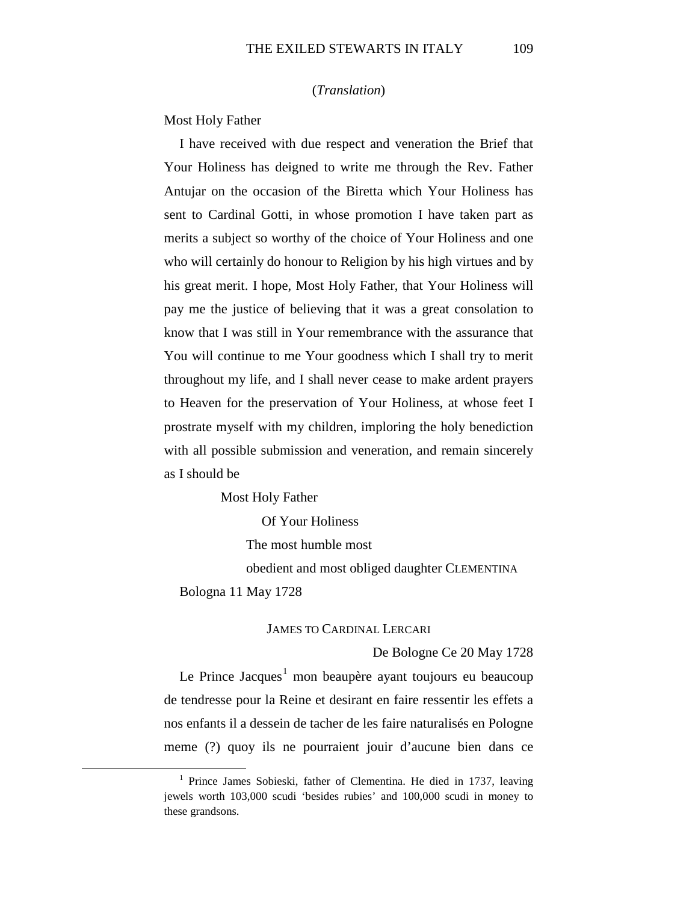(*Translation*)

Most Holy Father

I have received with due respect and veneration the Brief that Your Holiness has deigned to write me through the Rev. Father Antujar on the occasion of the Biretta which Your Holiness has sent to Cardinal Gotti, in whose promotion I have taken part as merits a subject so worthy of the choice of Your Holiness and one who will certainly do honour to Religion by his high virtues and by his great merit. I hope, Most Holy Father, that Your Holiness will pay me the justice of believing that it was a great consolation to know that I was still in Your remembrance with the assurance that You will continue to me Your goodness which I shall try to merit throughout my life, and I shall never cease to make ardent prayers to Heaven for the preservation of Your Holiness, at whose feet I prostrate myself with my children, imploring the holy benediction with all possible submission and veneration, and remain sincerely as I should be

Most Holy Father

Of Your Holiness

The most humble most

obedient and most obliged daughter CLEMENTINA

Bologna 11 May 1728

JAMES TO CARDINAL LERCARI

De Bologne Ce 20 May 1728

Le Prince Jacques[1] mon beaupère ayant toujours eu beaucoup de tendresse pour la Reine et desirant en faire ressentir les effets a nos enfants il a dessein de tacher de les faire naturalisés en Pologne meme (?) quoy ils ne pourraient jouir d'aucune bien dans ce

---

[1] Prince James Sobieski, father of Clementina. He died in 1737, leaving jewels worth 103,000 scudi 'besides rubies' and 100,000 scudi in money to these grandsons.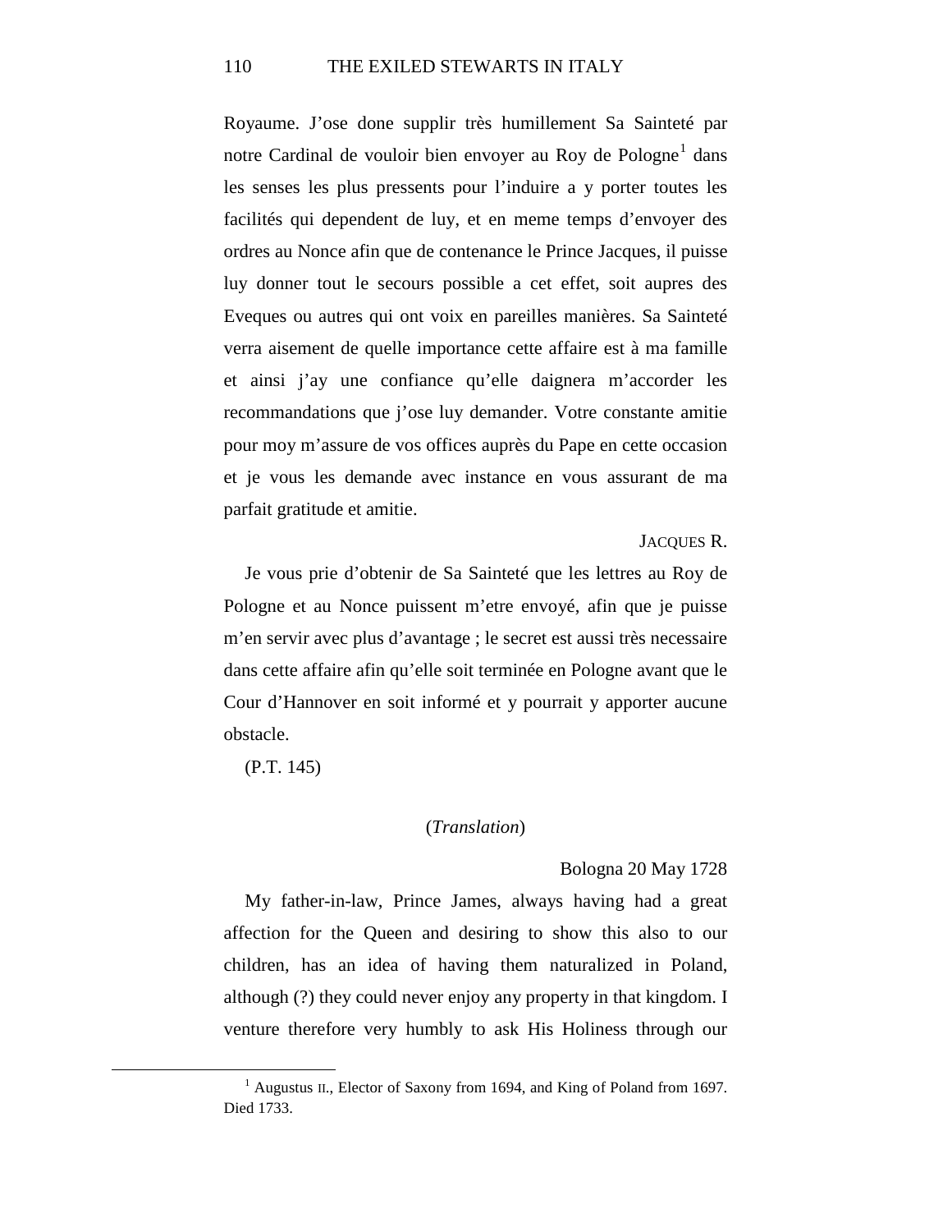Royaume. J’ose done supplir très humillement Sa Sainteté par notre Cardinal de vouloir bien envoyer au Roy de Pologne[1] dans les senses les plus pressents pour l’induire a y porter toutes les facilités qui dependent de luy, et en meme temps d’envoyer des ordres au Nonce afin que de contenance le Prince Jacques, il puisse luy donner tout le secours possible a cet effet, soit aupres des Eveques ou autres qui ont voix en pareilles manières. Sa Sainteté verra aisement de quelle importance cette affaire est à ma famille et ainsi j’ay une confiance qu’elle daignera m’accorder les recommandations que j’ose luy demander. Votre constante amitie pour moy m’assure de vos offices auprès du Pape en cette occasion et je vous les demande avec instance en vous assurant de ma parfait gratitude et amitie.

JACQUES R.

Je vous prie d’obtenir de Sa Sainteté que les lettres au Roy de Pologne et au Nonce puissent m’etre envoyé, afin que je puisse m’en servir avec plus d’avantage ; le secret est aussi très necessaire dans cette affaire afin qu’elle soit terminée en Pologne avant que le Cour d’Hannover en soit informé et y pourrait y apporter aucune obstacle.

(P.T. 145)

(*Translation*)

Bologna 20 May 1728

My father-in-law, Prince James, always having had a great affection for the Queen and desiring to show this also to our children, has an idea of having them naturalized in Poland, although (?) they could never enjoy any property in that kingdom. I venture therefore very humbly to ask His Holiness through our

[1] Augustus II., Elector of Saxony from 1694, and King of Poland from 1697. Died 1733.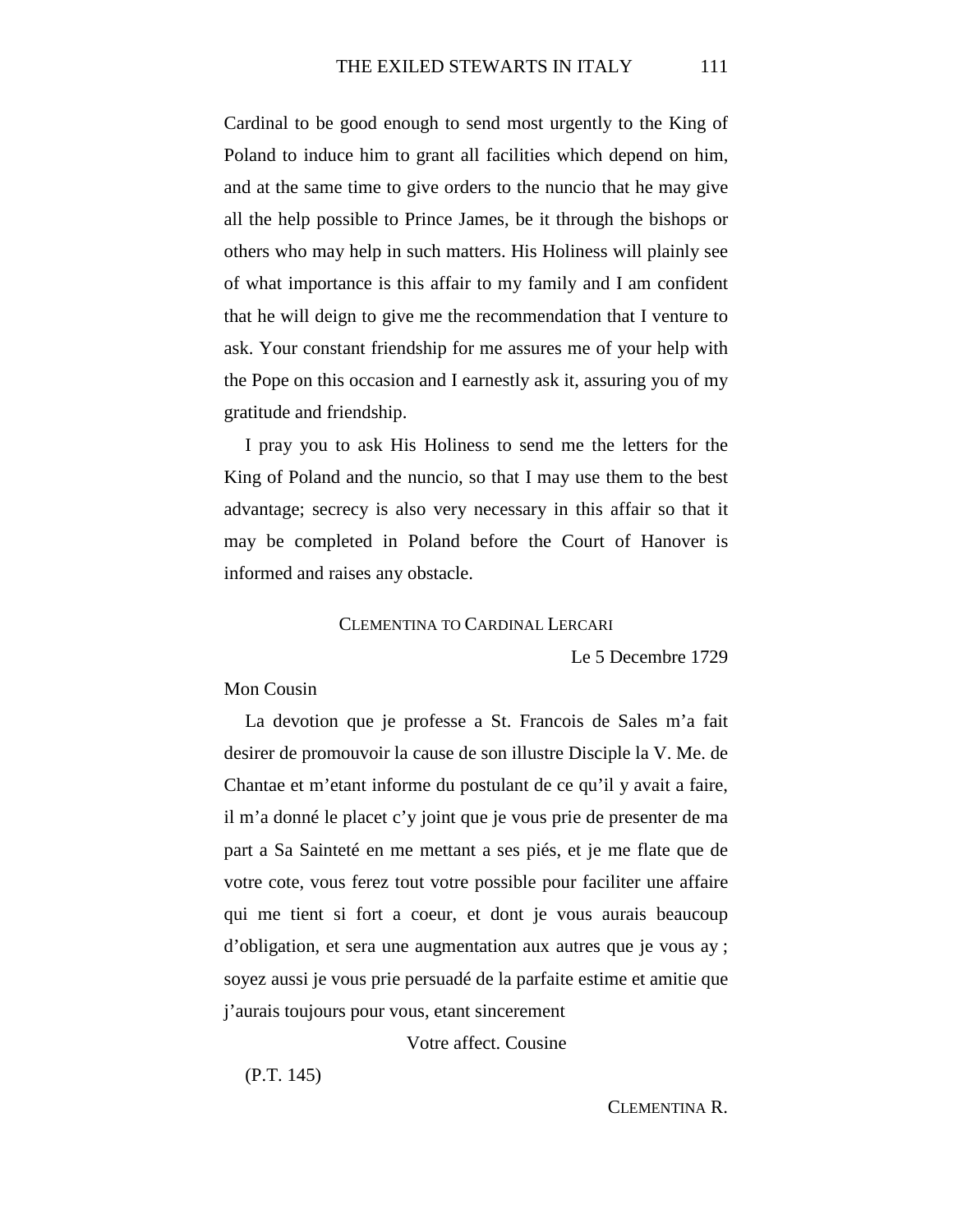Cardinal to be good enough to send most urgently to the King of Poland to induce him to grant all facilities which depend on him, and at the same time to give orders to the nuncio that he may give all the help possible to Prince James, be it through the bishops or others who may help in such matters. His Holiness will plainly see of what importance is this affair to my family and I am confident that he will deign to give me the recommendation that I venture to ask. Your constant friendship for me assures me of your help with the Pope on this occasion and I earnestly ask it, assuring you of my gratitude and friendship.

I pray you to ask His Holiness to send me the letters for the King of Poland and the nuncio, so that I may use them to the best advantage; secrecy is also very necessary in this affair so that it may be completed in Poland before the Court of Hanover is informed and raises any obstacle.

### Clementina to Cardinal Lercari

Le 5 Decembre 1729

Mon Cousin

La devotion que je professe a St. Francois de Sales m'a fait desirer de promouvoir la cause de son illustre Disciple la V. Me. de Chantae et m'etant informe du postulant de ce qu'il y avait a faire, il m'a donné le placet c'y joint que je vous prie de presenter de ma part a Sa Sainteté en me mettant a ses piés, et je me flate que de votre cote, vous ferez tout votre possible pour faciliter une affaire qui me tient si fort a coeur, et dont je vous aurais beaucoup d'obligation, et sera une augmentation aux autres que je vous ay ; soyez aussi je vous prie persuadé de la parfaite estime et amitie que j'aurais toujours pour vous, etant sincerement

Votre affect. Cousine

(P.T. 145)

Clementina R.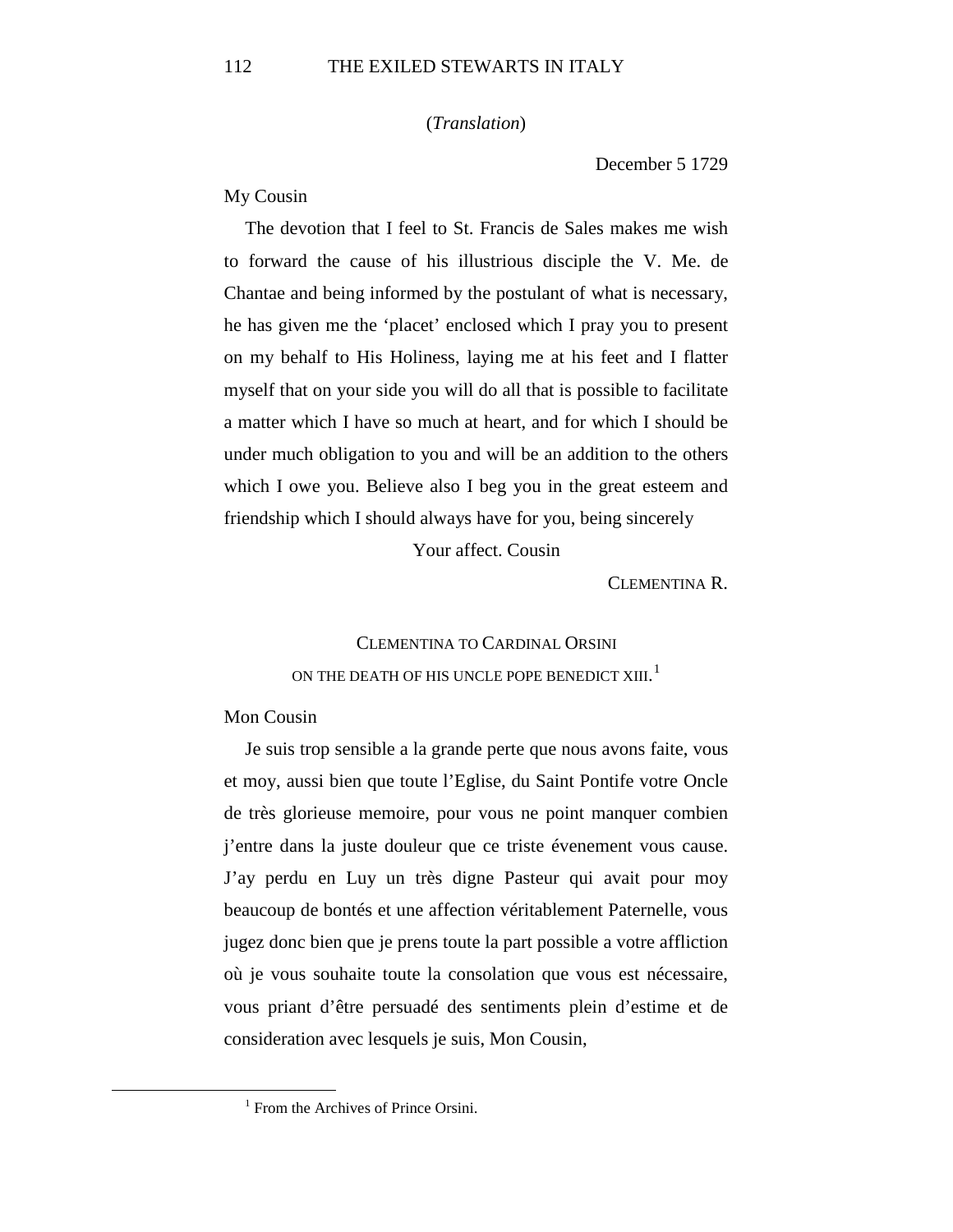(*Translation*)

December 5 1729

My Cousin

The devotion that I feel to St. Francis de Sales makes me wish to forward the cause of his illustrious disciple the V. Me. de Chantae and being informed by the postulant of what is necessary, he has given me the 'placet' enclosed which I pray you to present on my behalf to His Holiness, laying me at his feet and I flatter myself that on your side you will do all that is possible to facilitate a matter which I have so much at heart, and for which I should be under much obligation to you and will be an addition to the others which I owe you. Believe also I beg you in the great esteem and friendship which I should always have for you, being sincerely

Your affect. Cousin

CLEMENTINA R.

## CLEMENTINA TO CARDINAL ORSINI ON THE DEATH OF HIS UNCLE POPE BENEDICT XIII.[1]

Mon Cousin

Je suis trop sensible a la grande perte que nous avons faite, vous et moy, aussi bien que toute l'Eglise, du Saint Pontife votre Oncle de très glorieuse memoire, pour vous ne point manquer combien j'entre dans la juste douleur que ce triste évenement vous cause. J'ay perdu en Luy un très digne Pasteur qui avait pour moy beaucoup de bontés et une affection véritablement Paternelle, vous jugez donc bien que je prens toute la part possible a votre affliction où je vous souhaite toute la consolation que vous est nécessaire, vous priant d'être persuadé des sentiments plein d'estime et de consideration avec lesquels je suis, Mon Cousin,

---

[1] From the Archives of Prince Orsini.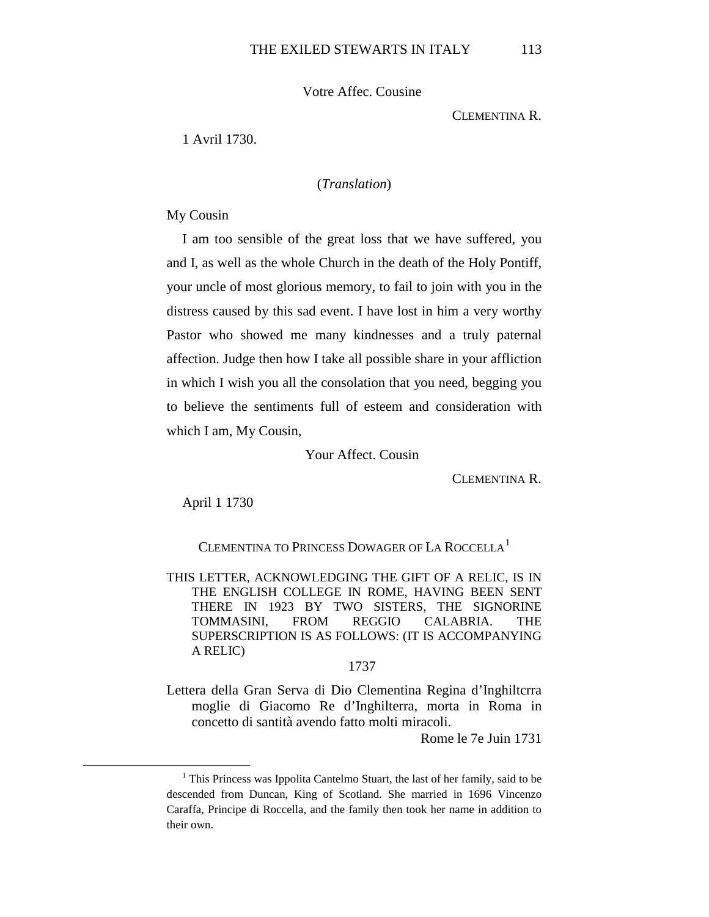Votre Affec. Cousine

CLEMENTINA R.

1 Avril 1730.

(*Translation*)

My Cousin

I am too sensible of the great loss that we have suffered, you and I, as well as the whole Church in the death of the Holy Pontiff, your uncle of most glorious memory, to fail to join with you in the distress caused by this sad event. I have lost in him a very worthy Pastor who showed me many kindnesses and a truly paternal affection. Judge then how I take all possible share in your affliction in which I wish you all the consolation that you need, begging you to believe the sentiments full of esteem and consideration with which I am, My Cousin,

Your Affect. Cousin

CLEMENTINA R.

April 1 1730

## CLEMENTINA TO PRINCESS DOWAGER OF LA ROCCELLA[1]

THIS LETTER, ACKNOWLEDGING THE GIFT OF A RELIC, IS IN THE ENGLISH COLLEGE IN ROME, HAVING BEEN SENT THERE IN 1923 BY TWO SISTERS, THE SIGNORINE TOMMASINI, FROM REGGIO CALABRIA. THE SUPERSCRIPTION IS AS FOLLOWS: (IT IS ACCOMPANYING A RELIC)

1737

Lettera della Gran Serva di Dio Clementina Regina d'Inghiltcrra moglie di Giacomo Re d'Inghilterra, morta in Roma in concetto di santità avendo fatto molti miracoli.

Rome le 7e Juin 1731

---

[1] This Princess was Ippolita Cantelmo Stuart, the last of her family, said to be descended from Duncan, King of Scotland. She married in 1696 Vincenzo Caraffa, Principe di Roccella, and the family then took her name in addition to their own.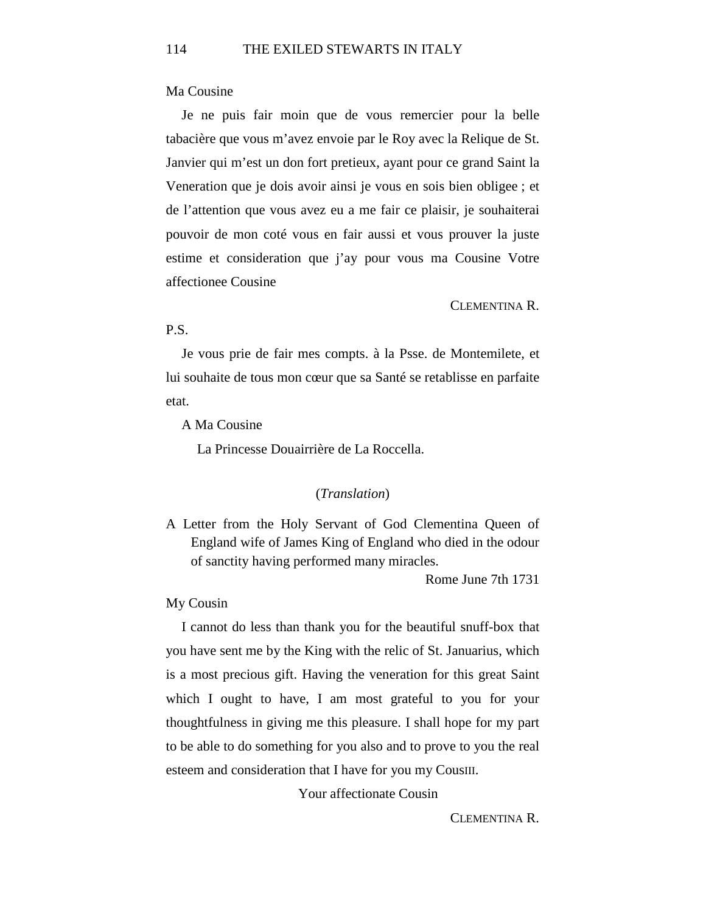Ma Cousine

Je ne puis fair moin que de vous remercier pour la belle tabacière que vous m'avez envoie par le Roy avec la Relique de St. Janvier qui m'est un don fort pretieux, ayant pour ce grand Saint la Veneration que je dois avoir ainsi je vous en sois bien obligee ; et de l'attention que vous avez eu a me fair ce plaisir, je souhaiterai pouvoir de mon coté vous en fair aussi et vous prouver la juste estime et consideration que j'ay pour vous ma Cousine Votre affectionee Cousine

CLEMENTINA R.

P.S.

Je vous prie de fair mes compts. à la Psse. de Montemilete, et lui souhaite de tous mon cœur que sa Santé se retablisse en parfaite etat.

A Ma Cousine

La Princesse Douairrière de La Roccella.

(*Translation*)

A Letter from the Holy Servant of God Clementina Queen of England wife of James King of England who died in the odour of sanctity having performed many miracles.

Rome June 7th 1731

My Cousin

I cannot do less than thank you for the beautiful snuff-box that you have sent me by the King with the relic of St. Januarius, which is a most precious gift. Having the veneration for this great Saint which I ought to have, I am most grateful to you for your thoughtfulness in giving me this pleasure. I shall hope for my part to be able to do something for you also and to prove to you the real esteem and consideration that I have for you my CousIII.

Your affectionate Cousin

CLEMENTINA R.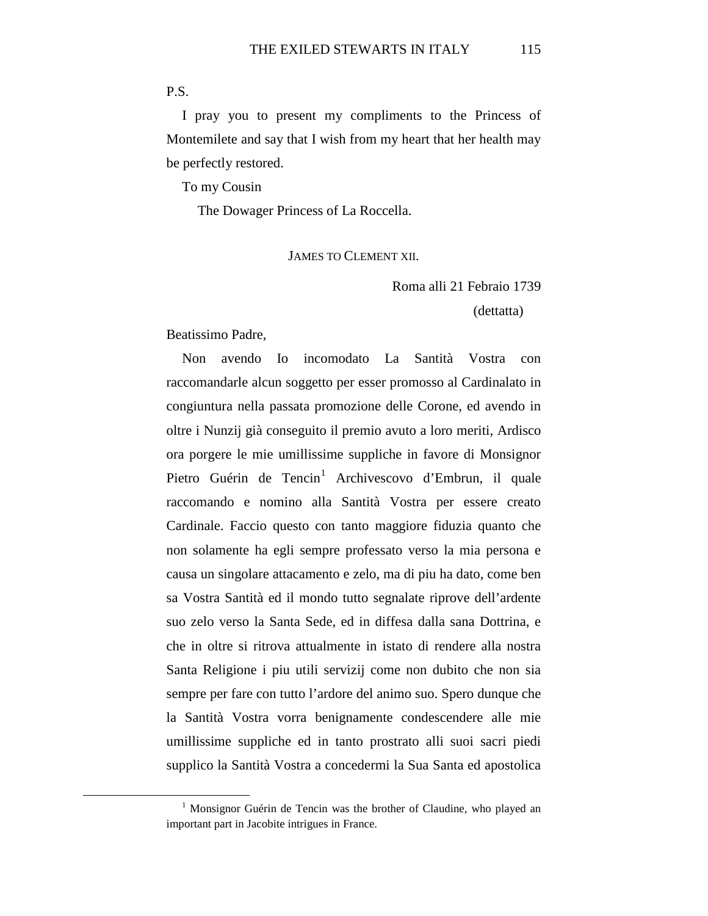P.S.

I pray you to present my compliments to the Princess of Montemilete and say that I wish from my heart that her health may be perfectly restored.

To my Cousin

The Dowager Princess of La Roccella.

JAMES TO CLEMENT XII.

Roma alli 21 Febraio 1739

(dettatta)

Beatissimo Padre,

Non avendo Io incomodato La Santità Vostra con raccomandarle alcun soggetto per esser promosso al Cardinalato in congiuntura nella passata promozione delle Corone, ed avendo in oltre i Nunzij già conseguito il premio avuto a loro meriti, Ardisco ora porgere le mie umillissime suppliche in favore di Monsignor Pietro Guérin de Tencin[1] Archivescovo d'Embrun, il quale raccomando e nomino alla Santità Vostra per essere creato Cardinale. Faccio questo con tanto maggiore fiduzia quanto che non solamente ha egli sempre professato verso la mia persona e causa un singolare attacamento e zelo, ma di piu ha dato, come ben sa Vostra Santità ed il mondo tutto segnalate riprove dell'ardente suo zelo verso la Santa Sede, ed in diffesa dalla sana Dottrina, e che in oltre si ritrova attualmente in istato di rendere alla nostra Santa Religione i piu utili servizij come non dubito che non sia sempre per fare con tutto l'ardore del animo suo. Spero dunque che la Santità Vostra vorra benignamente condescendere alle mie umillissime suppliche ed in tanto prostrato alli suoi sacri piedi supplico la Santità Vostra a concedermi la Sua Santa ed apostolica

[1] Monsignor Guérin de Tencin was the brother of Claudine, who played an important part in Jacobite intrigues in France.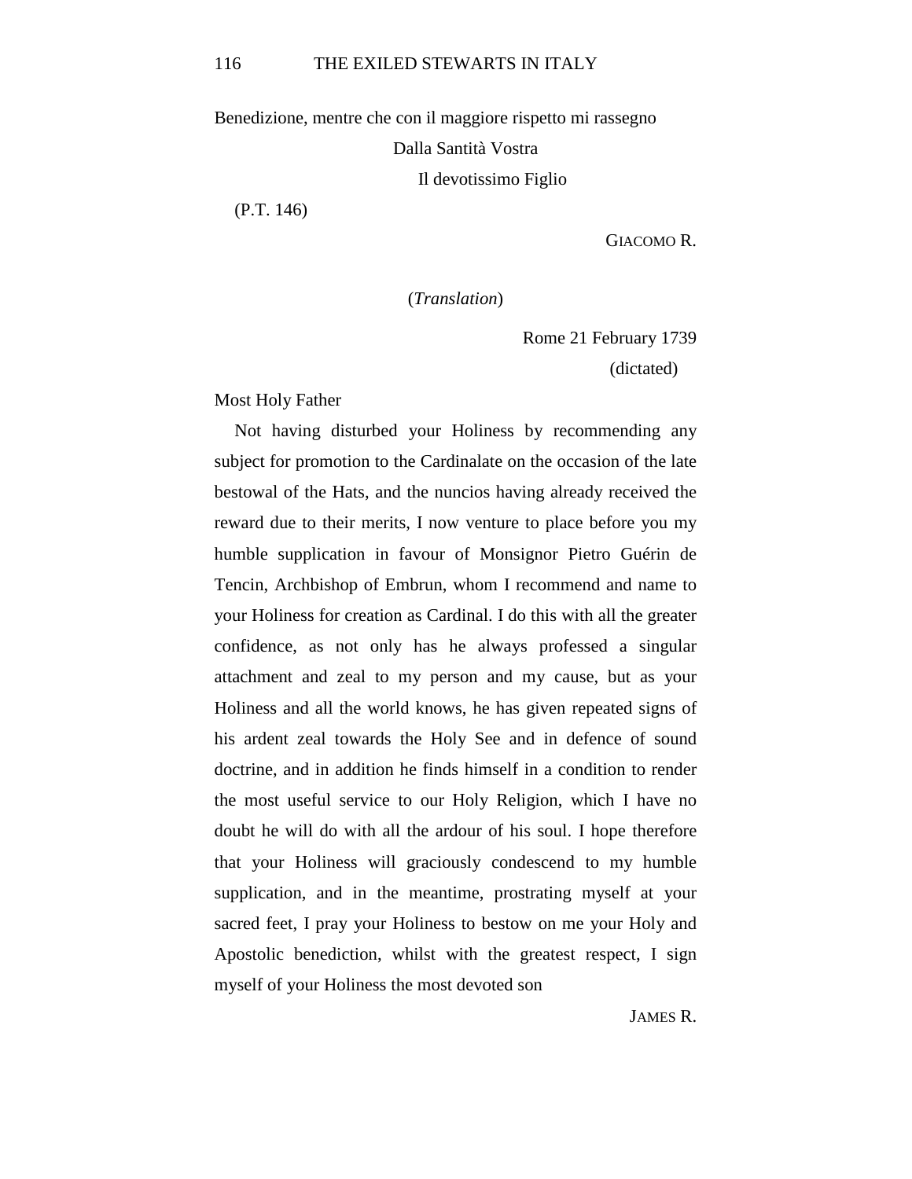Benedizione, mentre che con il maggiore rispetto mi rassegno

Dalla Santità Vostra

Il devotissimo Figlio

(P.T. 146)

GIACOMO R.

(*Translation*)

Rome 21 February 1739

(dictated)

Most Holy Father

Not having disturbed your Holiness by recommending any subject for promotion to the Cardinalate on the occasion of the late bestowal of the Hats, and the nuncios having already received the reward due to their merits, I now venture to place before you my humble supplication in favour of Monsignor Pietro Guérin de Tencin, Archbishop of Embrun, whom I recommend and name to your Holiness for creation as Cardinal. I do this with all the greater confidence, as not only has he always professed a singular attachment and zeal to my person and my cause, but as your Holiness and all the world knows, he has given repeated signs of his ardent zeal towards the Holy See and in defence of sound doctrine, and in addition he finds himself in a condition to render the most useful service to our Holy Religion, which I have no doubt he will do with all the ardour of his soul. I hope therefore that your Holiness will graciously condescend to my humble supplication, and in the meantime, prostrating myself at your sacred feet, I pray your Holiness to bestow on me your Holy and Apostolic benediction, whilst with the greatest respect, I sign myself of your Holiness the most devoted son

JAMES R.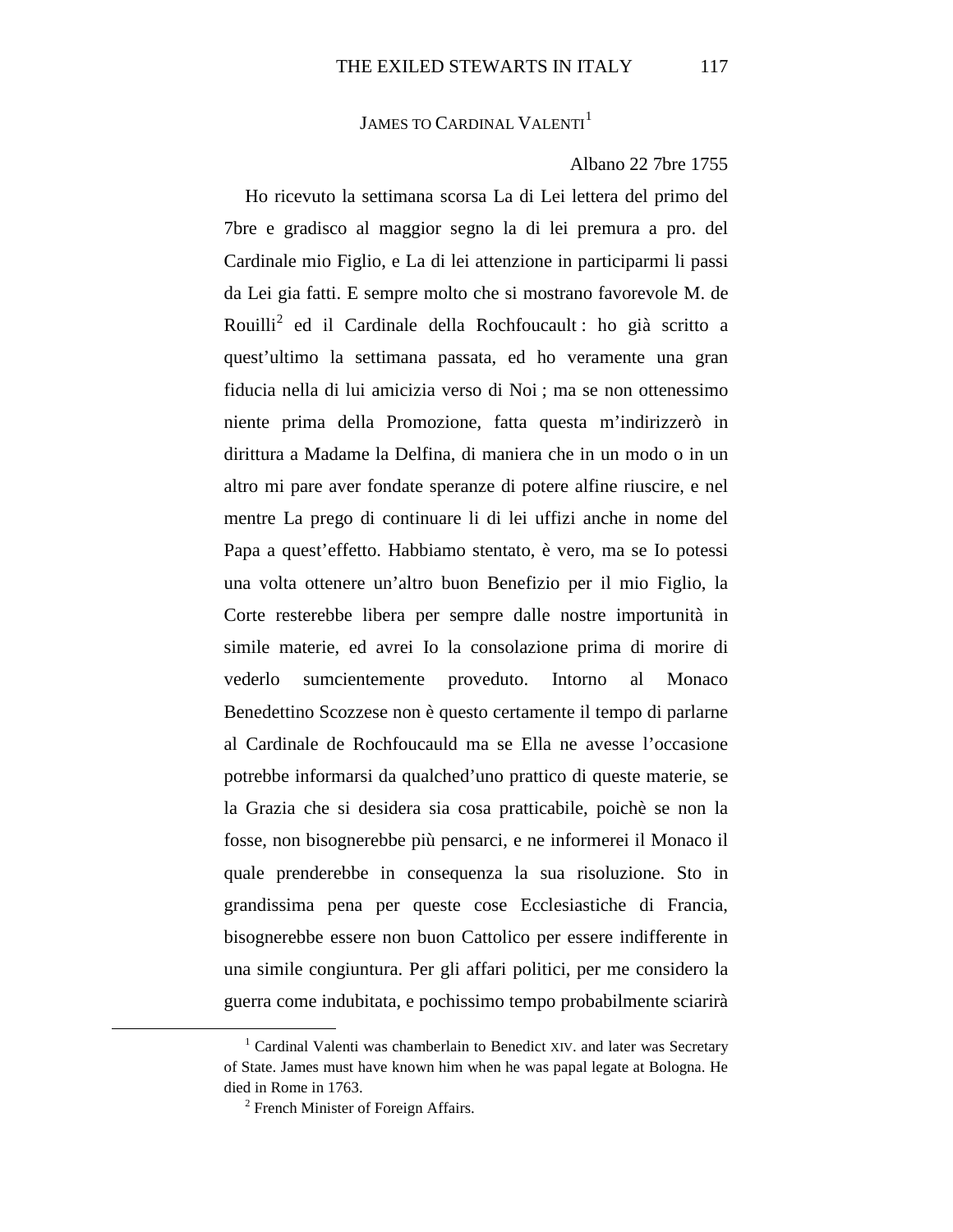## James to Cardinal Valenti[1]

Albano 22 7bre 1755

Ho ricevuto la settimana scorsa La di Lei lettera del primo del 7bre e gradisco al maggior segno la di lei premura a pro. del Cardinale mio Figlio, e La di lei attenzione in participarmi li passi da Lei gia fatti. E sempre molto che si mostrano favorevole M. de Rouilli[2] ed il Cardinale della Rochfoucault : ho già scritto a quest'ultimo la settimana passata, ed ho veramente una gran fiducia nella di lui amicizia verso di Noi ; ma se non ottenessimo niente prima della Promozione, fatta questa m'indirizzerò in dirittura a Madame la Delfina, di maniera che in un modo o in un altro mi pare aver fondate speranze di potere alfine riuscire, e nel mentre La prego di continuare li di lei uffizi anche in nome del Papa a quest'effetto. Habbiamo stentato, è vero, ma se Io potessi una volta ottenere un'altro buon Benefizio per il mio Figlio, la Corte resterebbe libera per sempre dalle nostre importunità in simile materie, ed avrei Io la consolazione prima di morire di vederlo sumcientemente proveduto. Intorno al Monaco Benedettino Scozzese non è questo certamente il tempo di parlarne al Cardinale de Rochfoucauld ma se Ella ne avesse l'occasione potrebbe informarsi da qualched'uno prattico di queste materie, se la Grazia che si desidera sia cosa pratticabile, poichè se non la fosse, non bisognerebbe più pensarci, e ne informerei il Monaco il quale prenderebbe in consequenza la sua risoluzione. Sto in grandissima pena per queste cose Ecclesiastiche di Francia, bisognerebbe essere non buon Cattolico per essere indifferente in una simile congiuntura. Per gli affari politici, per me considero la guerra come indubitata, e pochissimo tempo probabilmente sciarirà

---

[1] Cardinal Valenti was chamberlain to Benedict XIV. and later was Secretary of State. James must have known him when he was papal legate at Bologna. He died in Rome in 1763.

[2] French Minister of Foreign Affairs.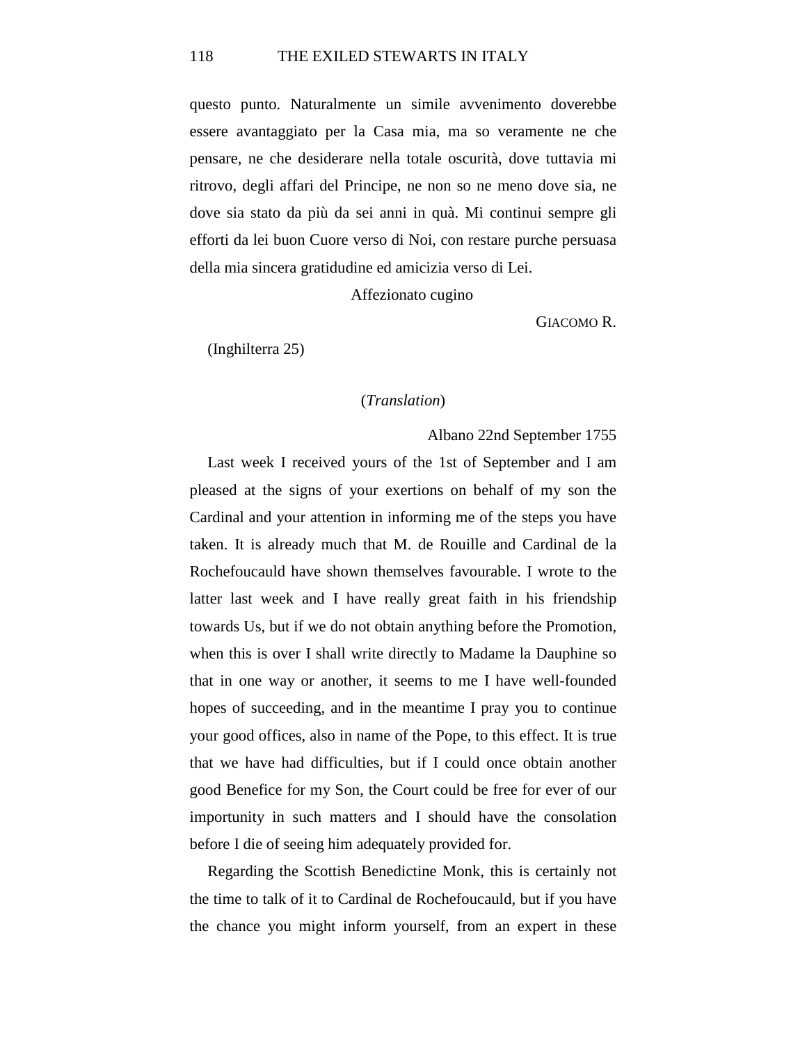questo punto. Naturalmente un simile avvenimento doverebbe essere avantaggiato per la Casa mia, ma so veramente ne che pensare, ne che desiderare nella totale oscurità, dove tuttavia mi ritrovo, degli affari del Principe, ne non so ne meno dove sia, ne dove sia stato da più da sei anni in quà. Mi continui sempre gli efforti da lei buon Cuore verso di Noi, con restare purche persuasa della mia sincera gratidudine ed amicizia verso di Lei.

Affezionato cugino

GIACOMO R.

(Inghilterra 25)

(*Translation*)

Albano 22nd September 1755

Last week I received yours of the 1st of September and I am pleased at the signs of your exertions on behalf of my son the Cardinal and your attention in informing me of the steps you have taken. It is already much that M. de Rouille and Cardinal de la Rochefoucauld have shown themselves favourable. I wrote to the latter last week and I have really great faith in his friendship towards Us, but if we do not obtain anything before the Promotion, when this is over I shall write directly to Madame la Dauphine so that in one way or another, it seems to me I have well-founded hopes of succeeding, and in the meantime I pray you to continue your good offices, also in name of the Pope, to this effect. It is true that we have had difficulties, but if I could once obtain another good Benefice for my Son, the Court could be free for ever of our importunity in such matters and I should have the consolation before I die of seeing him adequately provided for.

Regarding the Scottish Benedictine Monk, this is certainly not the time to talk of it to Cardinal de Rochefoucauld, but if you have the chance you might inform yourself, from an expert in these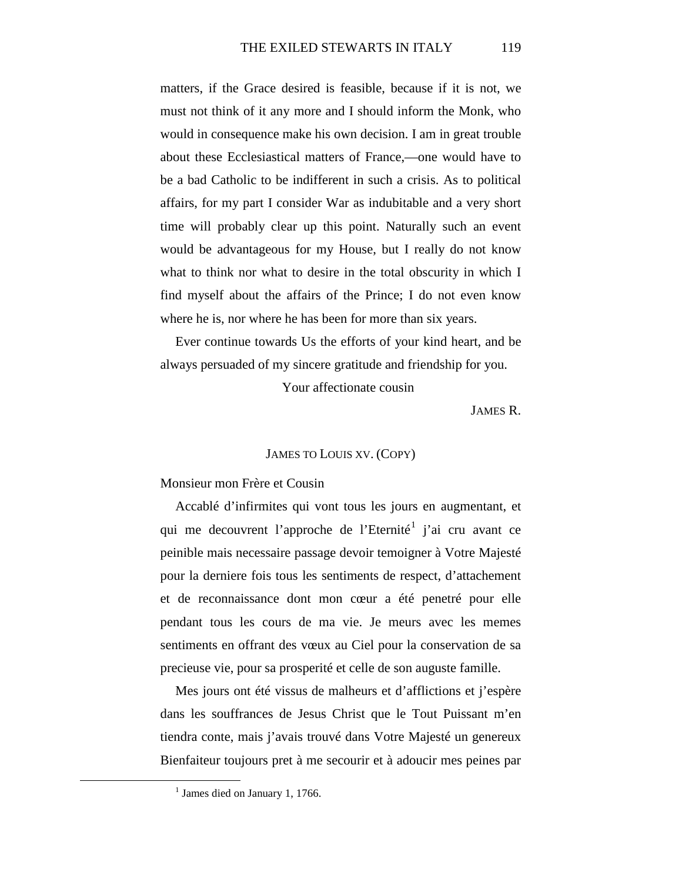matters, if the Grace desired is feasible, because if it is not, we must not think of it any more and I should inform the Monk, who would in consequence make his own decision. I am in great trouble about these Ecclesiastical matters of France,—one would have to be a bad Catholic to be indifferent in such a crisis. As to political affairs, for my part I consider War as indubitable and a very short time will probably clear up this point. Naturally such an event would be advantageous for my House, but I really do not know what to think nor what to desire in the total obscurity in which I find myself about the affairs of the Prince; I do not even know where he is, nor where he has been for more than six years.

Ever continue towards Us the efforts of your kind heart, and be always persuaded of my sincere gratitude and friendship for you.

Your affectionate cousin

JAMES R.

## JAMES TO LOUIS XV. (COPY)

Monsieur mon Frère et Cousin

Accablé d'infirmites qui vont tous les jours en augmentant, et qui me decouvrent l'approche de l'Eternité[1] j'ai cru avant ce peinible mais necessaire passage devoir temoigner à Votre Majesté pour la derniere fois tous les sentiments de respect, d'attachement et de reconnaissance dont mon cœur a été penetré pour elle pendant tous les cours de ma vie. Je meurs avec les memes sentiments en offrant des vœux au Ciel pour la conservation de sa precieuse vie, pour sa prosperité et celle de son auguste famille.

Mes jours ont été vissus de malheurs et d'afflictions et j'espère dans les souffrances de Jesus Christ que le Tout Puissant m'en tiendra conte, mais j'avais trouvé dans Votre Majesté un genereux Bienfaiteur toujours pret à me secourir et à adoucir mes peines par

[1] James died on January 1, 1766.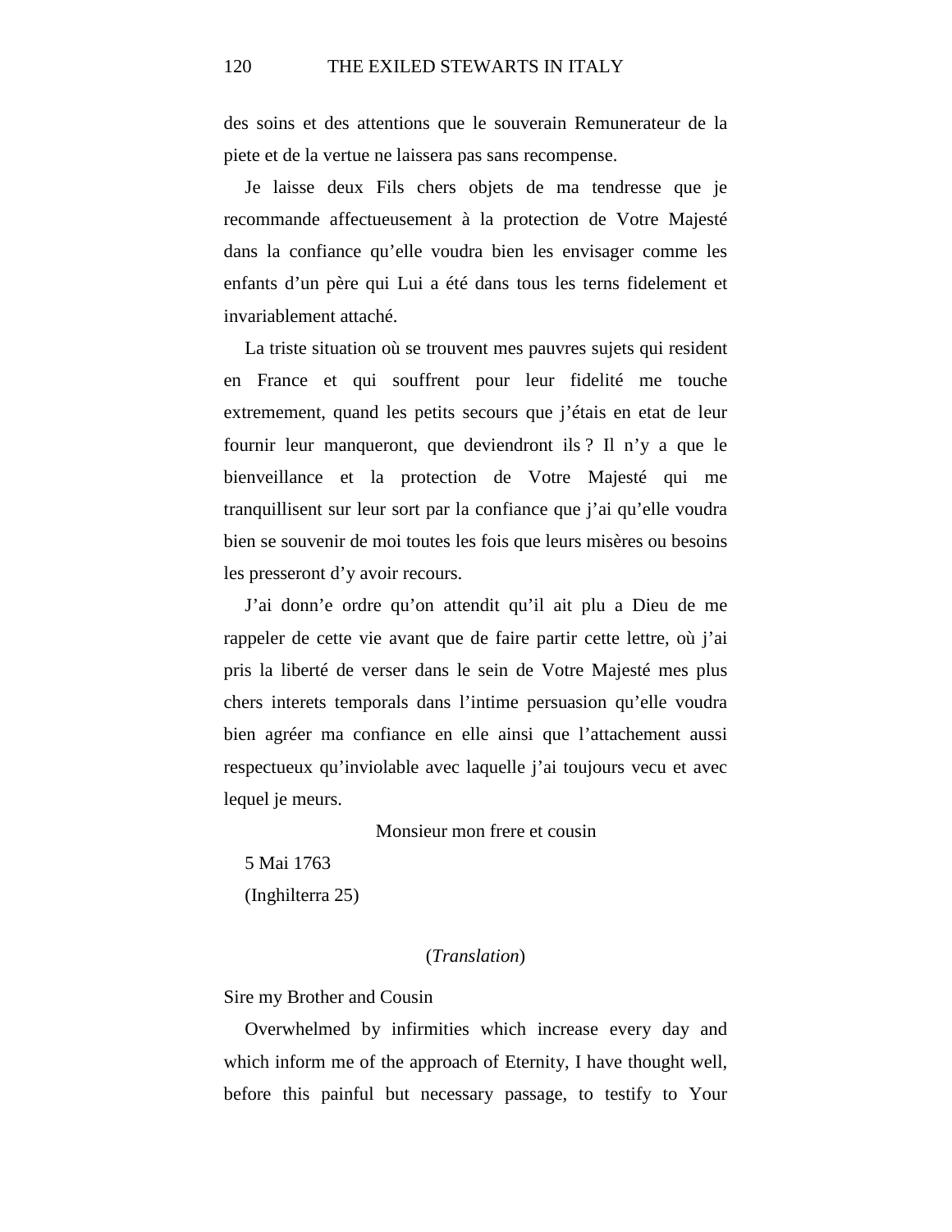des soins et des attentions que le souverain Remunerateur de la piete et de la vertue ne laissera pas sans recompense.

Je laisse deux Fils chers objets de ma tendresse que je recommande affectueusement à la protection de Votre Majesté dans la confiance qu'elle voudra bien les envisager comme les enfants d'un père qui Lui a été dans tous les terns fidelement et invariablement attaché.

La triste situation où se trouvent mes pauvres sujets qui resident en France et qui souffrent pour leur fidelité me touche extremement, quand les petits secours que j'étais en etat de leur fournir leur manqueront, que deviendront ils ? Il n'y a que le bienveillance et la protection de Votre Majesté qui me tranquillisent sur leur sort par la confiance que j'ai qu'elle voudra bien se souvenir de moi toutes les fois que leurs misères ou besoins les presseront d'y avoir recours.

J'ai donn'e ordre qu'on attendit qu'il ait plu a Dieu de me rappeler de cette vie avant que de faire partir cette lettre, où j'ai pris la liberté de verser dans le sein de Votre Majesté mes plus chers interets temporals dans l'intime persuasion qu'elle voudra bien agréer ma confiance en elle ainsi que l'attachement aussi respectueux qu'inviolable avec laquelle j'ai toujours vecu et avec lequel je meurs.

Monsieur mon frere et cousin

5 Mai 1763

(Inghilterra 25)

(*Translation*)

Sire my Brother and Cousin

Overwhelmed by infirmities which increase every day and which inform me of the approach of Eternity, I have thought well, before this painful but necessary passage, to testify to Your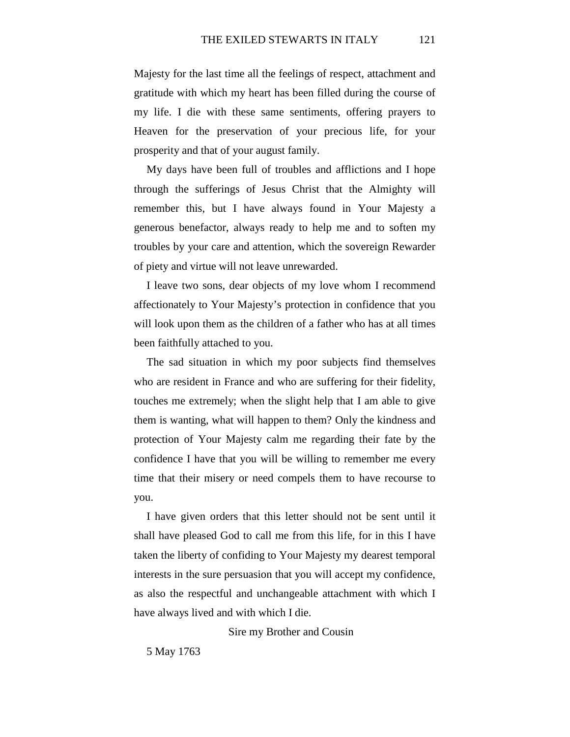Majesty for the last time all the feelings of respect, attachment and gratitude with which my heart has been filled during the course of my life. I die with these same sentiments, offering prayers to Heaven for the preservation of your precious life, for your prosperity and that of your august family.

My days have been full of troubles and afflictions and I hope through the sufferings of Jesus Christ that the Almighty will remember this, but I have always found in Your Majesty a generous benefactor, always ready to help me and to soften my troubles by your care and attention, which the sovereign Rewarder of piety and virtue will not leave unrewarded.

I leave two sons, dear objects of my love whom I recommend affectionately to Your Majesty's protection in confidence that you will look upon them as the children of a father who has at all times been faithfully attached to you.

The sad situation in which my poor subjects find themselves who are resident in France and who are suffering for their fidelity, touches me extremely; when the slight help that I am able to give them is wanting, what will happen to them? Only the kindness and protection of Your Majesty calm me regarding their fate by the confidence I have that you will be willing to remember me every time that their misery or need compels them to have recourse to you.

I have given orders that this letter should not be sent until it shall have pleased God to call me from this life, for in this I have taken the liberty of confiding to Your Majesty my dearest temporal interests in the sure persuasion that you will accept my confidence, as also the respectful and unchangeable attachment with which I have always lived and with which I die.

Sire my Brother and Cousin

5 May 1763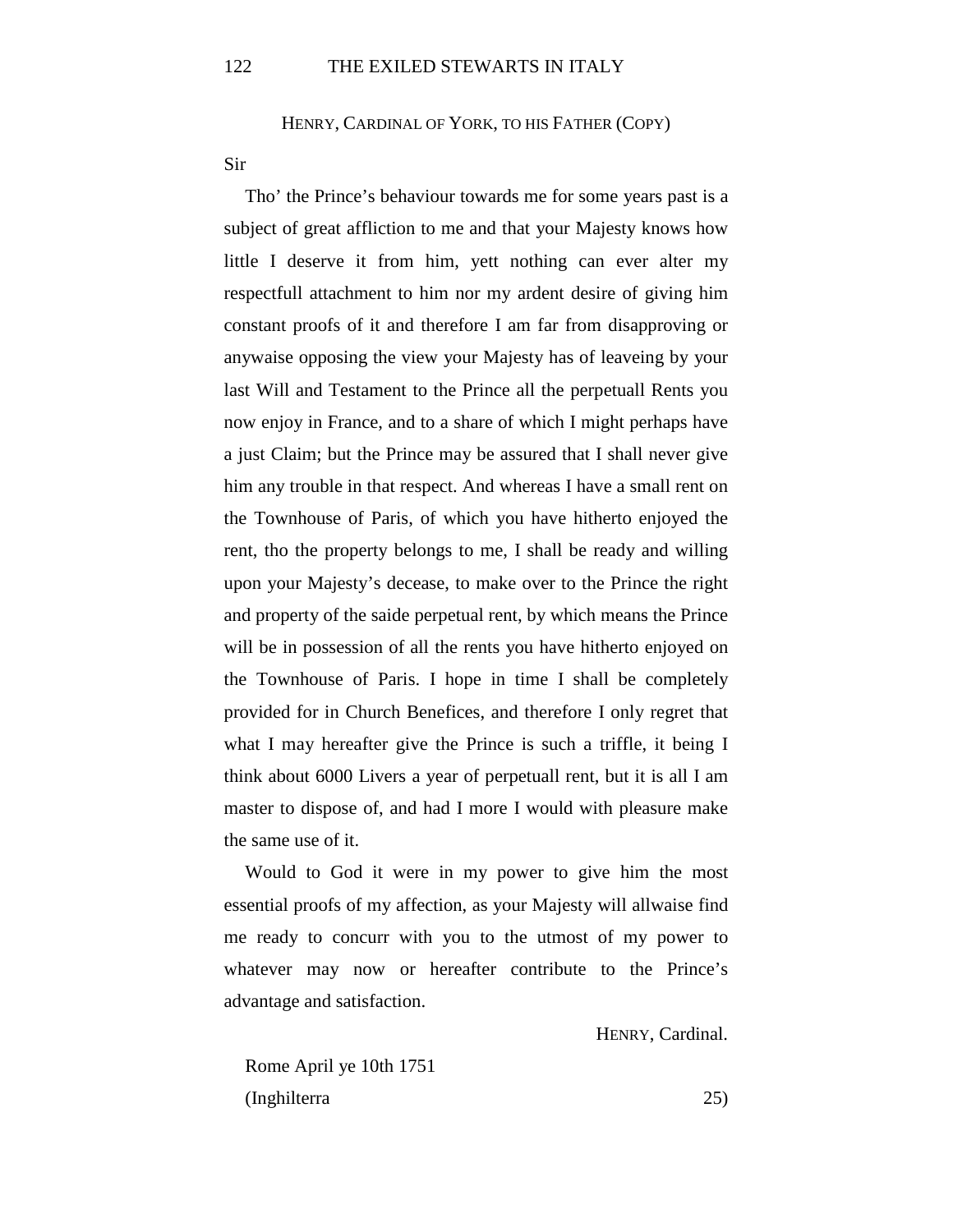### Henry, Cardinal of York, to his Father (Copy)

Sir

Tho' the Prince's behaviour towards me for some years past is a subject of great affliction to me and that your Majesty knows how little I deserve it from him, yett nothing can ever alter my respectfull attachment to him nor my ardent desire of giving him constant proofs of it and therefore I am far from disapproving or anywaise opposing the view your Majesty has of leaveing by your last Will and Testament to the Prince all the perpetuall Rents you now enjoy in France, and to a share of which I might perhaps have a just Claim; but the Prince may be assured that I shall never give him any trouble in that respect. And whereas I have a small rent on the Townhouse of Paris, of which you have hitherto enjoyed the rent, tho the property belongs to me, I shall be ready and willing upon your Majesty's decease, to make over to the Prince the right and property of the saide perpetual rent, by which means the Prince will be in possession of all the rents you have hitherto enjoyed on the Townhouse of Paris. I hope in time I shall be completely provided for in Church Benefices, and therefore I only regret that what I may hereafter give the Prince is such a triffle, it being I think about 6000 Livers a year of perpetuall rent, but it is all I am master to dispose of, and had I more I would with pleasure make the same use of it.

Would to God it were in my power to give him the most essential proofs of my affection, as your Majesty will allwaise find me ready to concurr with you to the utmost of my power to whatever may now or hereafter contribute to the Prince's advantage and satisfaction.

Henry, Cardinal.

Rome April ye 10th 1751

(Inghilterra 25)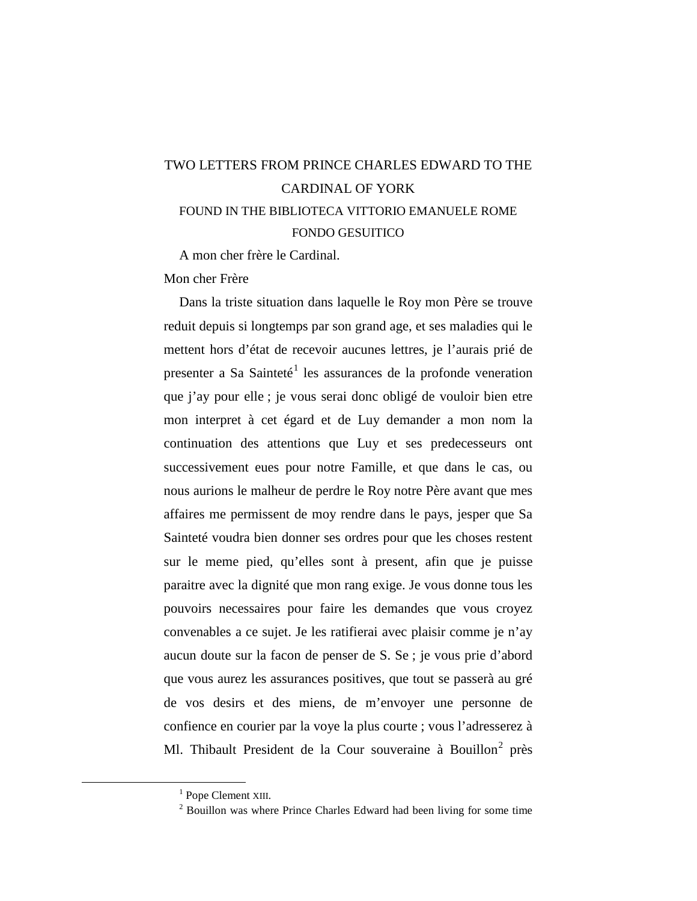## TWO LETTERS FROM PRINCE CHARLES EDWARD TO THE CARDINAL OF YORK

### FOUND IN THE BIBLIOTECA VITTORIO EMANUELE ROME FONDO GESUITICO

A mon cher frère le Cardinal.

Mon cher Frère

Dans la triste situation dans laquelle le Roy mon Père se trouve reduit depuis si longtemps par son grand age, et ses maladies qui le mettent hors d'état de recevoir aucunes lettres, je l'aurais prié de presenter a Sa Sainteté[1] les assurances de la profonde veneration que j'ay pour elle ; je vous serai donc obligé de vouloir bien etre mon interpret à cet égard et de Luy demander a mon nom la continuation des attentions que Luy et ses predecesseurs ont successivement eues pour notre Famille, et que dans le cas, ou nous aurions le malheur de perdre le Roy notre Père avant que mes affaires me permissent de moy rendre dans le pays, jesper que Sa Sainteté voudra bien donner ses ordres pour que les choses restent sur le meme pied, qu'elles sont à present, afin que je puisse paraitre avec la dignité que mon rang exige. Je vous donne tous les pouvoirs necessaires pour faire les demandes que vous croyez convenables a ce sujet. Je les ratifierai avec plaisir comme je n'ay aucun doute sur la facon de penser de S. Se ; je vous prie d'abord que vous aurez les assurances positives, que tout se passerà au gré de vos desirs et des miens, de m'envoyer une personne de confience en courier par la voye la plus courte ; vous l'adresserez à Ml. Thibault President de la Cour souveraine à Bouillon[2] près

[1] Pope Clement XIII.

[2] Bouillon was where Prince Charles Edward had been living for some time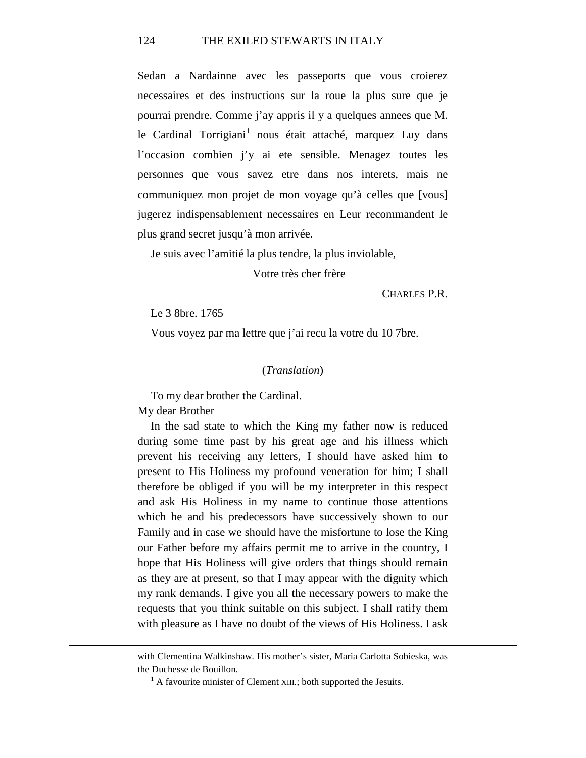Sedan a Nardainne avec les passeports que vous croierez necessaires et des instructions sur la roue la plus sure que je pourrai prendre. Comme j'ay appris il y a quelques annees que M. le Cardinal Torrigiani[1] nous était attaché, marquez Luy dans l'occasion combien j'y ai ete sensible. Menagez toutes les personnes que vous savez etre dans nos interets, mais ne communiquez mon projet de mon voyage qu'à celles que [vous] jugerez indispensablement necessaires en Leur recommandent le plus grand secret jusqu'à mon arrivée.

Je suis avec l'amitié la plus tendre, la plus inviolable,

Votre très cher frère

CHARLES P.R.

Le 3 8bre. 1765

Vous voyez par ma lettre que j'ai recu la votre du 10 7bre.

(*Translation*)

To my dear brother the Cardinal.

My dear Brother

In the sad state to which the King my father now is reduced during some time past by his great age and his illness which prevent his receiving any letters, I should have asked him to present to His Holiness my profound veneration for him; I shall therefore be obliged if you will be my interpreter in this respect and ask His Holiness in my name to continue those attentions which he and his predecessors have successively shown to our Family and in case we should have the misfortune to lose the King our Father before my affairs permit me to arrive in the country, I hope that His Holiness will give orders that things should remain as they are at present, so that I may appear with the dignity which my rank demands. I give you all the necessary powers to make the requests that you think suitable on this subject. I shall ratify them with pleasure as I have no doubt of the views of His Holiness. I ask

---

with Clementina Walkinshaw. His mother's sister, Maria Carlotta Sobieska, was the Duchesse de Bouillon.

[1] A favourite minister of Clement XIII.; both supported the Jesuits.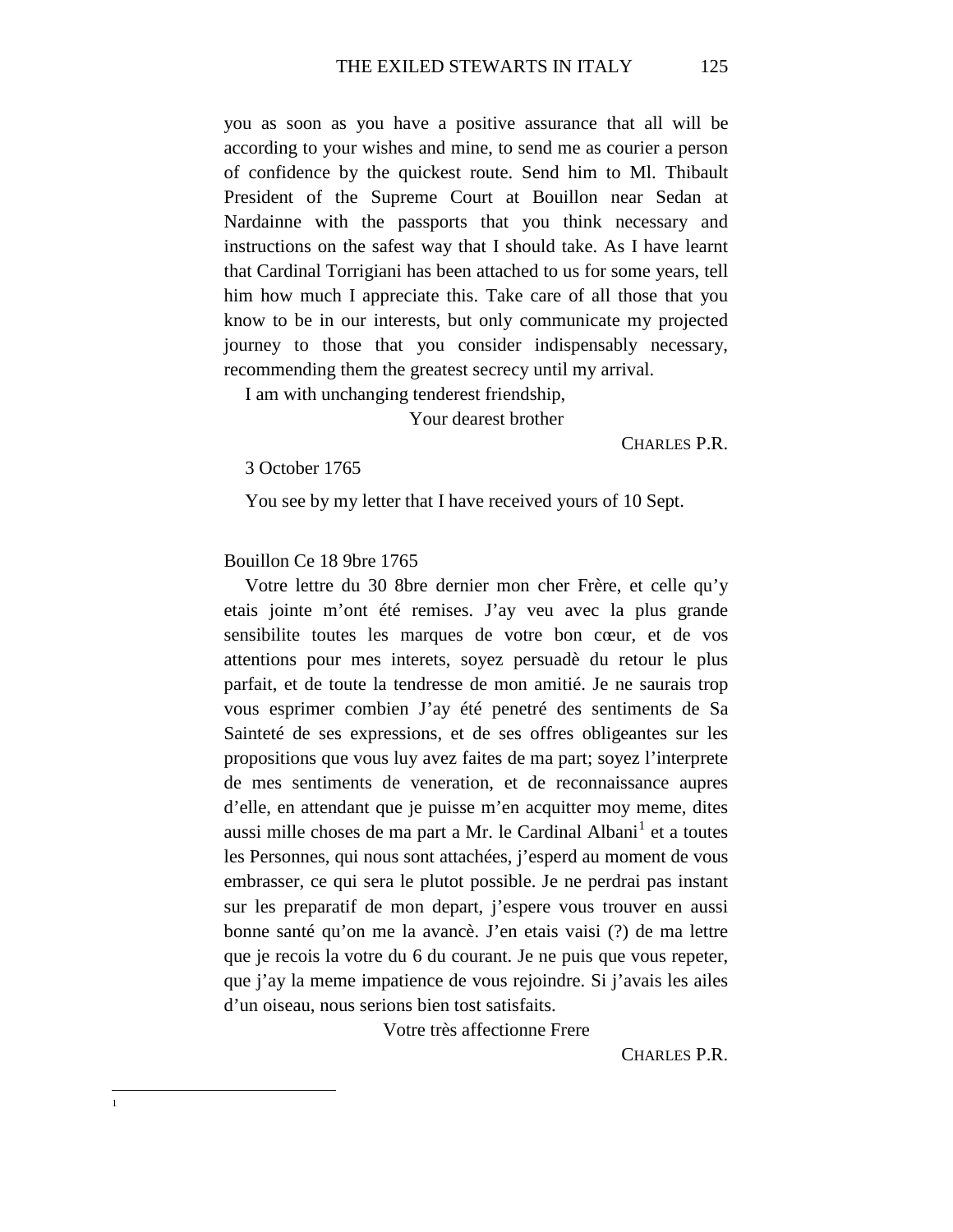you as soon as you have a positive assurance that all will be according to your wishes and mine, to send me as courier a person of confidence by the quickest route. Send him to Ml. Thibault President of the Supreme Court at Bouillon near Sedan at Nardainne with the passports that you think necessary and instructions on the safest way that I should take. As I have learnt that Cardinal Torrigiani has been attached to us for some years, tell him how much I appreciate this. Take care of all those that you know to be in our interests, but only communicate my projected journey to those that you consider indispensably necessary, recommending them the greatest secrecy until my arrival.

I am with unchanging tenderest friendship,

Your dearest brother

CHARLES P.R.

3 October 1765

You see by my letter that I have received yours of 10 Sept.

Bouillon Ce 18 9bre 1765

Votre lettre du 30 8bre dernier mon cher Frère, et celle qu'y etais jointe m'ont été remises. J'ay veu avec la plus grande sensibilite toutes les marques de votre bon cœur, et de vos attentions pour mes interets, soyez persuadè du retour le plus parfait, et de toute la tendresse de mon amitié. Je ne saurais trop vous esprimer combien J'ay été penetré des sentiments de Sa Sainteté de ses expressions, et de ses offres obligeantes sur les propositions que vous luy avez faites de ma part; soyez l'interprete de mes sentiments de veneration, et de reconnaissance aupres d'elle, en attendant que je puisse m'en acquitter moy meme, dites aussi mille choses de ma part a Mr. le Cardinal Albani[1] et a toutes les Personnes, qui nous sont attachées, j'esperd au moment de vous embrasser, ce qui sera le plutot possible. Je ne perdrai pas instant sur les preparatif de mon depart, j'espere vous trouver en aussi bonne santé qu'on me la avancè. J'en etais vaisi (?) de ma lettre que je recois la votre du 6 du courant. Je ne puis que vous repeter, que j'ay la meme impatience de vous rejoindre. Si j'avais les ailes d'un oiseau, nous serions bien tost satisfaits.

Votre très affectionne Frere

CHARLES P.R.

[1]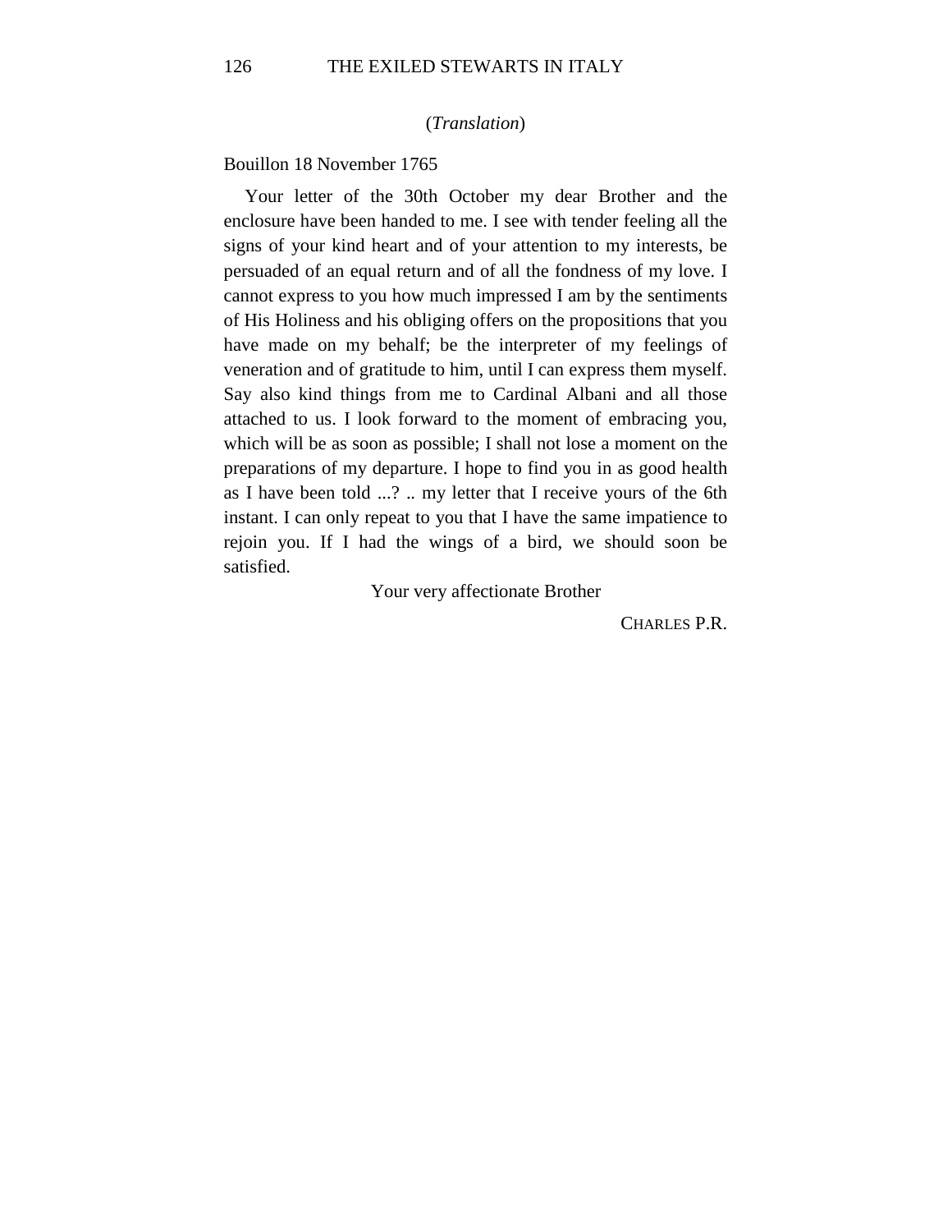(*Translation*)

Bouillon 18 November 1765

Your letter of the 30th October my dear Brother and the enclosure have been handed to me. I see with tender feeling all the signs of your kind heart and of your attention to my interests, be persuaded of an equal return and of all the fondness of my love. I cannot express to you how much impressed I am by the sentiments of His Holiness and his obliging offers on the propositions that you have made on my behalf; be the interpreter of my feelings of veneration and of gratitude to him, until I can express them myself. Say also kind things from me to Cardinal Albani and all those attached to us. I look forward to the moment of embracing you, which will be as soon as possible; I shall not lose a moment on the preparations of my departure. I hope to find you in as good health as I have been told ...? .. my letter that I receive yours of the 6th instant. I can only repeat to you that I have the same impatience to rejoin you. If I had the wings of a bird, we should soon be satisfied.

Your very affectionate Brother

CHARLES P.R.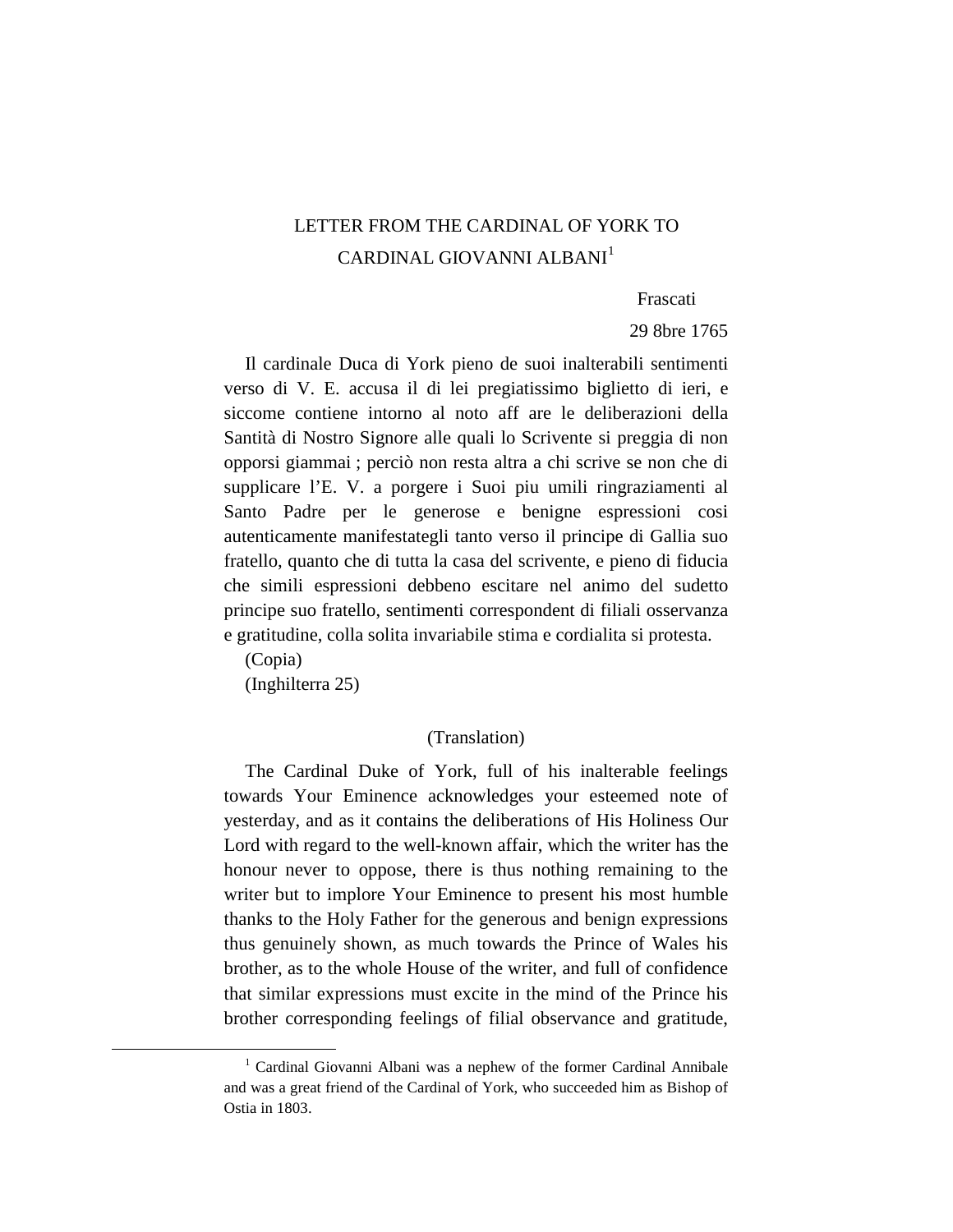## LETTER FROM THE CARDINAL OF YORK TO CARDINAL GIOVANNI ALBANI[1]

Frascati

29 8bre 1765

Il cardinale Duca di York pieno de suoi inalterabili sentimenti verso di V. E. accusa il di lei pregiatissimo biglietto di ieri, e siccome contiene intorno al noto aff are le deliberazioni della Santità di Nostro Signore alle quali lo Scrivente si preggia di non opporsi giammai ; perciò non resta altra a chi scrive se non che di supplicare l'E. V. a porgere i Suoi piu umili ringraziamenti al Santo Padre per le generose e benigne espressioni cosi autenticamente manifestategli tanto verso il principe di Gallia suo fratello, quanto che di tutta la casa del scrivente, e pieno di fiducia che simili espressioni debbeno escitare nel animo del sudetto principe suo fratello, sentimenti correspondent di filiali osservanza e gratitudine, colla solita invariabile stima e cordialita si protesta.

(Copia)

(Inghilterra 25)

(Translation)

The Cardinal Duke of York, full of his inalterable feelings towards Your Eminence acknowledges your esteemed note of yesterday, and as it contains the deliberations of His Holiness Our Lord with regard to the well-known affair, which the writer has the honour never to oppose, there is thus nothing remaining to the writer but to implore Your Eminence to present his most humble thanks to the Holy Father for the generous and benign expressions thus genuinely shown, as much towards the Prince of Wales his brother, as to the whole House of the writer, and full of confidence that similar expressions must excite in the mind of the Prince his brother corresponding feelings of filial observance and gratitude,

---

[1] Cardinal Giovanni Albani was a nephew of the former Cardinal Annibale and was a great friend of the Cardinal of York, who succeeded him as Bishop of Ostia in 1803.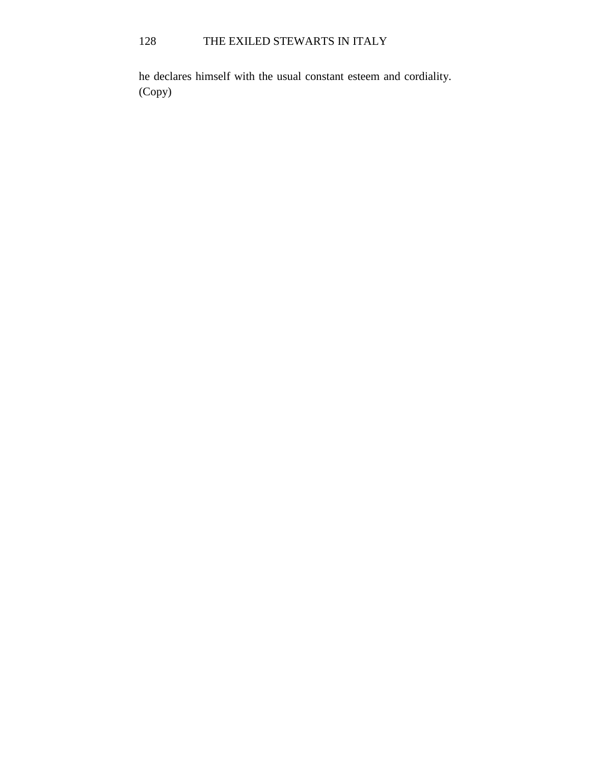he declares himself with the usual constant esteem and cordiality. (Copy)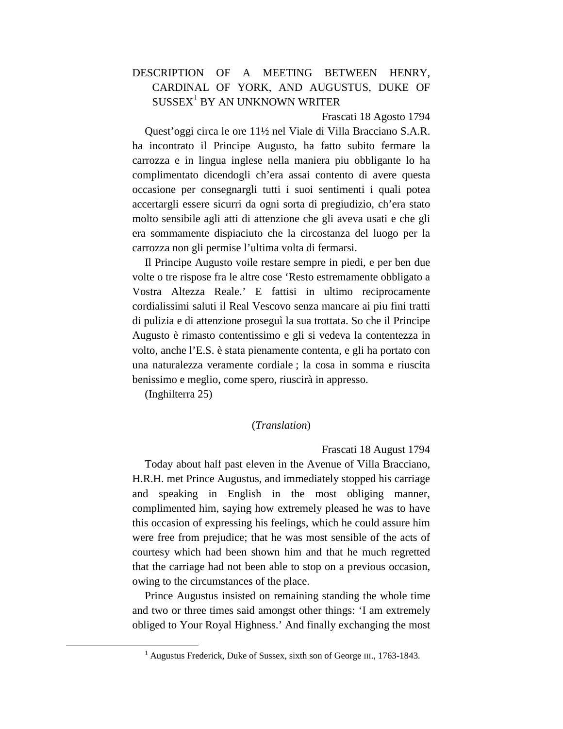## DESCRIPTION OF A MEETING BETWEEN HENRY, CARDINAL OF YORK, AND AUGUSTUS, DUKE OF SUSSEX[1] BY AN UNKNOWN WRITER

Frascati 18 Agosto 1794

Quest'oggi circa le ore 11½ nel Viale di Villa Bracciano S.A.R. ha incontrato il Principe Augusto, ha fatto subito fermare la carrozza e in lingua inglese nella maniera piu obbligante lo ha complimentato dicendogli ch'era assai contento di avere questa occasione per consegnargli tutti i suoi sentimenti i quali potea accertargli essere sicurri da ogni sorta di pregiudizio, ch'era stato molto sensibile agli atti di attenzione che gli aveva usati e che gli era sommamente dispiaciuto che la circostanza del luogo per la carrozza non gli permise l'ultima volta di fermarsi.

Il Principe Augusto voile restare sempre in piedi, e per ben due volte o tre rispose fra le altre cose 'Resto estremamente obbligato a Vostra Altezza Reale.' E fattisi in ultimo reciprocamente cordialissimi saluti il Real Vescovo senza mancare ai piu fini tratti di pulizia e di attenzione proseguì la sua trottata. So che il Principe Augusto è rimasto contentissimo e gli si vedeva la contentezza in volto, anche l'E.S. è stata pienamente contenta, e gli ha portato con una naturalezza veramente cordiale ; la cosa in somma e riuscita benissimo e meglio, come spero, riuscirà in appresso.

(Inghilterra 25)

(*Translation*)

Frascati 18 August 1794

Today about half past eleven in the Avenue of Villa Bracciano, H.R.H. met Prince Augustus, and immediately stopped his carriage and speaking in English in the most obliging manner, complimented him, saying how extremely pleased he was to have this occasion of expressing his feelings, which he could assure him were free from prejudice; that he was most sensible of the acts of courtesy which had been shown him and that he much regretted that the carriage had not been able to stop on a previous occasion, owing to the circumstances of the place.

Prince Augustus insisted on remaining standing the whole time and two or three times said amongst other things: 'I am extremely obliged to Your Royal Highness.' And finally exchanging the most

[1] Augustus Frederick, Duke of Sussex, sixth son of George III., 1763-1843.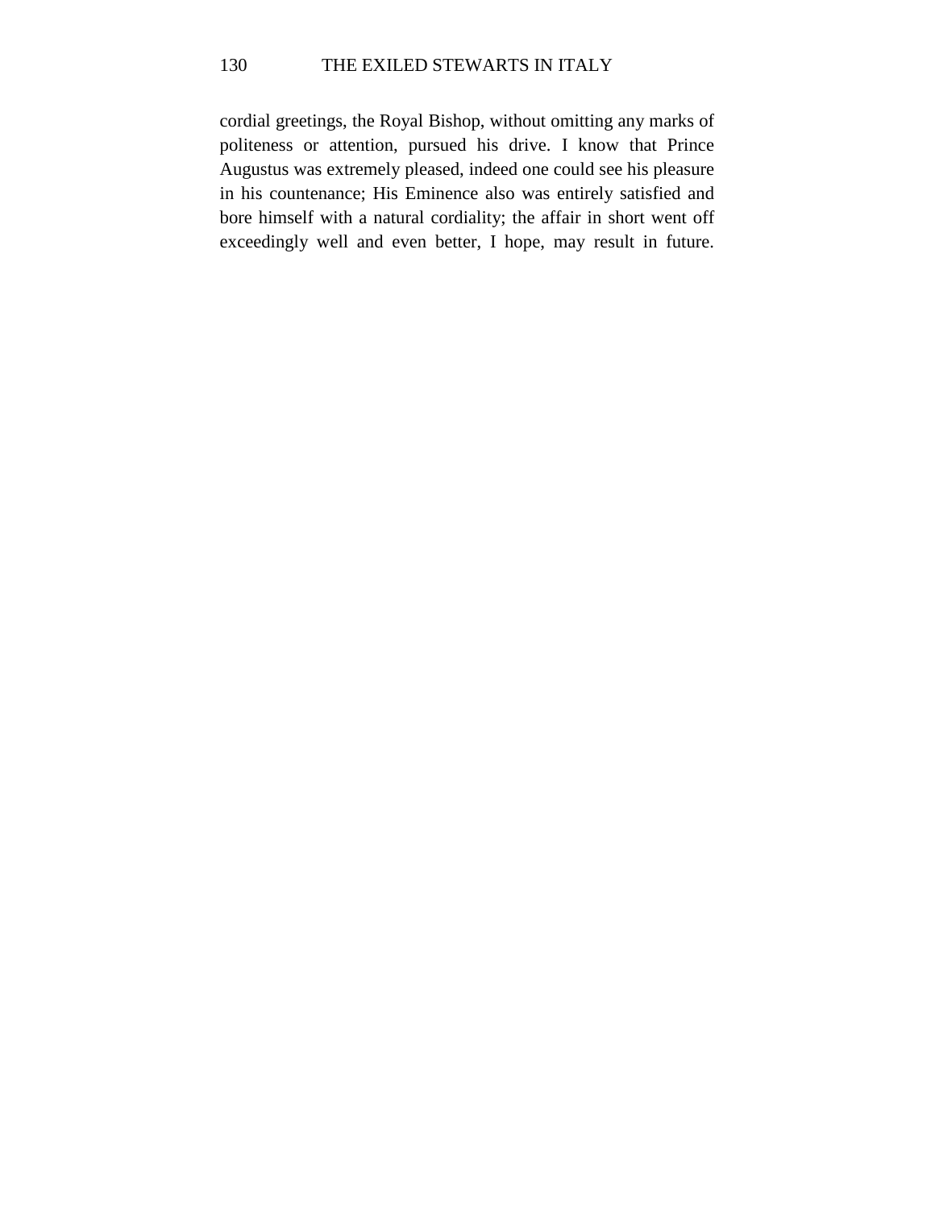cordial greetings, the Royal Bishop, without omitting any marks of politeness or attention, pursued his drive. I know that Prince Augustus was extremely pleased, indeed one could see his pleasure in his countenance; His Eminence also was entirely satisfied and bore himself with a natural cordiality; the affair in short went off exceedingly well and even better, I hope, may result in future.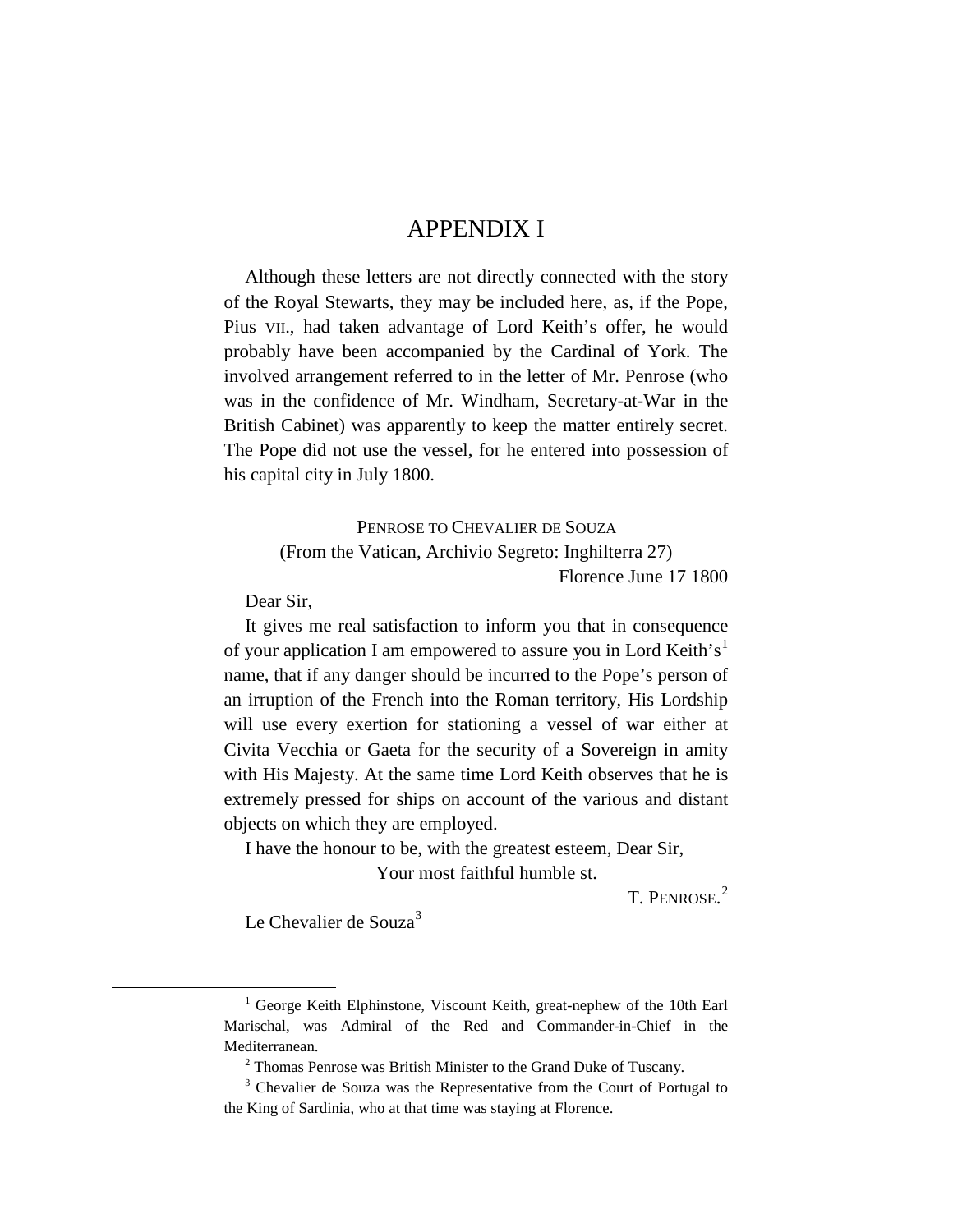# APPENDIX I

Although these letters are not directly connected with the story of the Royal Stewarts, they may be included here, as, if the Pope, Pius VII., had taken advantage of Lord Keith's offer, he would probably have been accompanied by the Cardinal of York. The involved arrangement referred to in the letter of Mr. Penrose (who was in the confidence of Mr. Windham, Secretary-at-War in the British Cabinet) was apparently to keep the matter entirely secret. The Pope did not use the vessel, for he entered into possession of his capital city in July 1800.

PENROSE TO CHEVALIER DE SOUZA

(From the Vatican, Archivio Segreto: Inghilterra 27)

Florence June 17 1800

Dear Sir,

It gives me real satisfaction to inform you that in consequence of your application I am empowered to assure you in Lord Keith's[1] name, that if any danger should be incurred to the Pope's person of an irruption of the French into the Roman territory, His Lordship will use every exertion for stationing a vessel of war either at Civita Vecchia or Gaeta for the security of a Sovereign in amity with His Majesty. At the same time Lord Keith observes that he is extremely pressed for ships on account of the various and distant objects on which they are employed.

I have the honour to be, with the greatest esteem, Dear Sir,

Your most faithful humble st.

T. PENROSE.[2]

Le Chevalier de Souza[3]

---

[1] George Keith Elphinstone, Viscount Keith, great-nephew of the 10th Earl Marischal, was Admiral of the Red and Commander-in-Chief in the Mediterranean.

[2] Thomas Penrose was British Minister to the Grand Duke of Tuscany.

[3] Chevalier de Souza was the Representative from the Court of Portugal to the King of Sardinia, who at that time was staying at Florence.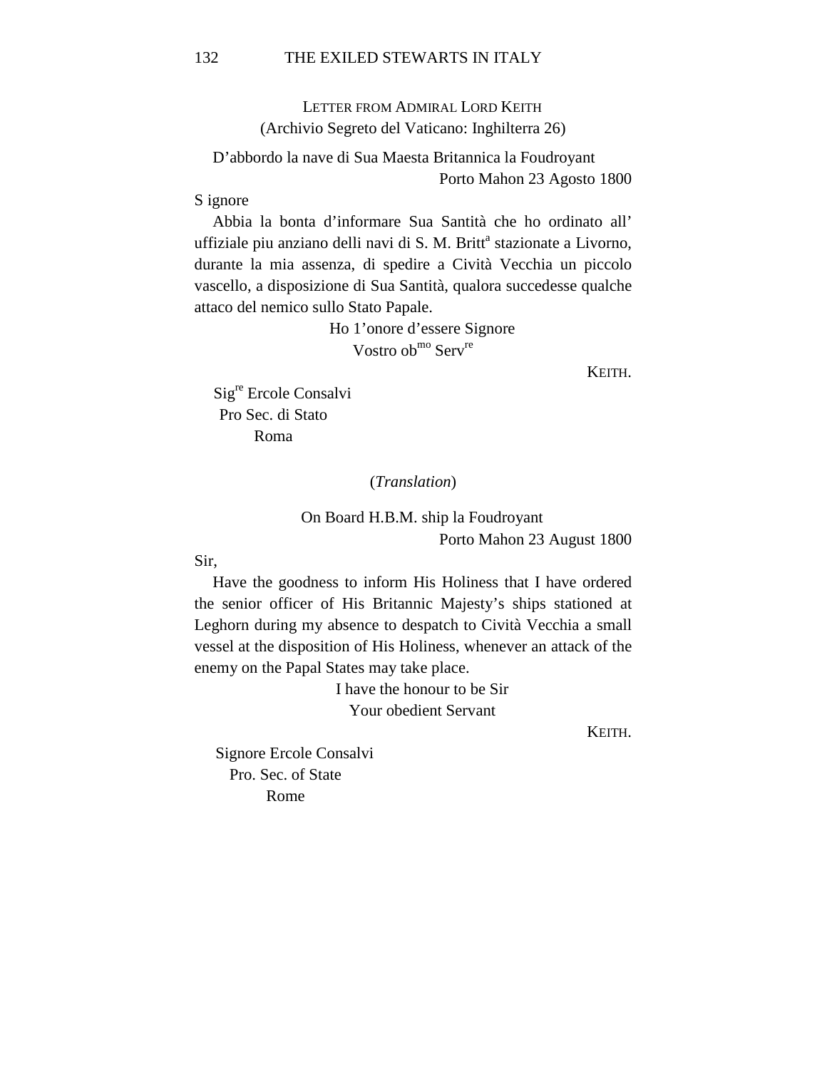## Letter from Admiral Lord Keith

(Archivio Segreto del Vaticano: Inghilterra 26)

D'abbordo la nave di Sua Maesta Britannica la Foudroyant
Porto Mahon 23 Agosto 1800

S ignore

Abbia la bonta d'informare Sua Santità che ho ordinato all' uffiziale piu anziano delli navi di S. M. Britt[a] stazionate a Livorno, durante la mia assenza, di spedire a Cività Vecchia un piccolo vascello, a disposizione di Sua Santità, qualora succedesse qualche attaco del nemico sullo Stato Papale.

Ho 1'onore d'essere Signore
Vostro ob[mo] Serv[re]

KEITH.

Sig[re] Ercole Consalvi
Pro Sec. di Stato
Roma

(*Translation*)

On Board H.B.M. ship la Foudroyant
Porto Mahon 23 August 1800

Sir,

Have the goodness to inform His Holiness that I have ordered the senior officer of His Britannic Majesty's ships stationed at Leghorn during my absence to despatch to Cività Vecchia a small vessel at the disposition of His Holiness, whenever an attack of the enemy on the Papal States may take place.

I have the honour to be Sir
Your obedient Servant

KEITH.

Signore Ercole Consalvi
Pro. Sec. of State
Rome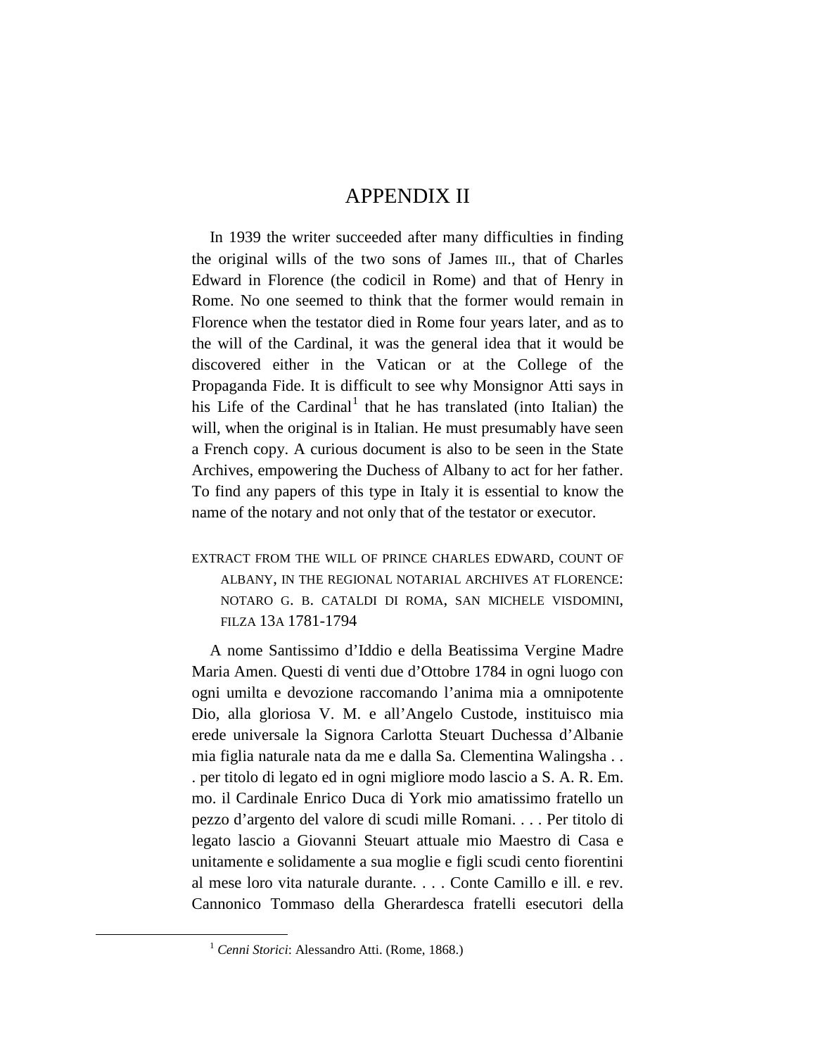# APPENDIX II

In 1939 the writer succeeded after many difficulties in finding the original wills of the two sons of James III., that of Charles Edward in Florence (the codicil in Rome) and that of Henry in Rome. No one seemed to think that the former would remain in Florence when the testator died in Rome four years later, and as to the will of the Cardinal, it was the general idea that it would be discovered either in the Vatican or at the College of the Propaganda Fide. It is difficult to see why Monsignor Atti says in his Life of the Cardinal[1] that he has translated (into Italian) the will, when the original is in Italian. He must presumably have seen a French copy. A curious document is also to be seen in the State Archives, empowering the Duchess of Albany to act for her father. To find any papers of this type in Italy it is essential to know the name of the notary and not only that of the testator or executor.

EXTRACT FROM THE WILL OF PRINCE CHARLES EDWARD, COUNT OF ALBANY, IN THE REGIONAL NOTARIAL ARCHIVES AT FLORENCE: NOTARO G. B. CATALDI DI ROMA, SAN MICHELE VISDOMINI, FILZA 13A 1781-1794

A nome Santissimo d'Iddio e della Beatissima Vergine Madre Maria Amen. Questi di venti due d'Ottobre 1784 in ogni luogo con ogni umilta e devozione raccomando l'anima mia a omnipotente Dio, alla gloriosa V. M. e all'Angelo Custode, instituisco mia erede universale la Signora Carlotta Steuart Duchessa d'Albanie mia figlia naturale nata da me e dalla Sa. Clementina Walingsha . . . per titolo di legato ed in ogni migliore modo lascio a S. A. R. Em. mo. il Cardinale Enrico Duca di York mio amatissimo fratello un pezzo d'argento del valore di scudi mille Romani. . . . Per titolo di legato lascio a Giovanni Steuart attuale mio Maestro di Casa e unitamente e solidamente a sua moglie e figli scudi cento fiorentini al mese loro vita naturale durante. . . . Conte Camillo e ill. e rev. Cannonico Tommaso della Gherardesca fratelli esecutori della

[1] *Cenni Storici*: Alessandro Atti. (Rome, 1868.)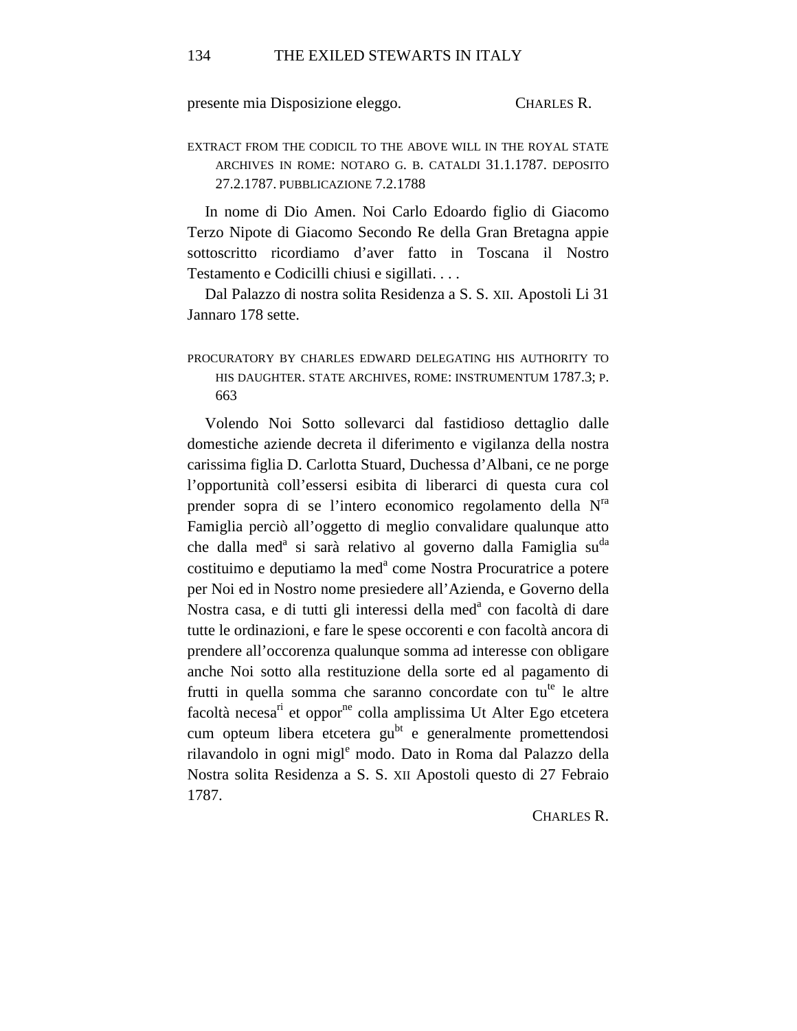presente mia Disposizione eleggo. CHARLES R.

EXTRACT FROM THE CODICIL TO THE ABOVE WILL IN THE ROYAL STATE ARCHIVES IN ROME: NOTARO G. B. CATALDI 31.1.1787. DEPOSITO 27.2.1787. PUBBLICAZIONE 7.2.1788

In nome di Dio Amen. Noi Carlo Edoardo figlio di Giacomo Terzo Nipote di Giacomo Secondo Re della Gran Bretagna appie sottoscritto ricordiamo d'aver fatto in Toscana il Nostro Testamento e Codicilli chiusi e sigillati. . . .

Dal Palazzo di nostra solita Residenza a S. S. XII. Apostoli Li 31 Jannaro 178 sette.

PROCURATORY BY CHARLES EDWARD DELEGATING HIS AUTHORITY TO HIS DAUGHTER. STATE ARCHIVES, ROME: INSTRUMENTUM 1787.3; P. 663

Volendo Noi Sotto sollevarci dal fastidioso dettaglio dalle domestiche aziende decreta il diferimento e vigilanza della nostra carissima figlia D. Carlotta Stuard, Duchessa d'Albani, ce ne porge l'opportunità coll'essersi esibita di liberarci di questa cura col prender sopra di se l'intero economico regolamento della N[ra] Famiglia perciò all'oggetto di meglio convalidare qualunque atto che dalla med[a] si sarà relativo al governo dalla Famiglia su[da] costituimo e deputiamo la med[a] come Nostra Procuratrice a potere per Noi ed in Nostro nome presiedere all'Azienda, e Governo della Nostra casa, e di tutti gli interessi della med[a] con facoltà di dare tutte le ordinazioni, e fare le spese occorenti e con facoltà ancora di prendere all'occorenza qualunque somma ad interesse con obligare anche Noi sotto alla restituzione della sorte ed al pagamento di frutti in quella somma che saranno concordate con tu[te] le altre facoltà necesa[ri] et oppor[ne] colla amplissima Ut Alter Ego etcetera cum opteum libera etcetera gu[bt] e generalmente promettendosi rilavandolo in ogni migl[e] modo. Dato in Roma dal Palazzo della Nostra solita Residenza a S. S. XII Apostoli questo di 27 Febraio 1787.

CHARLES R.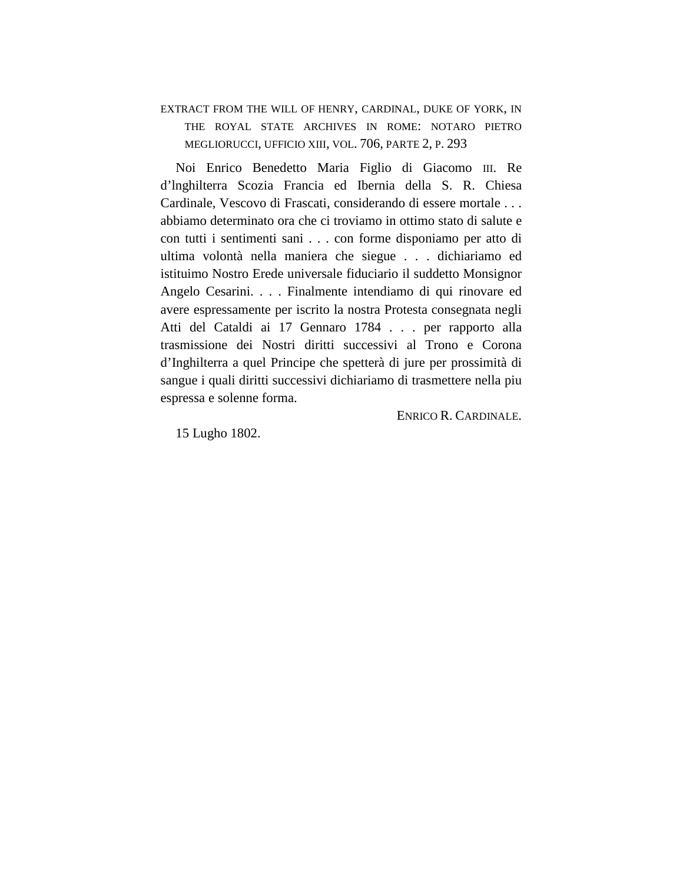EXTRACT FROM THE WILL OF HENRY, CARDINAL, DUKE OF YORK, IN THE ROYAL STATE ARCHIVES IN ROME: NOTARO PIETRO MEGLIORUCCI, UFFICIO XIII, VOL. 706, PARTE 2, P. 293

Noi Enrico Benedetto Maria Figlio di Giacomo III. Re d'lnghilterra Scozia Francia ed Ibernia della S. R. Chiesa Cardinale, Vescovo di Frascati, considerando di essere mortale . . . abbiamo determinato ora che ci troviamo in ottimo stato di salute e con tutti i sentimenti sani . . . con forme disponiamo per atto di ultima volontà nella maniera che siegue . . . dichiariamo ed istituimo Nostro Erede universale fiduciario il suddetto Monsignor Angelo Cesarini. . . . Finalmente intendiamo di qui rinovare ed avere espressamente per iscrito la nostra Protesta consegnata negli Atti del Cataldi ai 17 Gennaro 1784 . . . per rapporto alla trasmissione dei Nostri diritti successivi al Trono e Corona d'Inghilterra a quel Principe che spetterà di jure per prossimità di sangue i quali diritti successivi dichiariamo di trasmettere nella piu espressa e solenne forma.

ENRICO R. CARDINALE.

15 Lugho 1802.